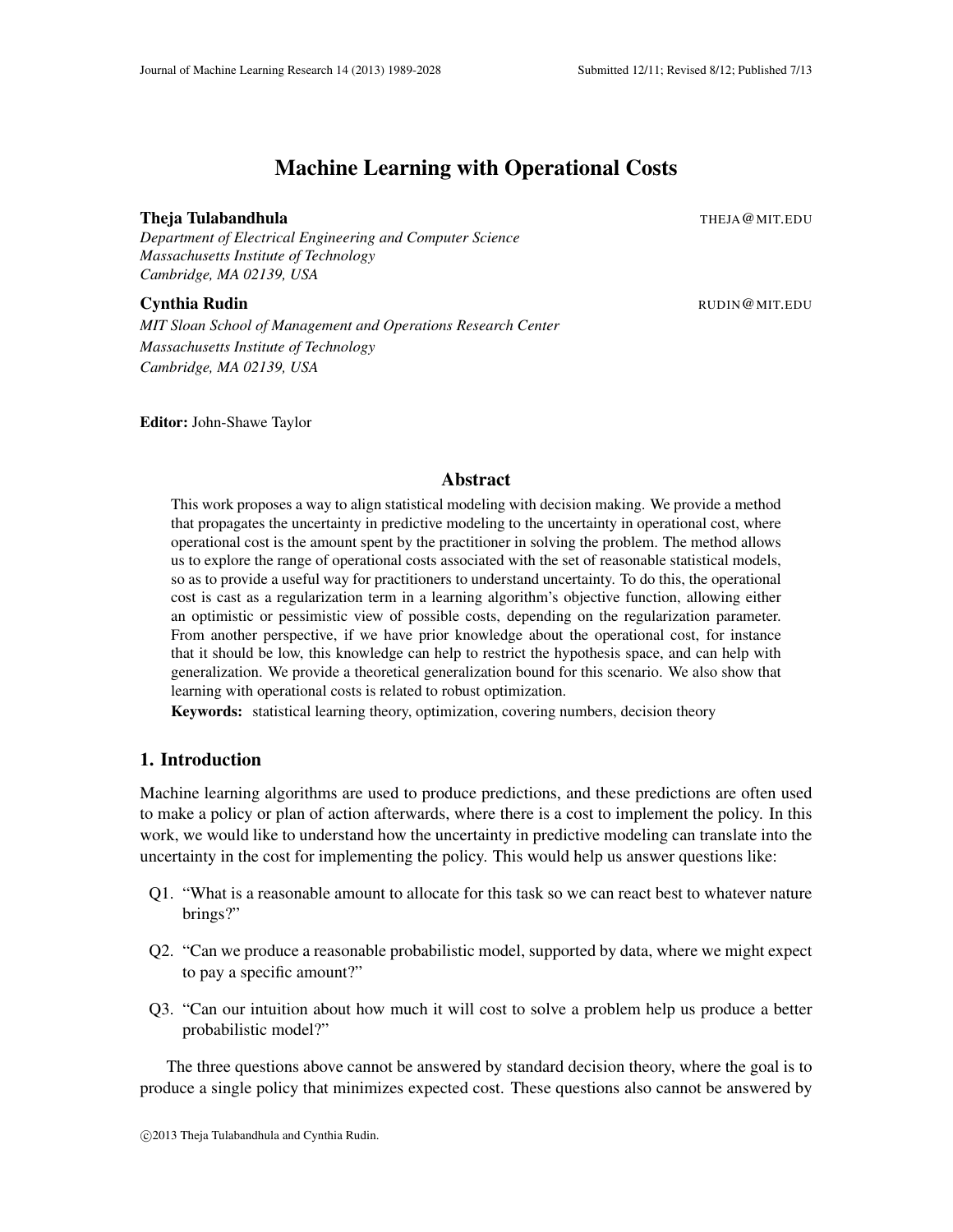# Machine Learning with Operational Costs

**Theja Tulabandhula** THEJA@MIT.EDU

*Department of Electrical Engineering and Computer Science*
*Massachusetts Institute of Technology*
*Cambridge, MA 02139, USA*

**Cynthia Rudin** RUDIN@MIT.EDU

*MIT Sloan School of Management and Operations Research Center*
*Massachusetts Institute of Technology*
*Cambridge, MA 02139, USA*

**Editor:** John-Shawe Taylor

## Abstract

This work proposes a way to align statistical modeling with decision making. We provide a method that propagates the uncertainty in predictive modeling to the uncertainty in operational cost, where operational cost is the amount spent by the practitioner in solving the problem. The method allows us to explore the range of operational costs associated with the set of reasonable statistical models, so as to provide a useful way for practitioners to understand uncertainty. To do this, the operational cost is cast as a regularization term in a learning algorithm's objective function, allowing either an optimistic or pessimistic view of possible costs, depending on the regularization parameter. From another perspective, if we have prior knowledge about the operational cost, for instance that it should be low, this knowledge can help to restrict the hypothesis space, and can help with generalization. We provide a theoretical generalization bound for this scenario. We also show that learning with operational costs is related to robust optimization.

**Keywords:** statistical learning theory, optimization, covering numbers, decision theory

## 1. Introduction

Machine learning algorithms are used to produce predictions, and these predictions are often used to make a policy or plan of action afterwards, where there is a cost to implement the policy. In this work, we would like to understand how the uncertainty in predictive modeling can translate into the uncertainty in the cost for implementing the policy. This would help us answer questions like:

Q1. "What is a reasonable amount to allocate for this task so we can react best to whatever nature brings?"

Q2. "Can we produce a reasonable probabilistic model, supported by data, where we might expect to pay a specific amount?"

Q3. "Can our intuition about how much it will cost to solve a problem help us produce a better probabilistic model?"

The three questions above cannot be answered by standard decision theory, where the goal is to produce a single policy that minimizes expected cost. These questions also cannot be answered by

©2013 Theja Tulabandhula and Cynthia Rudin.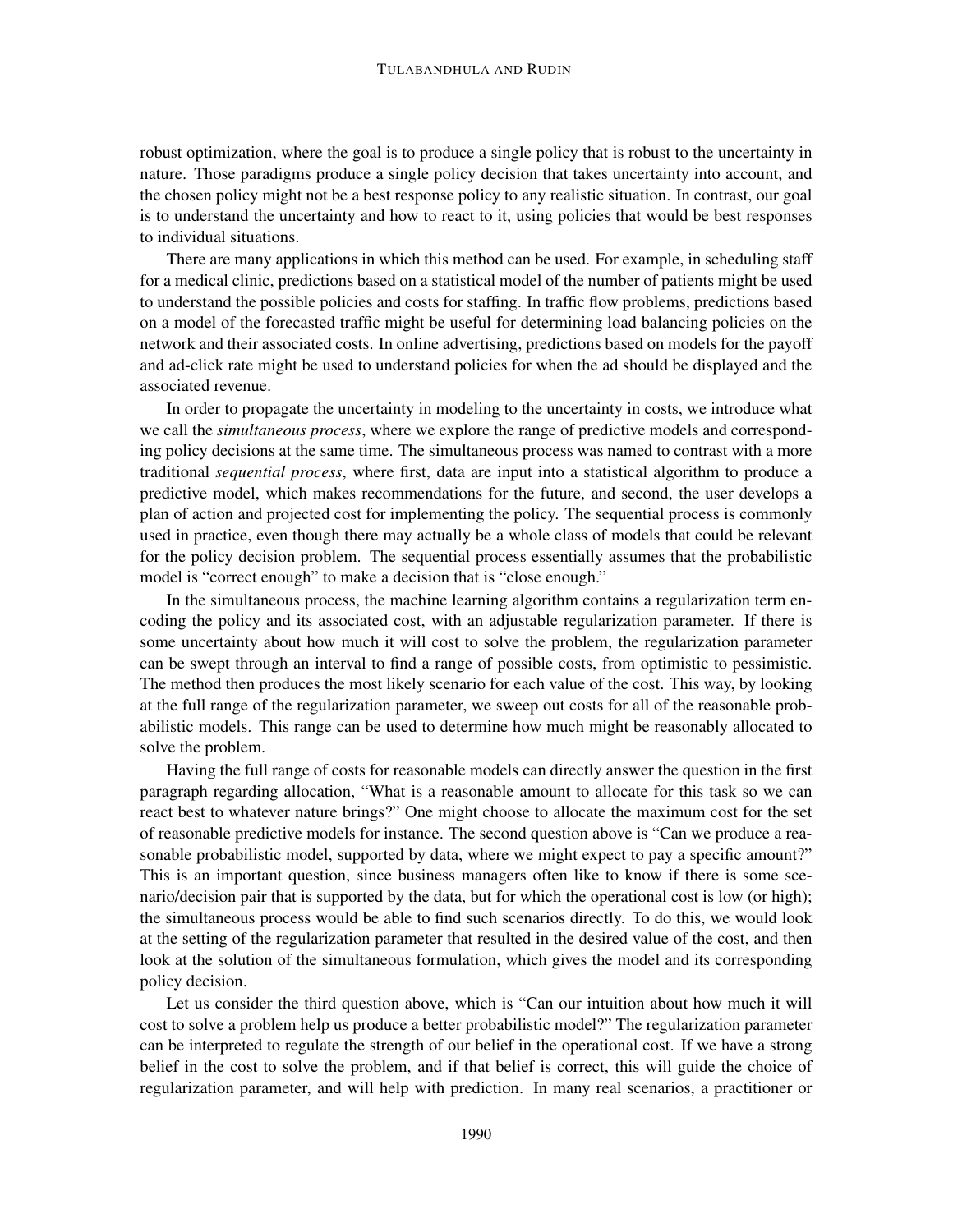robust optimization, where the goal is to produce a single policy that is robust to the uncertainty in nature. Those paradigms produce a single policy decision that takes uncertainty into account, and the chosen policy might not be a best response policy to any realistic situation. In contrast, our goal is to understand the uncertainty and how to react to it, using policies that would be best responses to individual situations.

There are many applications in which this method can be used. For example, in scheduling staff for a medical clinic, predictions based on a statistical model of the number of patients might be used to understand the possible policies and costs for staffing. In traffic flow problems, predictions based on a model of the forecasted traffic might be useful for determining load balancing policies on the network and their associated costs. In online advertising, predictions based on models for the payoff and ad-click rate might be used to understand policies for when the ad should be displayed and the associated revenue.

In order to propagate the uncertainty in modeling to the uncertainty in costs, we introduce what we call the *simultaneous process*, where we explore the range of predictive models and corresponding policy decisions at the same time. The simultaneous process was named to contrast with a more traditional *sequential process*, where first, data are input into a statistical algorithm to produce a predictive model, which makes recommendations for the future, and second, the user develops a plan of action and projected cost for implementing the policy. The sequential process is commonly used in practice, even though there may actually be a whole class of models that could be relevant for the policy decision problem. The sequential process essentially assumes that the probabilistic model is "correct enough" to make a decision that is "close enough."

In the simultaneous process, the machine learning algorithm contains a regularization term encoding the policy and its associated cost, with an adjustable regularization parameter. If there is some uncertainty about how much it will cost to solve the problem, the regularization parameter can be swept through an interval to find a range of possible costs, from optimistic to pessimistic. The method then produces the most likely scenario for each value of the cost. This way, by looking at the full range of the regularization parameter, we sweep out costs for all of the reasonable probabilistic models. This range can be used to determine how much might be reasonably allocated to solve the problem.

Having the full range of costs for reasonable models can directly answer the question in the first paragraph regarding allocation, "What is a reasonable amount to allocate for this task so we can react best to whatever nature brings?" One might choose to allocate the maximum cost for the set of reasonable predictive models for instance. The second question above is "Can we produce a reasonable probabilistic model, supported by data, where we might expect to pay a specific amount?" This is an important question, since business managers often like to know if there is some scenario/decision pair that is supported by the data, but for which the operational cost is low (or high); the simultaneous process would be able to find such scenarios directly. To do this, we would look at the setting of the regularization parameter that resulted in the desired value of the cost, and then look at the solution of the simultaneous formulation, which gives the model and its corresponding policy decision.

Let us consider the third question above, which is "Can our intuition about how much it will cost to solve a problem help us produce a better probabilistic model?" The regularization parameter can be interpreted to regulate the strength of our belief in the operational cost. If we have a strong belief in the cost to solve the problem, and if that belief is correct, this will guide the choice of regularization parameter, and will help with prediction. In many real scenarios, a practitioner or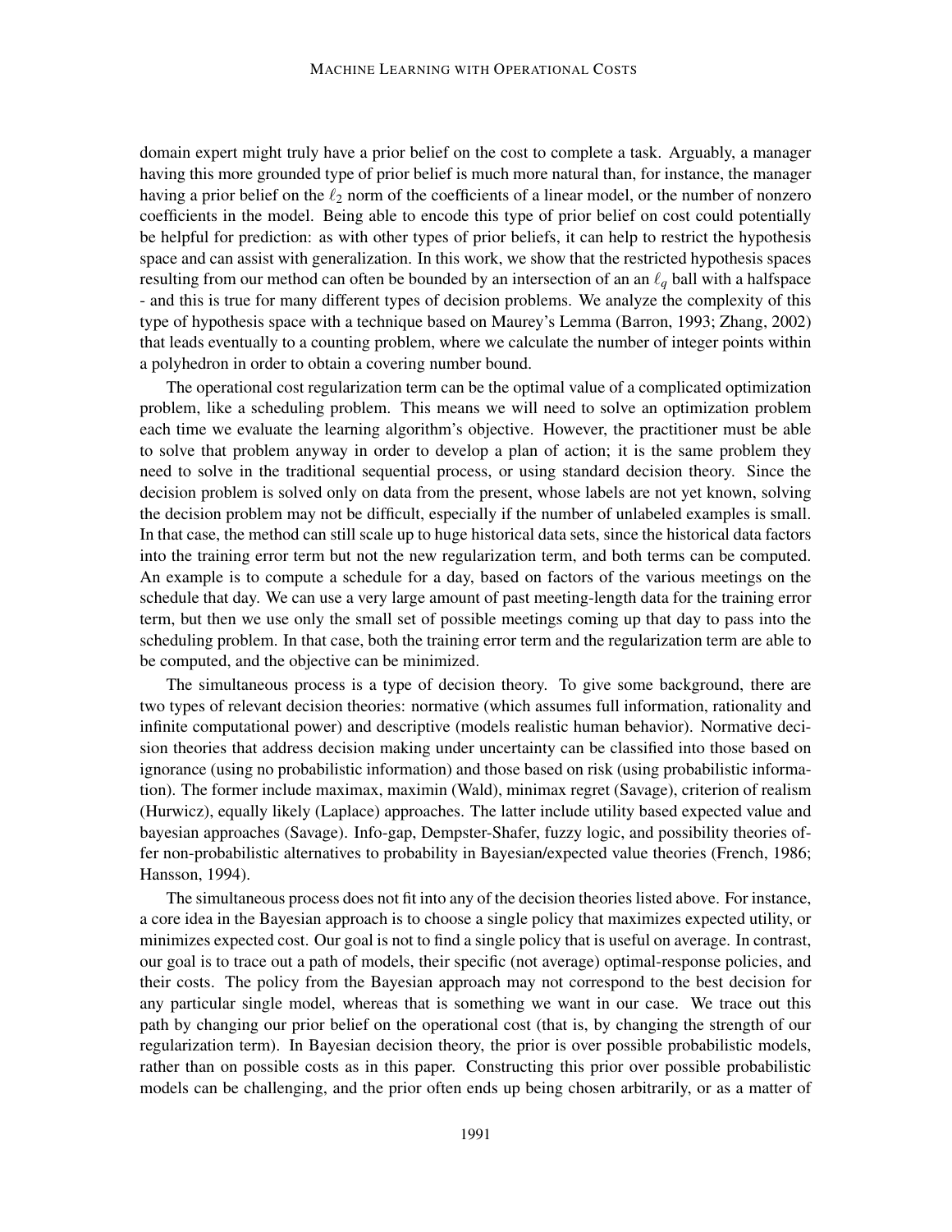domain expert might truly have a prior belief on the cost to complete a task. Arguably, a manager having this more grounded type of prior belief is much more natural than, for instance, the manager having a prior belief on the $\ell_2$ norm of the coefficients of a linear model, or the number of nonzero coefficients in the model. Being able to encode this type of prior belief on cost could potentially be helpful for prediction: as with other types of prior beliefs, it can help to restrict the hypothesis space and can assist with generalization. In this work, we show that the restricted hypothesis spaces resulting from our method can often be bounded by an intersection of an an $\ell_q$ ball with a halfspace - and this is true for many different types of decision problems. We analyze the complexity of this type of hypothesis space with a technique based on Maurey's Lemma (Barron, 1993; Zhang, 2002) that leads eventually to a counting problem, where we calculate the number of integer points within a polyhedron in order to obtain a covering number bound.

The operational cost regularization term can be the optimal value of a complicated optimization problem, like a scheduling problem. This means we will need to solve an optimization problem each time we evaluate the learning algorithm's objective. However, the practitioner must be able to solve that problem anyway in order to develop a plan of action; it is the same problem they need to solve in the traditional sequential process, or using standard decision theory. Since the decision problem is solved only on data from the present, whose labels are not yet known, solving the decision problem may not be difficult, especially if the number of unlabeled examples is small. In that case, the method can still scale up to huge historical data sets, since the historical data factors into the training error term but not the new regularization term, and both terms can be computed. An example is to compute a schedule for a day, based on factors of the various meetings on the schedule that day. We can use a very large amount of past meeting-length data for the training error term, but then we use only the small set of possible meetings coming up that day to pass into the scheduling problem. In that case, both the training error term and the regularization term are able to be computed, and the objective can be minimized.

The simultaneous process is a type of decision theory. To give some background, there are two types of relevant decision theories: normative (which assumes full information, rationality and infinite computational power) and descriptive (models realistic human behavior). Normative decision theories that address decision making under uncertainty can be classified into those based on ignorance (using no probabilistic information) and those based on risk (using probabilistic information). The former include maximax, maximin (Wald), minimax regret (Savage), criterion of realism (Hurwicz), equally likely (Laplace) approaches. The latter include utility based expected value and bayesian approaches (Savage). Info-gap, Dempster-Shafer, fuzzy logic, and possibility theories offer non-probabilistic alternatives to probability in Bayesian/expected value theories (French, 1986; Hansson, 1994).

The simultaneous process does not fit into any of the decision theories listed above. For instance, a core idea in the Bayesian approach is to choose a single policy that maximizes expected utility, or minimizes expected cost. Our goal is not to find a single policy that is useful on average. In contrast, our goal is to trace out a path of models, their specific (not average) optimal-response policies, and their costs. The policy from the Bayesian approach may not correspond to the best decision for any particular single model, whereas that is something we want in our case. We trace out this path by changing our prior belief on the operational cost (that is, by changing the strength of our regularization term). In Bayesian decision theory, the prior is over possible probabilistic models, rather than on possible costs as in this paper. Constructing this prior over possible probabilistic models can be challenging, and the prior often ends up being chosen arbitrarily, or as a matter of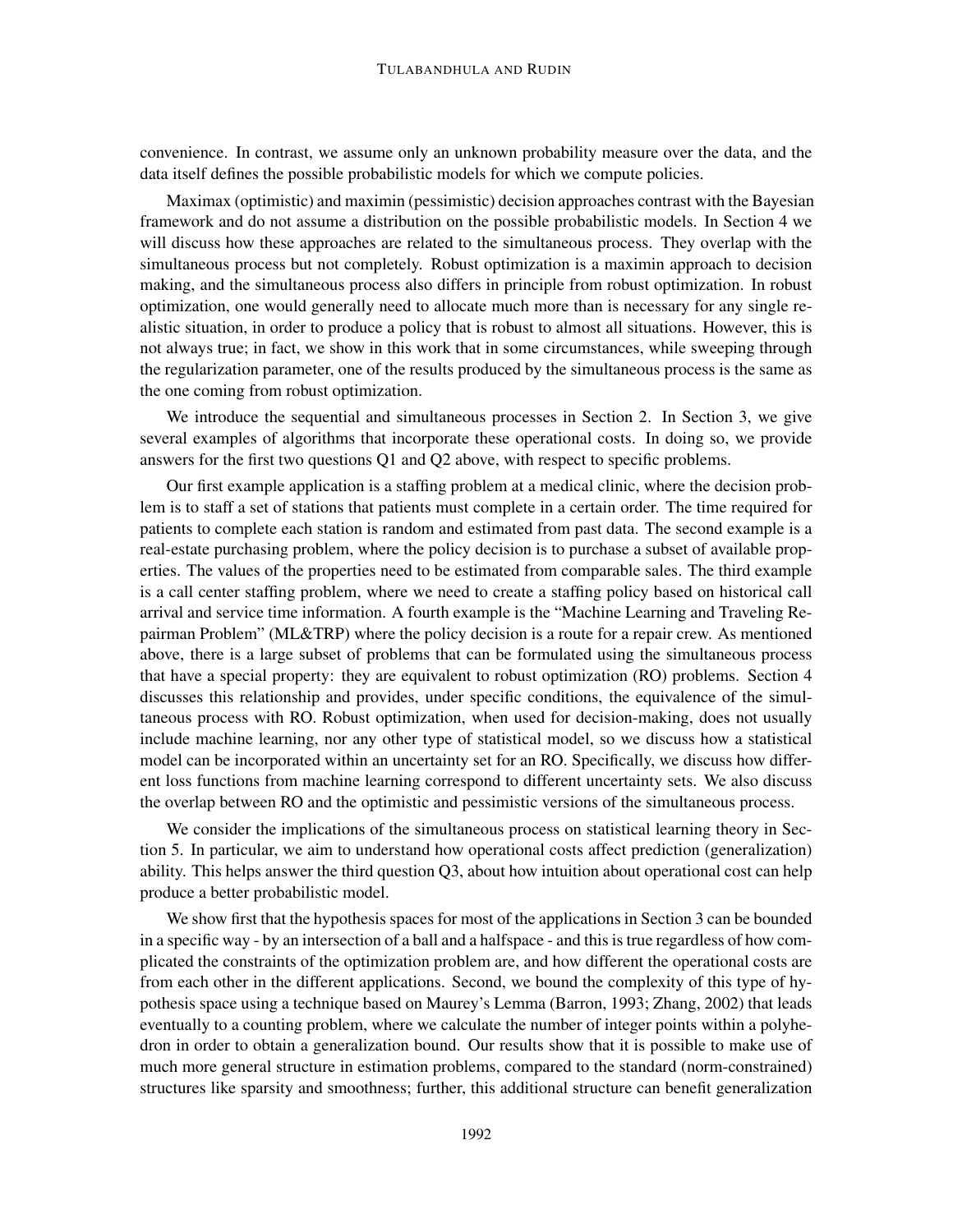convenience. In contrast, we assume only an unknown probability measure over the data, and the data itself defines the possible probabilistic models for which we compute policies.

Maximax (optimistic) and maximin (pessimistic) decision approaches contrast with the Bayesian framework and do not assume a distribution on the possible probabilistic models. In Section 4 we will discuss how these approaches are related to the simultaneous process. They overlap with the simultaneous process but not completely. Robust optimization is a maximin approach to decision making, and the simultaneous process also differs in principle from robust optimization. In robust optimization, one would generally need to allocate much more than is necessary for any single realistic situation, in order to produce a policy that is robust to almost all situations. However, this is not always true; in fact, we show in this work that in some circumstances, while sweeping through the regularization parameter, one of the results produced by the simultaneous process is the same as the one coming from robust optimization.

We introduce the sequential and simultaneous processes in Section 2. In Section 3, we give several examples of algorithms that incorporate these operational costs. In doing so, we provide answers for the first two questions Q1 and Q2 above, with respect to specific problems.

Our first example application is a staffing problem at a medical clinic, where the decision problem is to staff a set of stations that patients must complete in a certain order. The time required for patients to complete each station is random and estimated from past data. The second example is a real-estate purchasing problem, where the policy decision is to purchase a subset of available properties. The values of the properties need to be estimated from comparable sales. The third example is a call center staffing problem, where we need to create a staffing policy based on historical call arrival and service time information. A fourth example is the "Machine Learning and Traveling Repairman Problem" (ML&TRP) where the policy decision is a route for a repair crew. As mentioned above, there is a large subset of problems that can be formulated using the simultaneous process that have a special property: they are equivalent to robust optimization (RO) problems. Section 4 discusses this relationship and provides, under specific conditions, the equivalence of the simultaneous process with RO. Robust optimization, when used for decision-making, does not usually include machine learning, nor any other type of statistical model, so we discuss how a statistical model can be incorporated within an uncertainty set for an RO. Specifically, we discuss how different loss functions from machine learning correspond to different uncertainty sets. We also discuss the overlap between RO and the optimistic and pessimistic versions of the simultaneous process.

We consider the implications of the simultaneous process on statistical learning theory in Section 5. In particular, we aim to understand how operational costs affect prediction (generalization) ability. This helps answer the third question Q3, about how intuition about operational cost can help produce a better probabilistic model.

We show first that the hypothesis spaces for most of the applications in Section 3 can be bounded in a specific way - by an intersection of a ball and a halfspace - and this is true regardless of how complicated the constraints of the optimization problem are, and how different the operational costs are from each other in the different applications. Second, we bound the complexity of this type of hypothesis space using a technique based on Maurey's Lemma (Barron, 1993; Zhang, 2002) that leads eventually to a counting problem, where we calculate the number of integer points within a polyhedron in order to obtain a generalization bound. Our results show that it is possible to make use of much more general structure in estimation problems, compared to the standard (norm-constrained) structures like sparsity and smoothness; further, this additional structure can benefit generalization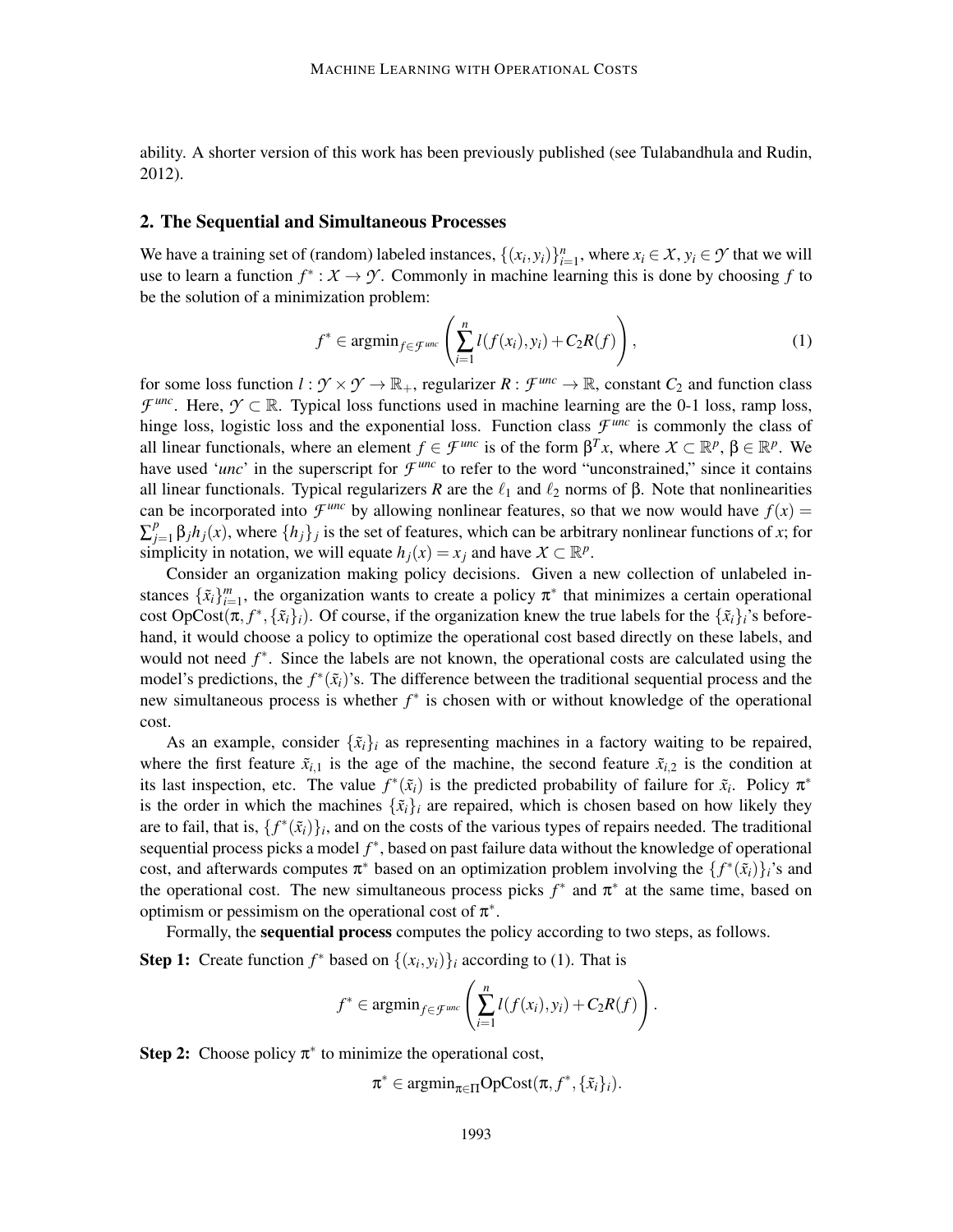ability. A shorter version of this work has been previously published (see Tulabandhula and Rudin, 2012).

## 2. The Sequential and Simultaneous Processes

We have a training set of (random) labeled instances, $\{(x_i, y_i)\}_{i=1}^n$, where $x_i \in \mathcal{X}$, $y_i \in \mathcal{Y}$ that we will use to learn a function $f^* : \mathcal{X} \to \mathcal{Y}$. Commonly in machine learning this is done by choosing $f$ to be the solution of a minimization problem:

$$f^* \in \operatorname{argmin}_{f \in \mathcal{F}^{unc}} \left( \sum_{i=1}^n l(f(x_i), y_i) + C_2 R(f) \right), \tag{1}$$

for some loss function $l : \mathcal{Y} \times \mathcal{Y} \to \mathbb{R}_+$, regularizer $R : \mathcal{F}^{unc} \to \mathbb{R}$, constant $C_2$ and function class $\mathcal{F}^{unc}$. Here, $\mathcal{Y} \subset \mathbb{R}$. Typical loss functions used in machine learning are the 0-1 loss, ramp loss, hinge loss, logistic loss and the exponential loss. Function class $\mathcal{F}^{unc}$ is commonly the class of all linear functionals, where an element $f \in \mathcal{F}^{unc}$ is of the form $\beta^T x$, where $\mathcal{X} \subset \mathbb{R}^p$, $\beta \in \mathbb{R}^p$. We have used '*unc*' in the superscript for $\mathcal{F}^{unc}$ to refer to the word "unconstrained," since it contains all linear functionals. Typical regularizers $R$ are the $\ell_1$ and $\ell_2$ norms of $\beta$. Note that nonlinearities can be incorporated into $\mathcal{F}^{unc}$ by allowing nonlinear features, so that we now would have $f(x) = \sum_{j=1}^p \beta_j h_j(x)$, where $\{h_j\}_j$ is the set of features, which can be arbitrary nonlinear functions of $x$; for simplicity in notation, we will equate $h_j(x) = x_j$ and have $\mathcal{X} \subset \mathbb{R}^p$.

Consider an organization making policy decisions. Given a new collection of unlabeled instances $\{\tilde{x}_i\}_{i=1}^m$, the organization wants to create a policy $\pi^*$ that minimizes a certain operational cost $\text{OpCost}(\pi, f^*, \{\tilde{x}_i\}_i)$. Of course, if the organization knew the true labels for the $\{\tilde{x}_i\}_i$'s beforehand, it would choose a policy to optimize the operational cost based directly on these labels, and would not need $f^*$. Since the labels are not known, the operational costs are calculated using the model's predictions, the $f^*(\tilde{x}_i)$'s. The difference between the traditional sequential process and the new simultaneous process is whether $f^*$ is chosen with or without knowledge of the operational cost.

As an example, consider $\{\tilde{x}_i\}_i$ as representing machines in a factory waiting to be repaired, where the first feature $\tilde{x}_{i,1}$ is the age of the machine, the second feature $\tilde{x}_{i,2}$ is the condition at its last inspection, etc. The value $f^*(\tilde{x}_i)$ is the predicted probability of failure for $\tilde{x}_i$. Policy $\pi^*$ is the order in which the machines $\{\tilde{x}_i\}_i$ are repaired, which is chosen based on how likely they are to fail, that is, $\{f^*(\tilde{x}_i)\}_i$, and on the costs of the various types of repairs needed. The traditional sequential process picks a model $f^*$, based on past failure data without the knowledge of operational cost, and afterwards computes $\pi^*$ based on an optimization problem involving the $\{f^*(\tilde{x}_i)\}_i$'s and the operational cost. The new simultaneous process picks $f^*$ and $\pi^*$ at the same time, based on optimism or pessimism on the operational cost of $\pi^*$.

Formally, the **sequential process** computes the policy according to two steps, as follows.

**Step 1:** Create function $f^*$ based on $\{(x_i, y_i)\}_i$ according to (1). That is

$$f^* \in \operatorname{argmin}_{f \in \mathcal{F}^{unc}} \left( \sum_{i=1}^n l(f(x_i), y_i) + C_2 R(f) \right).$$

**Step 2:** Choose policy $\pi^*$ to minimize the operational cost,

$$\pi^* \in \operatorname{argmin}_{\pi \in \Pi} \text{OpCost}(\pi, f^*, \{\tilde{x}_i\}_i).$$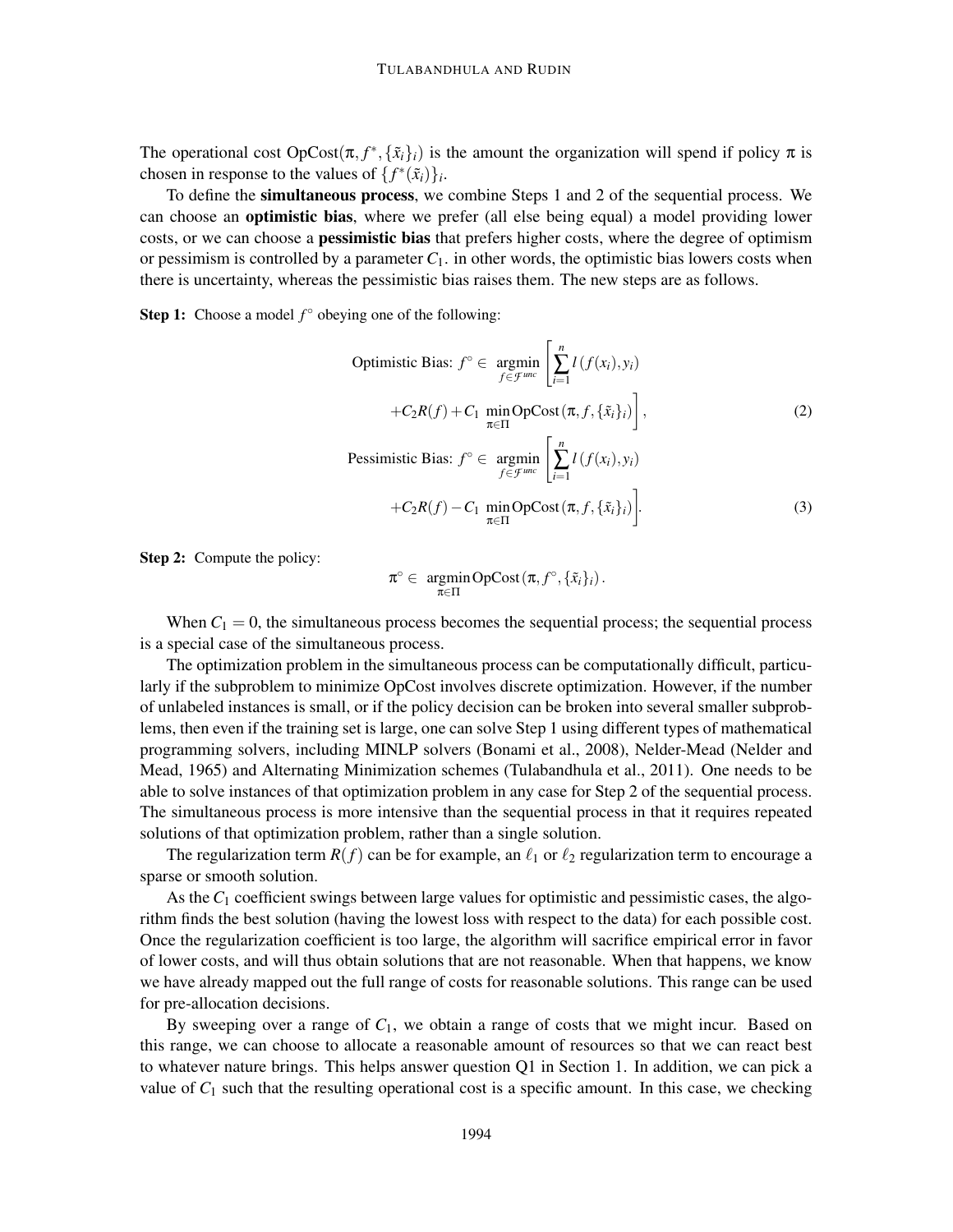The operational cost $\text{OpCost}(\pi, f^*, \{\tilde{x}_i\}_i)$ is the amount the organization will spend if policy $\pi$ is chosen in response to the values of $\{f^*(\tilde{x}_i)\}_i$.

To define the **simultaneous process**, we combine Steps 1 and 2 of the sequential process. We can choose an **optimistic bias**, where we prefer (all else being equal) a model providing lower costs, or we can choose a **pessimistic bias** that prefers higher costs, where the degree of optimism or pessimism is controlled by a parameter $C_1$. in other words, the optimistic bias lowers costs when there is uncertainty, whereas the pessimistic bias raises them. The new steps are as follows.

**Step 1:** Choose a model $f^\circ$ obeying one of the following:

$$\text{Optimistic Bias: } f^\circ \in \underset{f \in \mathcal{F}^{unc}}{\operatorname{argmin}} \left[ \sum_{i=1}^{n} l\left(f(x_i), y_i\right) + C_2 R(f) + C_1 \min_{\pi \in \Pi} \text{OpCost}\left(\pi, f, \{\tilde{x}_i\}_i\right) \right], \tag{2}$$

$$\text{Pessimistic Bias: } f^\circ \in \underset{f \in \mathcal{F}^{unc}}{\operatorname{argmin}} \left[ \sum_{i=1}^{n} l\left(f(x_i), y_i\right) + C_2 R(f) - C_1 \min_{\pi \in \Pi} \text{OpCost}\left(\pi, f, \{\tilde{x}_i\}_i\right) \right]. \tag{3}$$

**Step 2:** Compute the policy:

$$\pi^\circ \in \underset{\pi \in \Pi}{\operatorname{argmin}} \, \text{OpCost}\left(\pi, f^\circ, \{\tilde{x}_i\}_i\right).$$

When $C_1 = 0$, the simultaneous process becomes the sequential process; the sequential process is a special case of the simultaneous process.

The optimization problem in the simultaneous process can be computationally difficult, particularly if the subproblem to minimize OpCost involves discrete optimization. However, if the number of unlabeled instances is small, or if the policy decision can be broken into several smaller subproblems, then even if the training set is large, one can solve Step 1 using different types of mathematical programming solvers, including MINLP solvers (Bonami et al., 2008), Nelder-Mead (Nelder and Mead, 1965) and Alternating Minimization schemes (Tulabandhula et al., 2011). One needs to be able to solve instances of that optimization problem in any case for Step 2 of the sequential process. The simultaneous process is more intensive than the sequential process in that it requires repeated solutions of that optimization problem, rather than a single solution.

The regularization term $R(f)$ can be for example, an $\ell_1$ or $\ell_2$ regularization term to encourage a sparse or smooth solution.

As the $C_1$ coefficient swings between large values for optimistic and pessimistic cases, the algorithm finds the best solution (having the lowest loss with respect to the data) for each possible cost. Once the regularization coefficient is too large, the algorithm will sacrifice empirical error in favor of lower costs, and will thus obtain solutions that are not reasonable. When that happens, we know we have already mapped out the full range of costs for reasonable solutions. This range can be used for pre-allocation decisions.

By sweeping over a range of $C_1$, we obtain a range of costs that we might incur. Based on this range, we can choose to allocate a reasonable amount of resources so that we can react best to whatever nature brings. This helps answer question Q1 in Section 1. In addition, we can pick a value of $C_1$ such that the resulting operational cost is a specific amount. In this case, we checking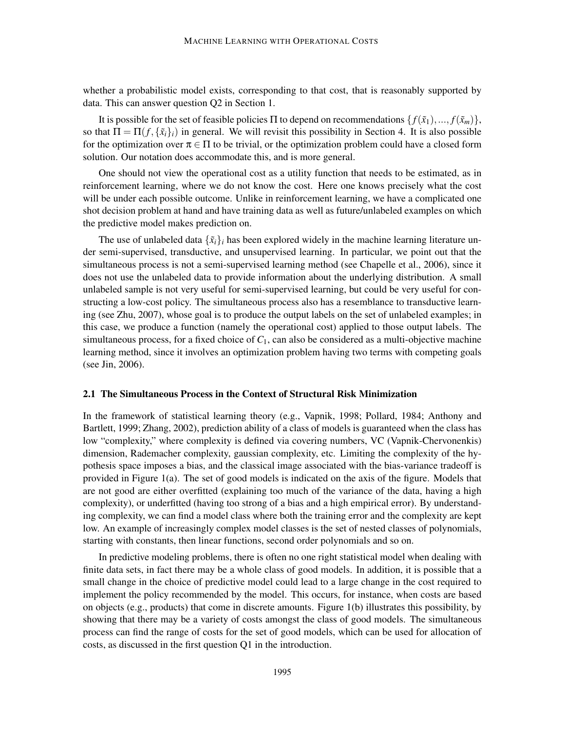whether a probabilistic model exists, corresponding to that cost, that is reasonably supported by data. This can answer question Q2 in Section 1.

It is possible for the set of feasible policies $\Pi$ to depend on recommendations $\{f(\tilde{x}_1),...,f(\tilde{x}_m)\}$, so that $\Pi = \Pi(f, \{\tilde{x}_i\}_i)$ in general. We will revisit this possibility in Section 4. It is also possible for the optimization over $\pi \in \Pi$ to be trivial, or the optimization problem could have a closed form solution. Our notation does accommodate this, and is more general.

One should not view the operational cost as a utility function that needs to be estimated, as in reinforcement learning, where we do not know the cost. Here one knows precisely what the cost will be under each possible outcome. Unlike in reinforcement learning, we have a complicated one shot decision problem at hand and have training data as well as future/unlabeled examples on which the predictive model makes prediction on.

The use of unlabeled data $\{\tilde{x}_i\}_i$ has been explored widely in the machine learning literature under semi-supervised, transductive, and unsupervised learning. In particular, we point out that the simultaneous process is not a semi-supervised learning method (see Chapelle et al., 2006), since it does not use the unlabeled data to provide information about the underlying distribution. A small unlabeled sample is not very useful for semi-supervised learning, but could be very useful for constructing a low-cost policy. The simultaneous process also has a resemblance to transductive learning (see Zhu, 2007), whose goal is to produce the output labels on the set of unlabeled examples; in this case, we produce a function (namely the operational cost) applied to those output labels. The simultaneous process, for a fixed choice of $C_1$, can also be considered as a multi-objective machine learning method, since it involves an optimization problem having two terms with competing goals (see Jin, 2006).

### 2.1 The Simultaneous Process in the Context of Structural Risk Minimization

In the framework of statistical learning theory (e.g., Vapnik, 1998; Pollard, 1984; Anthony and Bartlett, 1999; Zhang, 2002), prediction ability of a class of models is guaranteed when the class has low "complexity," where complexity is defined via covering numbers, VC (Vapnik-Chervonenkis) dimension, Rademacher complexity, gaussian complexity, etc. Limiting the complexity of the hypothesis space imposes a bias, and the classical image associated with the bias-variance tradeoff is provided in Figure 1(a). The set of good models is indicated on the axis of the figure. Models that are not good are either overfitted (explaining too much of the variance of the data, having a high complexity), or underfitted (having too strong of a bias and a high empirical error). By understanding complexity, we can find a model class where both the training error and the complexity are kept low. An example of increasingly complex model classes is the set of nested classes of polynomials, starting with constants, then linear functions, second order polynomials and so on.

In predictive modeling problems, there is often no one right statistical model when dealing with finite data sets, in fact there may be a whole class of good models. In addition, it is possible that a small change in the choice of predictive model could lead to a large change in the cost required to implement the policy recommended by the model. This occurs, for instance, when costs are based on objects (e.g., products) that come in discrete amounts. Figure 1(b) illustrates this possibility, by showing that there may be a variety of costs amongst the class of good models. The simultaneous process can find the range of costs for the set of good models, which can be used for allocation of costs, as discussed in the first question Q1 in the introduction.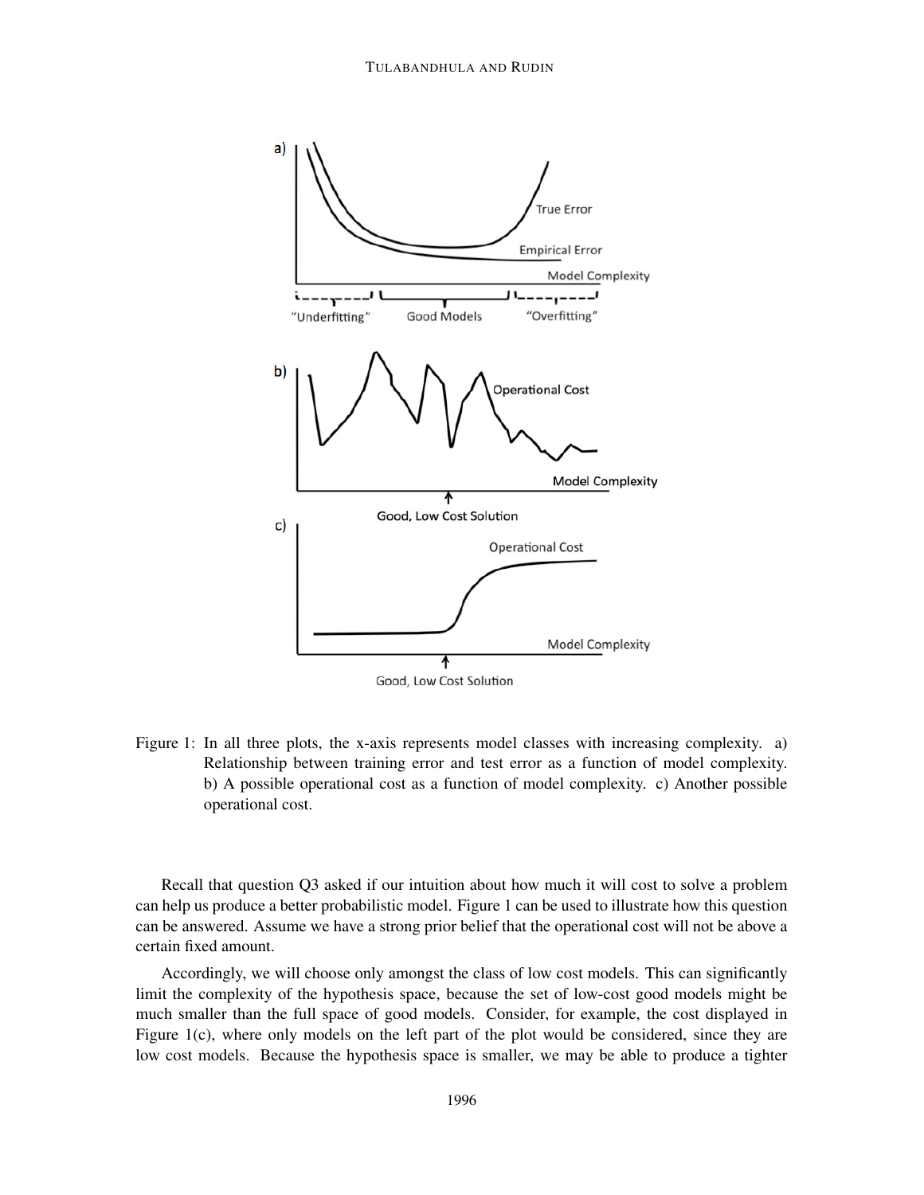Figure 1: In all three plots, the x-axis represents model classes with increasing complexity. a) Relationship between training error and test error as a function of model complexity. b) A possible operational cost as a function of model complexity. c) Another possible operational cost.

Recall that question Q3 asked if our intuition about how much it will cost to solve a problem can help us produce a better probabilistic model. Figure 1 can be used to illustrate how this question can be answered. Assume we have a strong prior belief that the operational cost will not be above a certain fixed amount.

Accordingly, we will choose only amongst the class of low cost models. This can significantly limit the complexity of the hypothesis space, because the set of low-cost good models might be much smaller than the full space of good models. Consider, for example, the cost displayed in Figure 1(c), where only models on the left part of the plot would be considered, since they are low cost models. Because the hypothesis space is smaller, we may be able to produce a tighter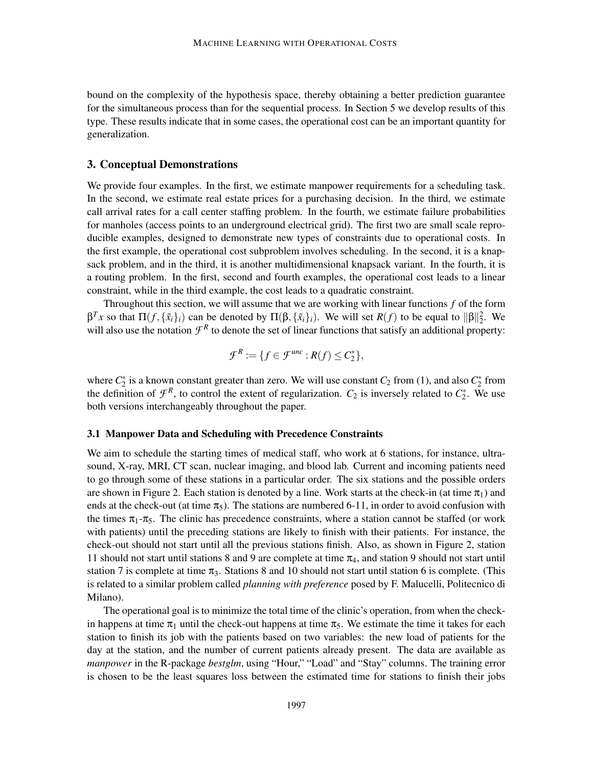bound on the complexity of the hypothesis space, thereby obtaining a better prediction guarantee for the simultaneous process than for the sequential process. In Section 5 we develop results of this type. These results indicate that in some cases, the operational cost can be an important quantity for generalization.

## 3. Conceptual Demonstrations

We provide four examples. In the first, we estimate manpower requirements for a scheduling task. In the second, we estimate real estate prices for a purchasing decision. In the third, we estimate call arrival rates for a call center staffing problem. In the fourth, we estimate failure probabilities for manholes (access points to an underground electrical grid). The first two are small scale reproducible examples, designed to demonstrate new types of constraints due to operational costs. In the first example, the operational cost subproblem involves scheduling. In the second, it is a knapsack problem, and in the third, it is another multidimensional knapsack variant. In the fourth, it is a routing problem. In the first, second and fourth examples, the operational cost leads to a linear constraint, while in the third example, the cost leads to a quadratic constraint.

Throughout this section, we will assume that we are working with linear functions $f$ of the form $\beta^T x$ so that $\Pi(f, \{\tilde{x}_i\}_i)$ can be denoted by $\Pi(\beta, \{\tilde{x}_i\}_i)$. We will set $R(f)$ to be equal to $\|\beta\|_2^2$. We will also use the notation $\mathcal{F}^R$ to denote the set of linear functions that satisfy an additional property:

$$\mathcal{F}^R := \{f \in \mathcal{F}^{unc} : R(f) \leq C_2^*\},$$

where $C_2^*$ is a known constant greater than zero. We will use constant $C_2$ from (1), and also $C_2^*$ from the definition of $\mathcal{F}^R$, to control the extent of regularization. $C_2$ is inversely related to $C_2^*$. We use both versions interchangeably throughout the paper.

### 3.1 Manpower Data and Scheduling with Precedence Constraints

We aim to schedule the starting times of medical staff, who work at 6 stations, for instance, ultrasound, X-ray, MRI, CT scan, nuclear imaging, and blood lab. Current and incoming patients need to go through some of these stations in a particular order. The six stations and the possible orders are shown in Figure 2. Each station is denoted by a line. Work starts at the check-in (at time $\pi_1$) and ends at the check-out (at time $\pi_5$). The stations are numbered 6-11, in order to avoid confusion with the times $\pi_1$-$\pi_5$. The clinic has precedence constraints, where a station cannot be staffed (or work with patients) until the preceding stations are likely to finish with their patients. For instance, the check-out should not start until all the previous stations finish. Also, as shown in Figure 2, station 11 should not start until stations 8 and 9 are complete at time $\pi_4$, and station 9 should not start until station 7 is complete at time $\pi_3$. Stations 8 and 10 should not start until station 6 is complete. (This is related to a similar problem called *planning with preference* posed by F. Malucelli, Politecnico di Milano).

The operational goal is to minimize the total time of the clinic's operation, from when the check-in happens at time $\pi_1$ until the check-out happens at time $\pi_5$. We estimate the time it takes for each station to finish its job with the patients based on two variables: the new load of patients for the day at the station, and the number of current patients already present. The data are available as *manpower* in the R-package *bestglm*, using "Hour," "Load" and "Stay" columns. The training error is chosen to be the least squares loss between the estimated time for stations to finish their jobs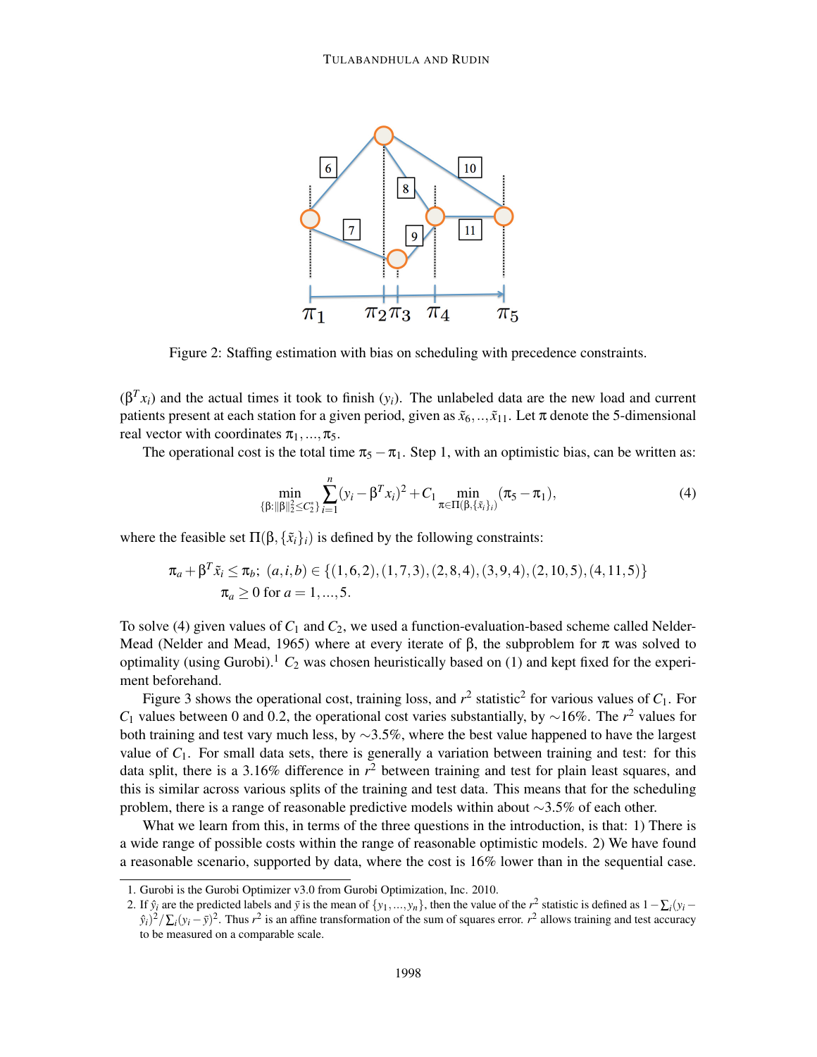Figure 2: Staffing estimation with bias on scheduling with precedence constraints.

($\beta^T x_i$) and the actual times it took to finish ($y_i$). The unlabeled data are the new load and current patients present at each station for a given period, given as $\tilde{x}_6, .., \tilde{x}_{11}$. Let $\pi$ denote the 5-dimensional real vector with coordinates $\pi_1, ..., \pi_5$.

The operational cost is the total time $\pi_5 - \pi_1$. Step 1, with an optimistic bias, can be written as:

$$\min_{\{\beta : \|\beta\|_2^2 \leq C_2^*\}} \sum_{i=1}^{n} (y_i - \beta^T x_i)^2 + C_1 \min_{\pi \in \Pi(\beta, \{\tilde{x}_i\}_i)} (\pi_5 - \pi_1), \tag{4}$$

where the feasible set $\Pi(\beta, \{\tilde{x}_i\}_i)$ is defined by the following constraints:

$$\pi_a + \beta^T \tilde{x}_i \leq \pi_b; \ (a,i,b) \in \{(1,6,2), (1,7,3), (2,8,4), (3,9,4), (2,10,5), (4,11,5)\}$$
$$\pi_a \geq 0 \text{ for } a = 1, ..., 5.$$

To solve (4) given values of $C_1$ and $C_2$, we used a function-evaluation-based scheme called Nelder-Mead (Nelder and Mead, 1965) where at every iterate of $\beta$, the subproblem for $\pi$ was solved to optimality (using Gurobi).[1] $C_2$ was chosen heuristically based on (1) and kept fixed for the experiment beforehand.

Figure 3 shows the operational cost, training loss, and $r^2$ statistic[2] for various values of $C_1$. For $C_1$ values between 0 and 0.2, the operational cost varies substantially, by $\sim$16%. The $r^2$ values for both training and test vary much less, by $\sim$3.5%, where the best value happened to have the largest value of $C_1$. For small data sets, there is generally a variation between training and test: for this data split, there is a 3.16% difference in $r^2$ between training and test for plain least squares, and this is similar across various splits of the training and test data. This means that for the scheduling problem, there is a range of reasonable predictive models within about $\sim$3.5% of each other.

What we learn from this, in terms of the three questions in the introduction, is that: 1) There is a wide range of possible costs within the range of reasonable optimistic models. 2) We have found a reasonable scenario, supported by data, where the cost is 16% lower than in the sequential case.

1. Gurobi is the Gurobi Optimizer v3.0 from Gurobi Optimization, Inc. 2010.

2. If $\hat{y}_i$ are the predicted labels and $\bar{y}$ is the mean of $\{y_1, ..., y_n\}$, then the value of the $r^2$ statistic is defined as $1 - \sum_i (y_i - \hat{y}_i)^2 / \sum_i (y_i - \bar{y})^2$. Thus $r^2$ is an affine transformation of the sum of squares error. $r^2$ allows training and test accuracy to be measured on a comparable scale.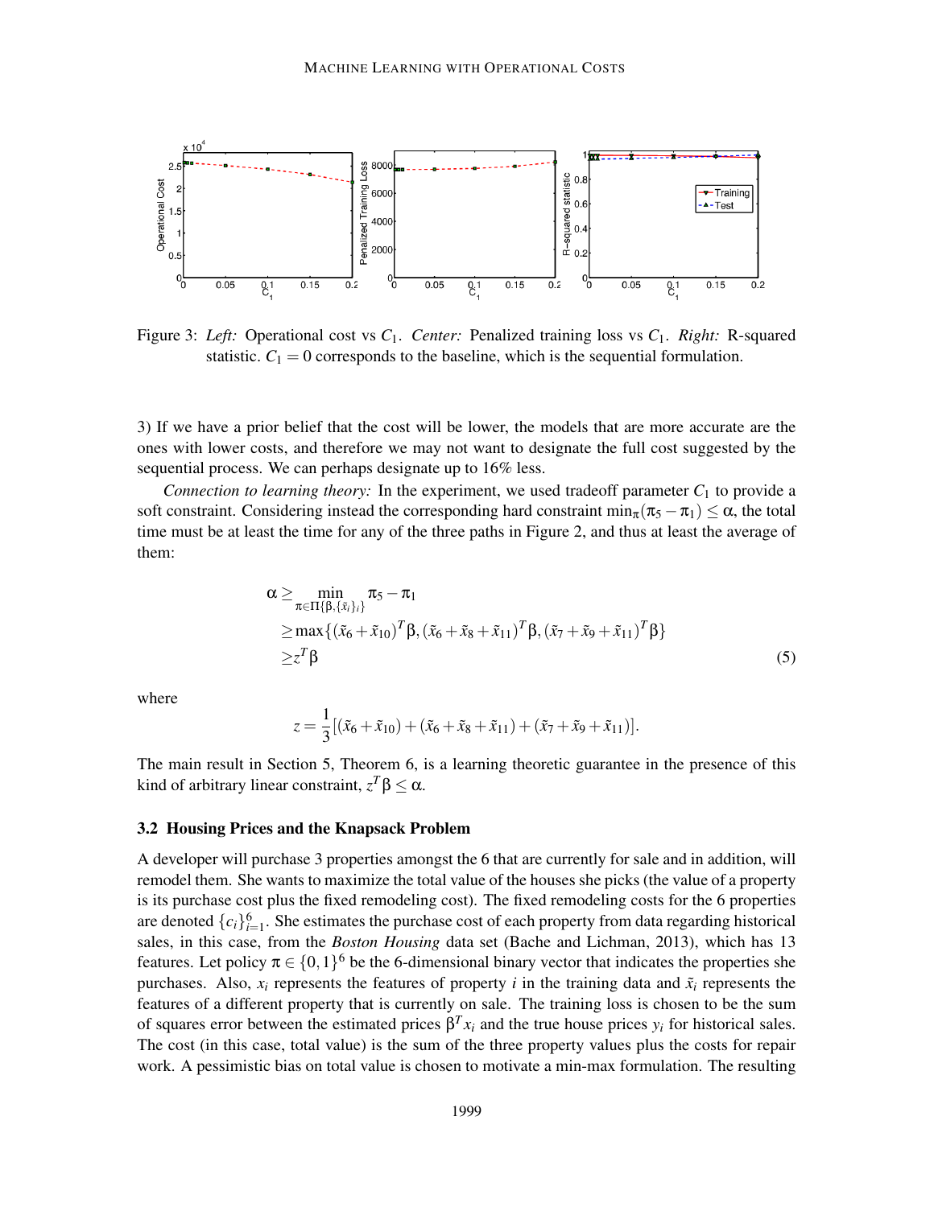Figure 3: *Left:* Operational cost vs $C_1$. *Center:* Penalized training loss vs $C_1$. *Right:* R-squared statistic. $C_1 = 0$ corresponds to the baseline, which is the sequential formulation.

3) If we have a prior belief that the cost will be lower, the models that are more accurate are the ones with lower costs, and therefore we may not want to designate the full cost suggested by the sequential process. We can perhaps designate up to 16% less.

*Connection to learning theory:* In the experiment, we used tradeoff parameter $C_1$ to provide a soft constraint. Considering instead the corresponding hard constraint $\min_\pi(\pi_5 - \pi_1) \leq \alpha$, the total time must be at least the time for any of the three paths in Figure 2, and thus at least the average of them:

$$
\begin{aligned}
\alpha \geq & \min_{\pi \in \Pi\{\beta, \{\tilde{x}_i\}_i\}} \pi_5 - \pi_1 \\
\geq & \max\{(\tilde{x}_6 + \tilde{x}_{10})^T\beta, (\tilde{x}_6 + \tilde{x}_8 + \tilde{x}_{11})^T\beta, (\tilde{x}_7 + \tilde{x}_9 + \tilde{x}_{11})^T\beta\} \\
\geq & z^T\beta
\end{aligned}
\tag{5}
$$

where

$$
z = \frac{1}{3}[(\tilde{x}_6 + \tilde{x}_{10}) + (\tilde{x}_6 + \tilde{x}_8 + \tilde{x}_{11}) + (\tilde{x}_7 + \tilde{x}_9 + \tilde{x}_{11})].
$$

The main result in Section 5, Theorem 6, is a learning theoretic guarantee in the presence of this kind of arbitrary linear constraint, $z^T\beta \leq \alpha$.

### 3.2 Housing Prices and the Knapsack Problem

A developer will purchase 3 properties amongst the 6 that are currently for sale and in addition, will remodel them. She wants to maximize the total value of the houses she picks (the value of a property is its purchase cost plus the fixed remodeling cost). The fixed remodeling costs for the 6 properties are denoted $\{c_i\}_{i=1}^6$. She estimates the purchase cost of each property from data regarding historical sales, in this case, from the *Boston Housing* data set (Bache and Lichman, 2013), which has 13 features. Let policy $\pi \in \{0,1\}^6$ be the 6-dimensional binary vector that indicates the properties she purchases. Also, $x_i$ represents the features of property $i$ in the training data and $\tilde{x}_i$ represents the features of a different property that is currently on sale. The training loss is chosen to be the sum of squares error between the estimated prices $\beta^T x_i$ and the true house prices $y_i$ for historical sales. The cost (in this case, total value) is the sum of the three property values plus the costs for repair work. A pessimistic bias on total value is chosen to motivate a min-max formulation. The resulting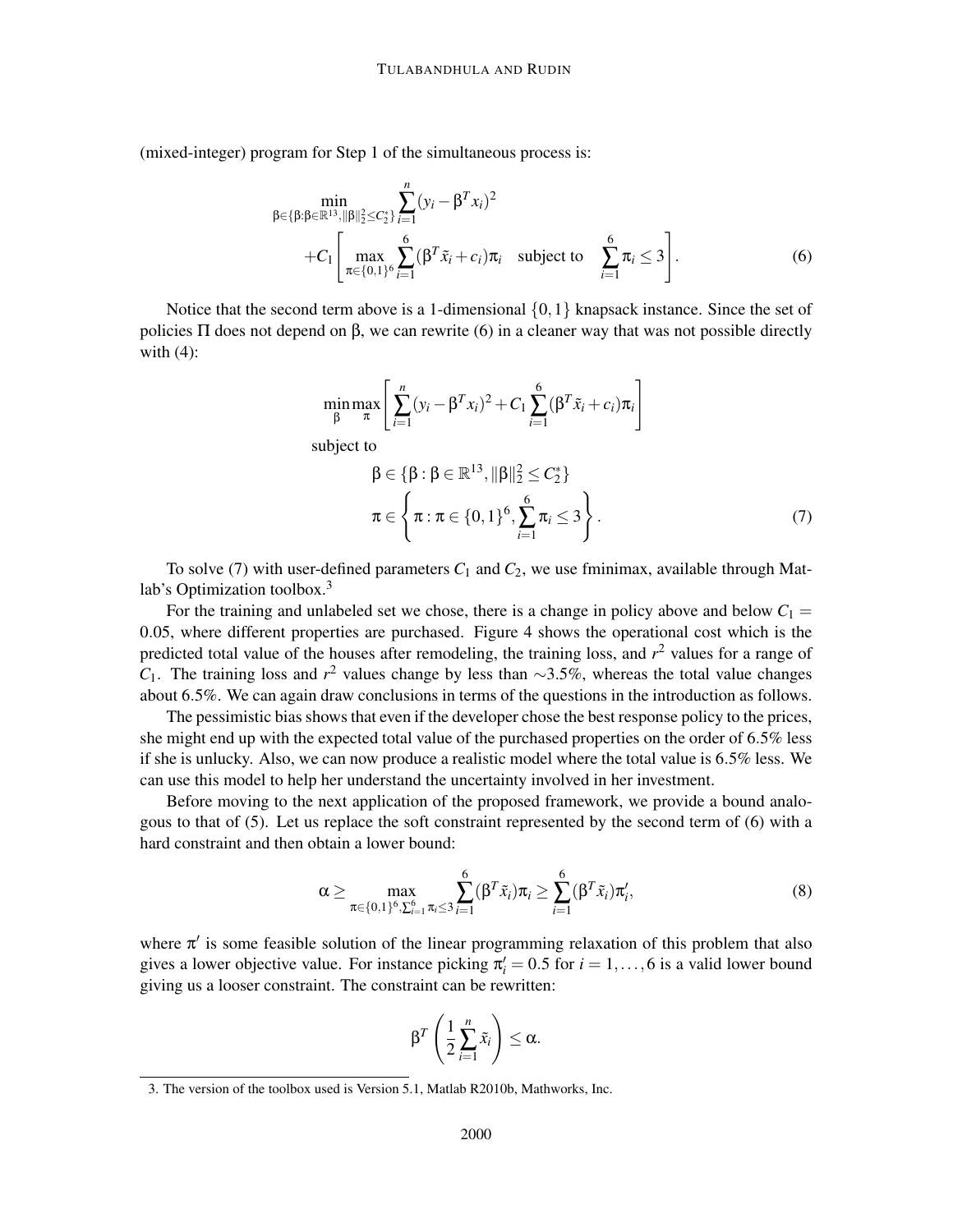(mixed-integer) program for Step 1 of the simultaneous process is:

$$\min_{\beta \in \{\beta : \beta \in \mathbb{R}^{13}, \|\beta\|_2^2 \le C_2^*\}} \sum_{i=1}^{n} (y_i - \beta^T x_i)^2 + C_1 \left[ \max_{\pi \in \{0,1\}^6} \sum_{i=1}^{6} (\beta^T \tilde{x}_i + c_i)\pi_i \quad \text{subject to} \quad \sum_{i=1}^{6} \pi_i \le 3 \right]. \tag{6}$$

Notice that the second term above is a 1-dimensional $\{0,1\}$ knapsack instance. Since the set of policies $\Pi$ does not depend on $\beta$, we can rewrite (6) in a cleaner way that was not possible directly with (4):

$$\min_{\beta} \max_{\pi} \left[ \sum_{i=1}^{n} (y_i - \beta^T x_i)^2 + C_1 \sum_{i=1}^{6} (\beta^T \tilde{x}_i + c_i)\pi_i \right]$$

subject to

$$\beta \in \{\beta : \beta \in \mathbb{R}^{13}, \|\beta\|_2^2 \le C_2^*\}$$
$$\pi \in \left\{ \pi : \pi \in \{0,1\}^6, \sum_{i=1}^{6} \pi_i \le 3 \right\}. \tag{7}$$

To solve (7) with user-defined parameters $C_1$ and $C_2$, we use fminimax, available through Matlab's Optimization toolbox.[3]

For the training and unlabeled set we chose, there is a change in policy above and below $C_1 = 0.05$, where different properties are purchased. Figure 4 shows the operational cost which is the predicted total value of the houses after remodeling, the training loss, and $r^2$ values for a range of $C_1$. The training loss and $r^2$ values change by less than $\sim$3.5%, whereas the total value changes about 6.5%. We can again draw conclusions in terms of the questions in the introduction as follows.

The pessimistic bias shows that even if the developer chose the best response policy to the prices, she might end up with the expected total value of the purchased properties on the order of 6.5% less if she is unlucky. Also, we can now produce a realistic model where the total value is 6.5% less. We can use this model to help her understand the uncertainty involved in her investment.

Before moving to the next application of the proposed framework, we provide a bound analogous to that of (5). Let us replace the soft constraint represented by the second term of (6) with a hard constraint and then obtain a lower bound:

$$\alpha \ge \max_{\pi \in \{0,1\}^6, \sum_{i=1}^{6} \pi_i \le 3} \sum_{i=1}^{6} (\beta^T \tilde{x}_i)\pi_i \ge \sum_{i=1}^{6} (\beta^T \tilde{x}_i)\pi_i', \tag{8}$$

where $\pi'$ is some feasible solution of the linear programming relaxation of this problem that also gives a lower objective value. For instance picking $\pi_i' = 0.5$ for $i = 1, \ldots, 6$ is a valid lower bound giving us a looser constraint. The constraint can be rewritten:

$$\beta^T \left( \frac{1}{2} \sum_{i=1}^{n} \tilde{x}_i \right) \le \alpha.$$

3. The version of the toolbox used is Version 5.1, Matlab R2010b, Mathworks, Inc.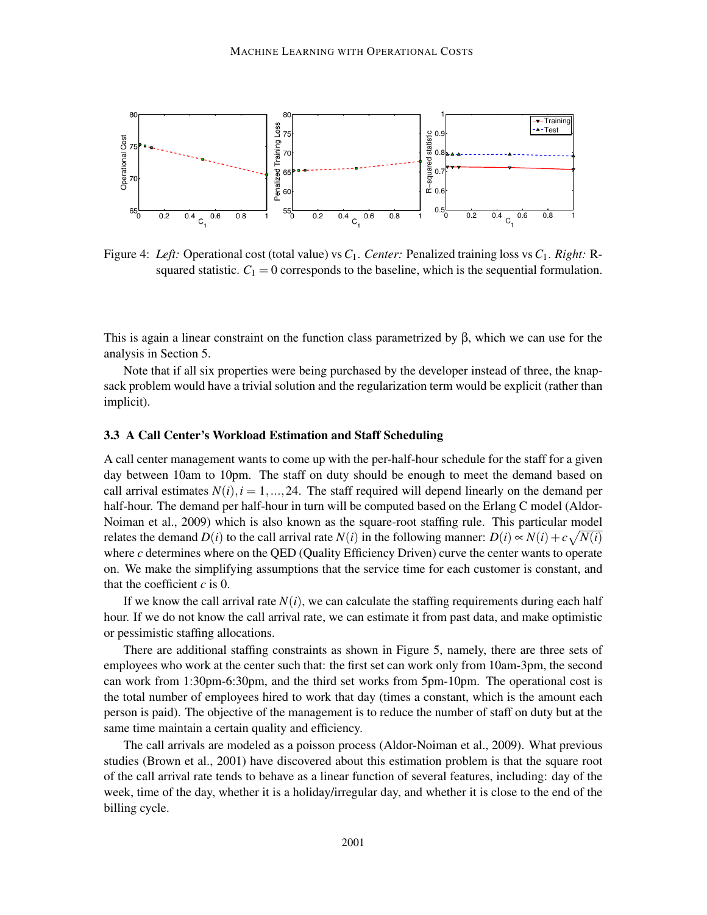Figure 4: *Left:* Operational cost (total value) vs $C_1$. *Center:* Penalized training loss vs $C_1$. *Right:* R-squared statistic. $C_1 = 0$ corresponds to the baseline, which is the sequential formulation.

This is again a linear constraint on the function class parametrized by β, which we can use for the analysis in Section 5.

Note that if all six properties were being purchased by the developer instead of three, the knapsack problem would have a trivial solution and the regularization term would be explicit (rather than implicit).

### 3.3 A Call Center's Workload Estimation and Staff Scheduling

A call center management wants to come up with the per-half-hour schedule for the staff for a given day between 10am to 10pm. The staff on duty should be enough to meet the demand based on call arrival estimates $N(i), i = 1, \ldots, 24$. The staff required will depend linearly on the demand per half-hour. The demand per half-hour in turn will be computed based on the Erlang C model (Aldor-Noiman et al., 2009) which is also known as the square-root staffing rule. This particular model relates the demand $D(i)$ to the call arrival rate $N(i)$ in the following manner: $D(i) \propto N(i) + c\sqrt{N(i)}$ where $c$ determines where on the QED (Quality Efficiency Driven) curve the center wants to operate on. We make the simplifying assumptions that the service time for each customer is constant, and that the coefficient $c$ is 0.

If we know the call arrival rate $N(i)$, we can calculate the staffing requirements during each half hour. If we do not know the call arrival rate, we can estimate it from past data, and make optimistic or pessimistic staffing allocations.

There are additional staffing constraints as shown in Figure 5, namely, there are three sets of employees who work at the center such that: the first set can work only from 10am-3pm, the second can work from 1:30pm-6:30pm, and the third set works from 5pm-10pm. The operational cost is the total number of employees hired to work that day (times a constant, which is the amount each person is paid). The objective of the management is to reduce the number of staff on duty but at the same time maintain a certain quality and efficiency.

The call arrivals are modeled as a poisson process (Aldor-Noiman et al., 2009). What previous studies (Brown et al., 2001) have discovered about this estimation problem is that the square root of the call arrival rate tends to behave as a linear function of several features, including: day of the week, time of the day, whether it is a holiday/irregular day, and whether it is close to the end of the billing cycle.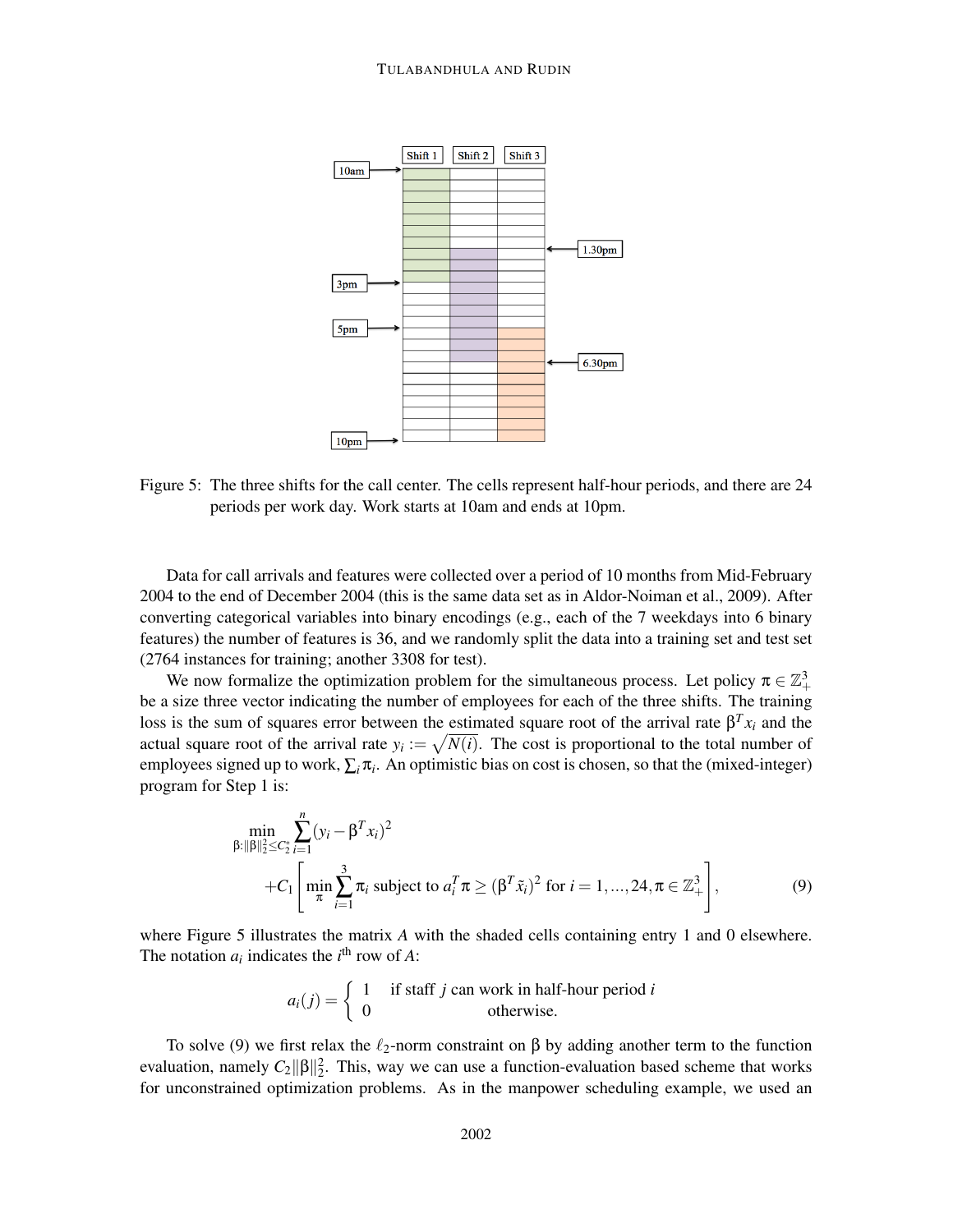Figure 5: The three shifts for the call center. The cells represent half-hour periods, and there are 24 periods per work day. Work starts at 10am and ends at 10pm.

Data for call arrivals and features were collected over a period of 10 months from Mid-February 2004 to the end of December 2004 (this is the same data set as in Aldor-Noiman et al., 2009). After converting categorical variables into binary encodings (e.g., each of the 7 weekdays into 6 binary features) the number of features is 36, and we randomly split the data into a training set and test set (2764 instances for training; another 3308 for test).

We now formalize the optimization problem for the simultaneous process. Let policy $\pi \in \mathbb{Z}^3_+$ be a size three vector indicating the number of employees for each of the three shifts. The training loss is the sum of squares error between the estimated square root of the arrival rate $\beta^T x_i$ and the actual square root of the arrival rate $y_i := \sqrt{N(i)}$. The cost is proportional to the total number of employees signed up to work, $\sum_i \pi_i$. An optimistic bias on cost is chosen, so that the (mixed-integer) program for Step 1 is:

$$\min_{\beta:\|\beta\|_2^2 \le C_2^*} \sum_{i=1}^{n} (y_i - \beta^T x_i)^2 + C_1 \left[ \min_{\pi} \sum_{i=1}^{3} \pi_i \text{ subject to } a_i^T \pi \geq (\beta^T \tilde{x}_i)^2 \text{ for } i = 1, ..., 24, \pi \in \mathbb{Z}^3_+ \right], \tag{9}$$

where Figure 5 illustrates the matrix $A$ with the shaded cells containing entry 1 and 0 elsewhere. The notation $a_i$ indicates the $i^{\text{th}}$ row of $A$:

$$a_i(j) = \begin{cases} 1 & \text{if staff } j \text{ can work in half-hour period } i \\ 0 & \text{otherwise.} \end{cases}$$

To solve (9) we first relax the $\ell_2$-norm constraint on $\beta$ by adding another term to the function evaluation, namely $C_2\|\beta\|_2^2$. This, way we can use a function-evaluation based scheme that works for unconstrained optimization problems. As in the manpower scheduling example, we used an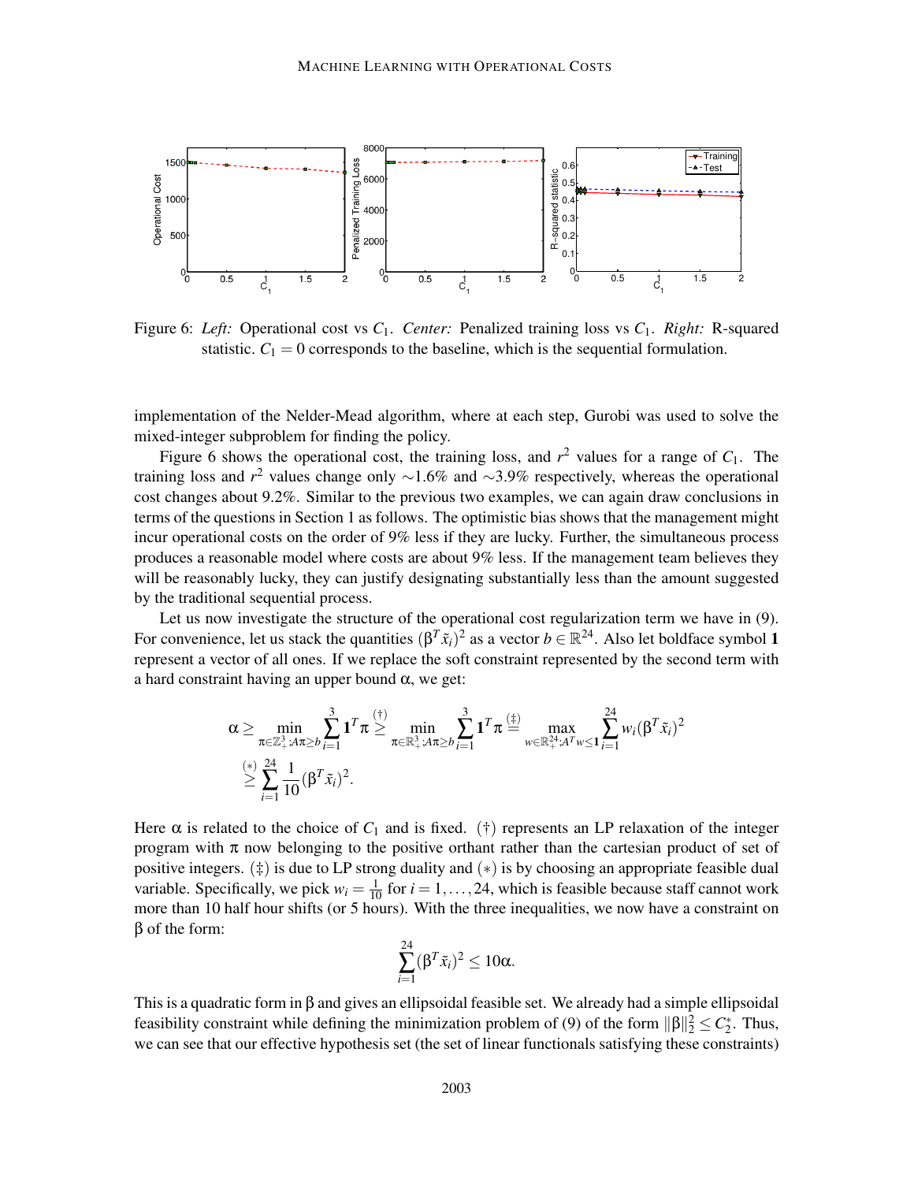Figure 6: *Left:* Operational cost vs $C_1$. *Center:* Penalized training loss vs $C_1$. *Right:* R-squared statistic. $C_1 = 0$ corresponds to the baseline, which is the sequential formulation.

implementation of the Nelder-Mead algorithm, where at each step, Gurobi was used to solve the mixed-integer subproblem for finding the policy.

Figure 6 shows the operational cost, the training loss, and $r^2$ values for a range of $C_1$. The training loss and $r^2$ values change only $\sim$1.6% and $\sim$3.9% respectively, whereas the operational cost changes about 9.2%. Similar to the previous two examples, we can again draw conclusions in terms of the questions in Section 1 as follows. The optimistic bias shows that the management might incur operational costs on the order of 9% less if they are lucky. Further, the simultaneous process produces a reasonable model where costs are about 9% less. If the management team believes they will be reasonably lucky, they can justify designating substantially less than the amount suggested by the traditional sequential process.

Let us now investigate the structure of the operational cost regularization term we have in (9). For convenience, let us stack the quantities $(\beta^T \tilde{x}_i)^2$ as a vector $b \in \mathbb{R}^{24}$. Also let boldface symbol $\mathbf{1}$ represent a vector of all ones. If we replace the soft constraint represented by the second term with a hard constraint having an upper bound $\alpha$, we get:

$$\alpha \geq \min_{\pi \in \mathbb{Z}_+^3; A\pi \geq b} \sum_{i=1}^{3} \mathbf{1}^T \pi \overset{(\dagger)}{\geq} \min_{\pi \in \mathbb{R}_+^3; A\pi \geq b} \sum_{i=1}^{3} \mathbf{1}^T \pi \overset{(\ddagger)}{=} \max_{w \in \mathbb{R}_+^{24}; A^T w \leq \mathbf{1}} \sum_{i=1}^{24} w_i (\beta^T \tilde{x}_i)^2$$

$$\overset{(*)}{\geq} \sum_{i=1}^{24} \frac{1}{10} (\beta^T \tilde{x}_i)^2.$$

Here $\alpha$ is related to the choice of $C_1$ and is fixed. $(\dagger)$ represents an LP relaxation of the integer program with $\pi$ now belonging to the positive orthant rather than the cartesian product of set of positive integers. $(\ddagger)$ is due to LP strong duality and $(*)$ is by choosing an appropriate feasible dual variable. Specifically, we pick $w_i = \frac{1}{10}$ for $i = 1, \ldots, 24$, which is feasible because staff cannot work more than 10 half hour shifts (or 5 hours). With the three inequalities, we now have a constraint on $\beta$ of the form:

$$\sum_{i=1}^{24} (\beta^T \tilde{x}_i)^2 \leq 10\alpha.$$

This is a quadratic form in $\beta$ and gives an ellipsoidal feasible set. We already had a simple ellipsoidal feasibility constraint while defining the minimization problem of (9) of the form $\|\beta\|_2^2 \leq C_2^*$. Thus, we can see that our effective hypothesis set (the set of linear functionals satisfying these constraints)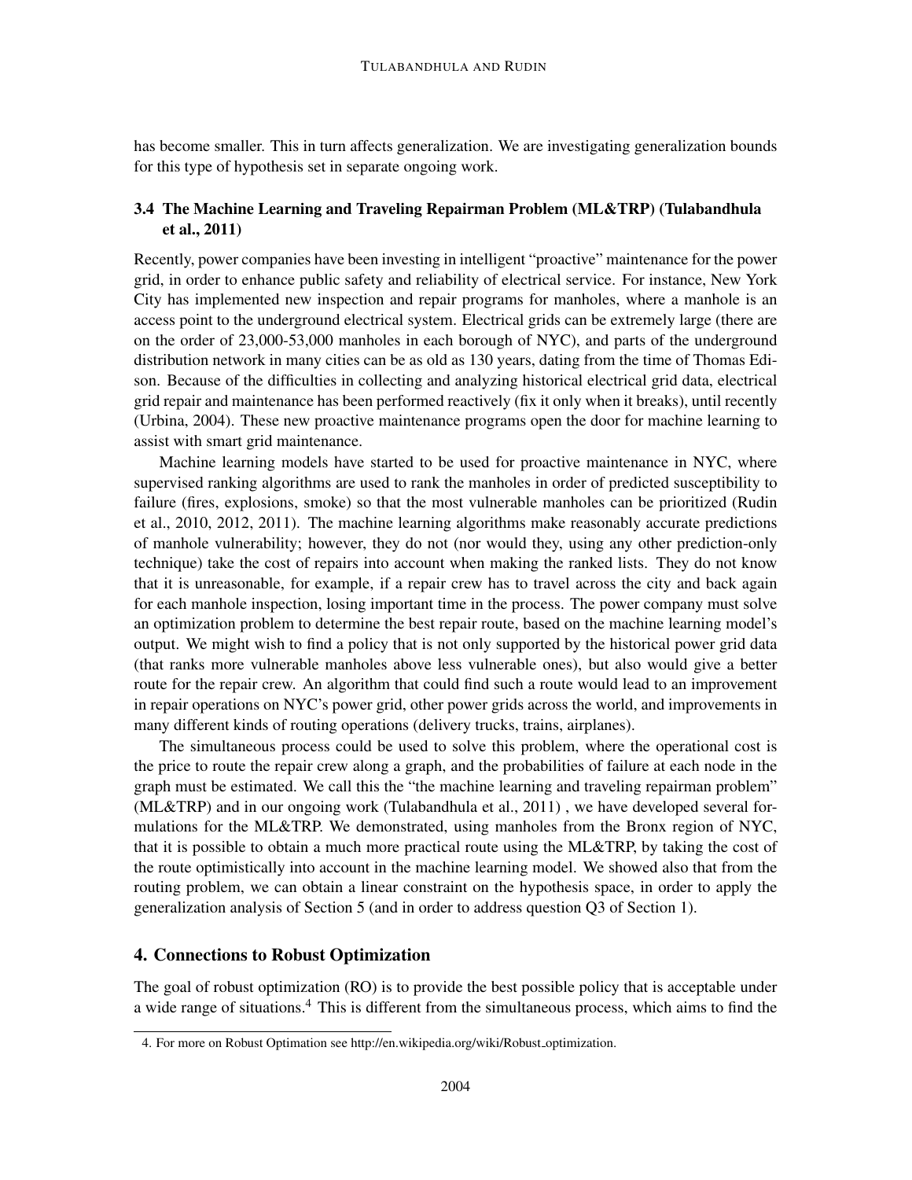has become smaller. This in turn affects generalization. We are investigating generalization bounds for this type of hypothesis set in separate ongoing work.

### 3.4 The Machine Learning and Traveling Repairman Problem (ML&TRP) (Tulabandhula et al., 2011)

Recently, power companies have been investing in intelligent "proactive" maintenance for the power grid, in order to enhance public safety and reliability of electrical service. For instance, New York City has implemented new inspection and repair programs for manholes, where a manhole is an access point to the underground electrical system. Electrical grids can be extremely large (there are on the order of 23,000-53,000 manholes in each borough of NYC), and parts of the underground distribution network in many cities can be as old as 130 years, dating from the time of Thomas Edison. Because of the difficulties in collecting and analyzing historical electrical grid data, electrical grid repair and maintenance has been performed reactively (fix it only when it breaks), until recently (Urbina, 2004). These new proactive maintenance programs open the door for machine learning to assist with smart grid maintenance.

Machine learning models have started to be used for proactive maintenance in NYC, where supervised ranking algorithms are used to rank the manholes in order of predicted susceptibility to failure (fires, explosions, smoke) so that the most vulnerable manholes can be prioritized (Rudin et al., 2010, 2012, 2011). The machine learning algorithms make reasonably accurate predictions of manhole vulnerability; however, they do not (nor would they, using any other prediction-only technique) take the cost of repairs into account when making the ranked lists. They do not know that it is unreasonable, for example, if a repair crew has to travel across the city and back again for each manhole inspection, losing important time in the process. The power company must solve an optimization problem to determine the best repair route, based on the machine learning model's output. We might wish to find a policy that is not only supported by the historical power grid data (that ranks more vulnerable manholes above less vulnerable ones), but also would give a better route for the repair crew. An algorithm that could find such a route would lead to an improvement in repair operations on NYC's power grid, other power grids across the world, and improvements in many different kinds of routing operations (delivery trucks, trains, airplanes).

The simultaneous process could be used to solve this problem, where the operational cost is the price to route the repair crew along a graph, and the probabilities of failure at each node in the graph must be estimated. We call this the "the machine learning and traveling repairman problem" (ML&TRP) and in our ongoing work (Tulabandhula et al., 2011) , we have developed several formulations for the ML&TRP. We demonstrated, using manholes from the Bronx region of NYC, that it is possible to obtain a much more practical route using the ML&TRP, by taking the cost of the route optimistically into account in the machine learning model. We showed also that from the routing problem, we can obtain a linear constraint on the hypothesis space, in order to apply the generalization analysis of Section 5 (and in order to address question Q3 of Section 1).

## 4. Connections to Robust Optimization

The goal of robust optimization (RO) is to provide the best possible policy that is acceptable under a wide range of situations.[4] This is different from the simultaneous process, which aims to find the

4. For more on Robust Optimation see http://en.wikipedia.org/wiki/Robust_optimization.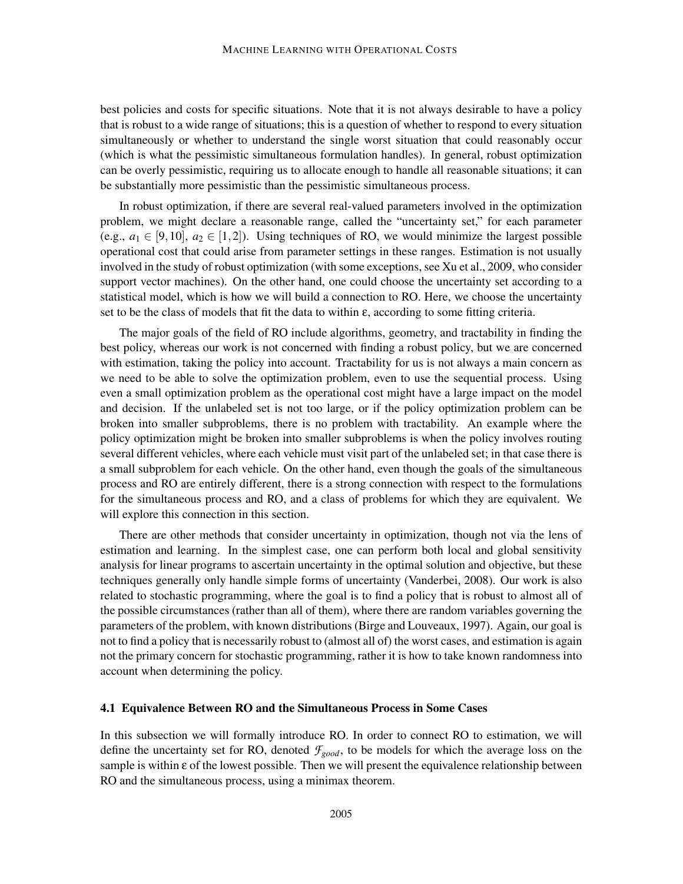best policies and costs for specific situations. Note that it is not always desirable to have a policy that is robust to a wide range of situations; this is a question of whether to respond to every situation simultaneously or whether to understand the single worst situation that could reasonably occur (which is what the pessimistic simultaneous formulation handles). In general, robust optimization can be overly pessimistic, requiring us to allocate enough to handle all reasonable situations; it can be substantially more pessimistic than the pessimistic simultaneous process.

In robust optimization, if there are several real-valued parameters involved in the optimization problem, we might declare a reasonable range, called the "uncertainty set," for each parameter (e.g., $a_1 \in [9,10]$, $a_2 \in [1,2]$). Using techniques of RO, we would minimize the largest possible operational cost that could arise from parameter settings in these ranges. Estimation is not usually involved in the study of robust optimization (with some exceptions, see Xu et al., 2009, who consider support vector machines). On the other hand, one could choose the uncertainty set according to a statistical model, which is how we will build a connection to RO. Here, we choose the uncertainty set to be the class of models that fit the data to within $\varepsilon$, according to some fitting criteria.

The major goals of the field of RO include algorithms, geometry, and tractability in finding the best policy, whereas our work is not concerned with finding a robust policy, but we are concerned with estimation, taking the policy into account. Tractability for us is not always a main concern as we need to be able to solve the optimization problem, even to use the sequential process. Using even a small optimization problem as the operational cost might have a large impact on the model and decision. If the unlabeled set is not too large, or if the policy optimization problem can be broken into smaller subproblems, there is no problem with tractability. An example where the policy optimization might be broken into smaller subproblems is when the policy involves routing several different vehicles, where each vehicle must visit part of the unlabeled set; in that case there is a small subproblem for each vehicle. On the other hand, even though the goals of the simultaneous process and RO are entirely different, there is a strong connection with respect to the formulations for the simultaneous process and RO, and a class of problems for which they are equivalent. We will explore this connection in this section.

There are other methods that consider uncertainty in optimization, though not via the lens of estimation and learning. In the simplest case, one can perform both local and global sensitivity analysis for linear programs to ascertain uncertainty in the optimal solution and objective, but these techniques generally only handle simple forms of uncertainty (Vanderbei, 2008). Our work is also related to stochastic programming, where the goal is to find a policy that is robust to almost all of the possible circumstances (rather than all of them), where there are random variables governing the parameters of the problem, with known distributions (Birge and Louveaux, 1997). Again, our goal is not to find a policy that is necessarily robust to (almost all of) the worst cases, and estimation is again not the primary concern for stochastic programming, rather it is how to take known randomness into account when determining the policy.

### 4.1 Equivalence Between RO and the Simultaneous Process in Some Cases

In this subsection we will formally introduce RO. In order to connect RO to estimation, we will define the uncertainty set for RO, denoted $\mathcal{F}_{good}$, to be models for which the average loss on the sample is within $\varepsilon$ of the lowest possible. Then we will present the equivalence relationship between RO and the simultaneous process, using a minimax theorem.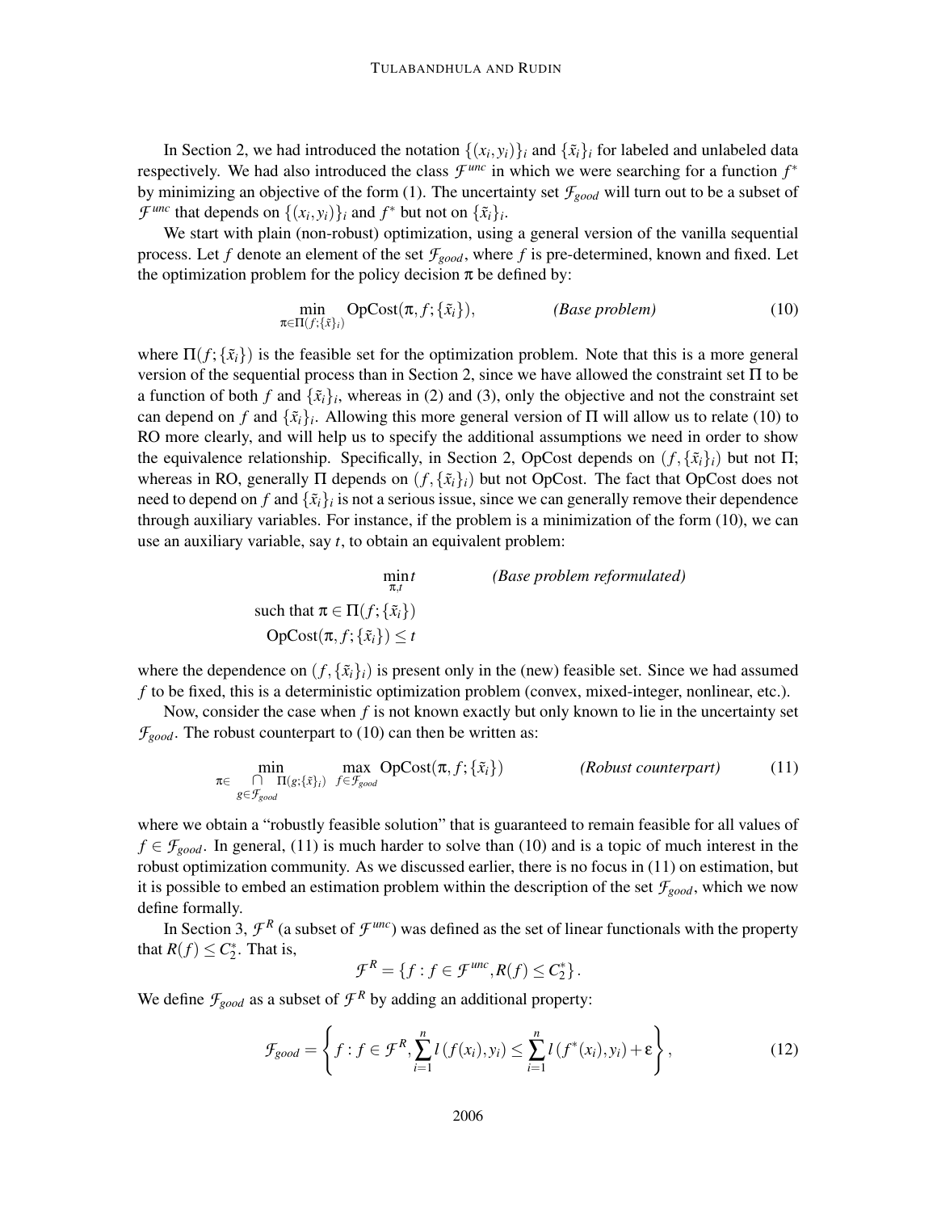In Section 2, we had introduced the notation $\{(x_i, y_i)\}_i$ and $\{\tilde{x}_i\}_i$ for labeled and unlabeled data respectively. We had also introduced the class $\mathcal{F}^{unc}$ in which we were searching for a function $f^*$ by minimizing an objective of the form (1). The uncertainty set $\mathcal{F}_{good}$ will turn out to be a subset of $\mathcal{F}^{unc}$ that depends on $\{(x_i, y_i)\}_i$ and $f^*$ but not on $\{\tilde{x}_i\}_i$.

We start with plain (non-robust) optimization, using a general version of the vanilla sequential process. Let $f$ denote an element of the set $\mathcal{F}_{good}$, where $f$ is pre-determined, known and fixed. Let the optimization problem for the policy decision $\pi$ be defined by:

$$\min_{\pi \in \Pi(f;\{\tilde{x}\}_i)} \text{OpCost}(\pi, f; \{\tilde{x}_i\}), \qquad \textit{(Base problem)} \tag{10}$$

where $\Pi(f; \{\tilde{x}_i\})$ is the feasible set for the optimization problem. Note that this is a more general version of the sequential process than in Section 2, since we have allowed the constraint set $\Pi$ to be a function of both $f$ and $\{\tilde{x}_i\}_i$, whereas in (2) and (3), only the objective and not the constraint set can depend on $f$ and $\{\tilde{x}_i\}_i$. Allowing this more general version of $\Pi$ will allow us to relate (10) to RO more clearly, and will help us to specify the additional assumptions we need in order to show the equivalence relationship. Specifically, in Section 2, OpCost depends on $(f, \{\tilde{x}_i\}_i)$ but not $\Pi$; whereas in RO, generally $\Pi$ depends on $(f, \{\tilde{x}_i\}_i)$ but not OpCost. The fact that OpCost does not need to depend on $f$ and $\{\tilde{x}_i\}_i$ is not a serious issue, since we can generally remove their dependence through auxiliary variables. For instance, if the problem is a minimization of the form (10), we can use an auxiliary variable, say $t$, to obtain an equivalent problem:

$$\begin{aligned} &\min_{\pi, t} t \qquad \qquad \textit{(Base problem reformulated)} \\ &\text{such that } \pi \in \Pi(f; \{\tilde{x}_i\}) \\ &\text{OpCost}(\pi, f; \{\tilde{x}_i\}) \leq t \end{aligned}$$

where the dependence on $(f, \{\tilde{x}_i\}_i)$ is present only in the (new) feasible set. Since we had assumed $f$ to be fixed, this is a deterministic optimization problem (convex, mixed-integer, nonlinear, etc.).

Now, consider the case when $f$ is not known exactly but only known to lie in the uncertainty set $\mathcal{F}_{good}$. The robust counterpart to (10) can then be written as:

$$\min_{\pi \in \bigcap_{g \in \mathcal{F}_{good}} \Pi(g;\{\tilde{x}\}_i)} \max_{f \in \mathcal{F}_{good}} \text{OpCost}(\pi, f; \{\tilde{x}_i\}) \qquad \textit{(Robust counterpart)} \tag{11}$$

where we obtain a "robustly feasible solution" that is guaranteed to remain feasible for all values of $f \in \mathcal{F}_{good}$. In general, (11) is much harder to solve than (10) and is a topic of much interest in the robust optimization community. As we discussed earlier, there is no focus in (11) on estimation, but it is possible to embed an estimation problem within the description of the set $\mathcal{F}_{good}$, which we now define formally.

In Section 3, $\mathcal{F}^R$ (a subset of $\mathcal{F}^{unc}$) was defined as the set of linear functionals with the property that $R(f) \leq C_2^*$. That is,

$$\mathcal{F}^R = \{f : f \in \mathcal{F}^{unc}, R(f) \leq C_2^*\}.$$

We define $\mathcal{F}_{good}$ as a subset of $\mathcal{F}^R$ by adding an additional property:

$$\mathcal{F}_{good} = \left\{ f : f \in \mathcal{F}^R, \sum_{i=1}^{n} l(f(x_i), y_i) \leq \sum_{i=1}^{n} l(f^*(x_i), y_i) + \varepsilon \right\}, \tag{12}$$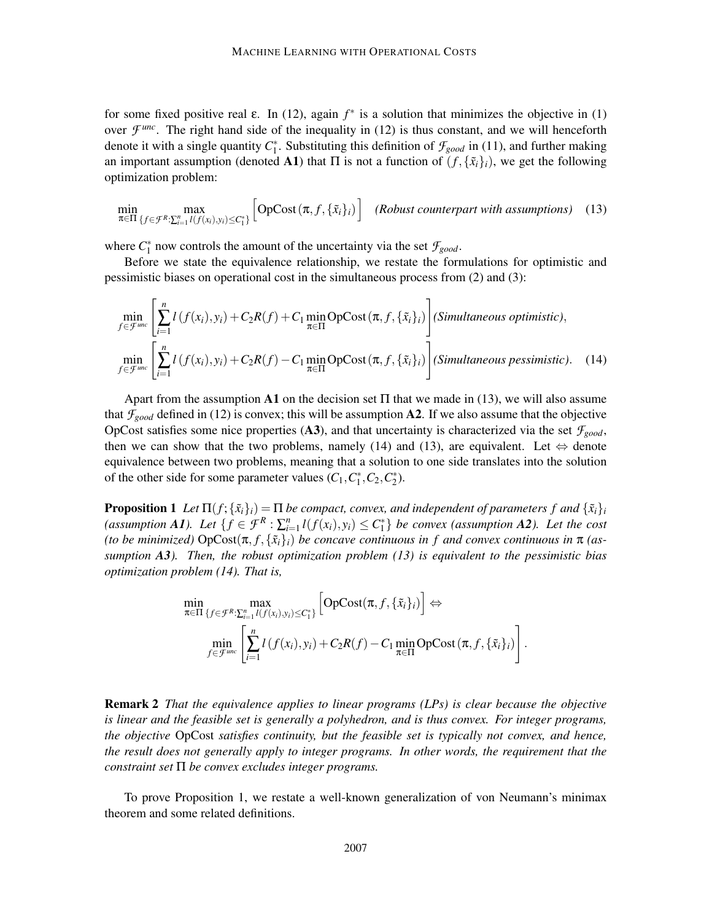for some fixed positive real $\varepsilon$. In (12), again $f^*$ is a solution that minimizes the objective in (1) over $\mathcal{F}^{unc}$. The right hand side of the inequality in (12) is thus constant, and we will henceforth denote it with a single quantity $C_1^*$. Substituting this definition of $\mathcal{F}_{good}$ in (11), and further making an important assumption (denoted **A1**) that $\Pi$ is not a function of $(f, \{\tilde{x}_i\}_i)$, we get the following optimization problem:

$$\min_{\pi \in \Pi} \max_{\{f \in \mathcal{F}^R : \sum_{i=1}^n l(f(x_i), y_i) \leq C_1^*\}} \left[ \text{OpCost}(\pi, f, \{\tilde{x}_i\}_i) \right] \quad \textit{(Robust counterpart with assumptions)} \quad (13)$$

where $C_1^*$ now controls the amount of the uncertainty via the set $\mathcal{F}_{good}$.

Before we state the equivalence relationship, we restate the formulations for optimistic and pessimistic biases on operational cost in the simultaneous process from (2) and (3):

$$\min_{f \in \mathcal{F}^{unc}} \left[ \sum_{i=1}^n l(f(x_i), y_i) + C_2 R(f) + C_1 \min_{\pi \in \Pi} \text{OpCost}(\pi, f, \{\tilde{x}_i\}_i) \right] \textit{(Simultaneous optimistic)},$$

$$\min_{f \in \mathcal{F}^{unc}} \left[ \sum_{i=1}^n l(f(x_i), y_i) + C_2 R(f) - C_1 \min_{\pi \in \Pi} \text{OpCost}(\pi, f, \{\tilde{x}_i\}_i) \right] \textit{(Simultaneous pessimistic)}. \quad (14)$$

Apart from the assumption **A1** on the decision set $\Pi$ that we made in (13), we will also assume that $\mathcal{F}_{good}$ defined in (12) is convex; this will be assumption **A2**. If we also assume that the objective OpCost satisfies some nice properties (**A3**), and that uncertainty is characterized via the set $\mathcal{F}_{good}$, then we can show that the two problems, namely (14) and (13), are equivalent. Let $\Leftrightarrow$ denote equivalence between two problems, meaning that a solution to one side translates into the solution of the other side for some parameter values $(C_1, C_1^*, C_2, C_2^*)$.

**Proposition 1** *Let $\Pi(f; \{\tilde{x}_i\}_i) = \Pi$ be compact, convex, and independent of parameters $f$ and $\{\tilde{x}_i\}_i$ (assumption **A1**). Let $\{f \in \mathcal{F}^R : \sum_{i=1}^n l(f(x_i), y_i) \leq C_1^*\}$ be convex (assumption **A2**). Let the cost (to be minimized) $\text{OpCost}(\pi, f, \{\tilde{x}_i\}_i)$ be concave continuous in $f$ and convex continuous in $\pi$ (assumption **A3**). Then, the robust optimization problem (13) is equivalent to the pessimistic bias optimization problem (14). That is,*

$$\min_{\pi \in \Pi} \max_{\{f \in \mathcal{F}^R : \sum_{i=1}^n l(f(x_i), y_i) \leq C_1^*\}} \left[ \text{OpCost}(\pi, f, \{\tilde{x}_i\}_i) \right] \Leftrightarrow$$

$$\min_{f \in \mathcal{F}^{unc}} \left[ \sum_{i=1}^n l(f(x_i), y_i) + C_2 R(f) - C_1 \min_{\pi \in \Pi} \text{OpCost}(\pi, f, \{\tilde{x}_i\}_i) \right].$$

**Remark 2** *That the equivalence applies to linear programs (LPs) is clear because the objective is linear and the feasible set is generally a polyhedron, and is thus convex. For integer programs, the objective* OpCost *satisfies continuity, but the feasible set is typically not convex, and hence, the result does not generally apply to integer programs. In other words, the requirement that the constraint set $\Pi$ be convex excludes integer programs.*

To prove Proposition 1, we restate a well-known generalization of von Neumann's minimax theorem and some related definitions.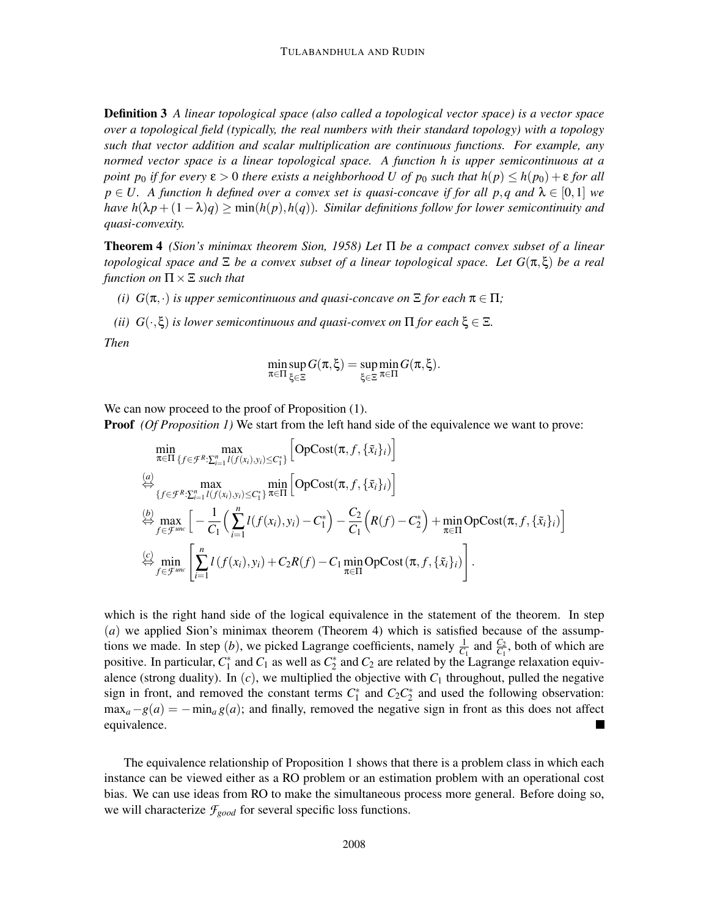**Definition 3** *A linear topological space (also called a topological vector space) is a vector space over a topological field (typically, the real numbers with their standard topology) with a topology such that vector addition and scalar multiplication are continuous functions. For example, any normed vector space is a linear topological space. A function $h$ is upper semicontinuous at a point $p_0$ if for every $\varepsilon > 0$ there exists a neighborhood $U$ of $p_0$ such that $h(p) \leq h(p_0) + \varepsilon$ for all $p \in U$. A function $h$ defined over a convex set is quasi-concave if for all $p, q$ and $\lambda \in [0,1]$ we have $h(\lambda p + (1-\lambda)q) \geq \min(h(p), h(q))$. Similar definitions follow for lower semicontinuity and quasi-convexity.*

**Theorem 4** *(Sion's minimax theorem Sion, 1958) Let $\Pi$ be a compact convex subset of a linear topological space and $\Xi$ be a convex subset of a linear topological space. Let $G(\pi, \xi)$ be a real function on $\Pi \times \Xi$ such that*

- *(i) $G(\pi, \cdot)$ is upper semicontinuous and quasi-concave on $\Xi$ for each $\pi \in \Pi$;*
- *(ii) $G(\cdot, \xi)$ is lower semicontinuous and quasi-convex on $\Pi$ for each $\xi \in \Xi$.*

*Then*

$$\min_{\pi \in \Pi} \sup_{\xi \in \Xi} G(\pi, \xi) = \sup_{\xi \in \Xi} \min_{\pi \in \Pi} G(\pi, \xi).$$

We can now proceed to the proof of Proposition (1).

**Proof** *(Of Proposition 1)* We start from the left hand side of the equivalence we want to prove:

$$\begin{aligned}
&\min_{\pi \in \Pi} \max_{\{f \in \mathcal{F}^R : \sum_{i=1}^n l(f(x_i), y_i) \leq C_1^*\}} \Big[\text{OpCost}(\pi, f, \{\tilde{x}_i\}_i)\Big] \\
&\overset{(a)}{\Leftrightarrow} \max_{\{f \in \mathcal{F}^R : \sum_{i=1}^n l(f(x_i), y_i) \leq C_1^*\}} \min_{\pi \in \Pi} \Big[\text{OpCost}(\pi, f, \{\tilde{x}_i\}_i)\Big] \\
&\overset{(b)}{\Leftrightarrow} \max_{f \in \mathcal{F}^{unc}} \Big[ -\frac{1}{C_1}\Big(\sum_{i=1}^n l(f(x_i), y_i) - C_1^*\Big) - \frac{C_2}{C_1}\Big(R(f) - C_2^*\Big) + \min_{\pi \in \Pi} \text{OpCost}(\pi, f, \{\tilde{x}_i\}_i)\Big] \\
&\overset{(c)}{\Leftrightarrow} \min_{f \in \mathcal{F}^{unc}} \left[\sum_{i=1}^n l\left(f(x_i), y_i\right) + C_2 R(f) - C_1 \min_{\pi \in \Pi} \text{OpCost}\left(\pi, f, \{\tilde{x}_i\}_i\right)\right].
\end{aligned}$$

which is the right hand side of the logical equivalence in the statement of the theorem. In step $(a)$ we applied Sion's minimax theorem (Theorem 4) which is satisfied because of the assumptions we made. In step $(b)$, we picked Lagrange coefficients, namely $\frac{1}{C_1}$ and $\frac{C_2}{C_1}$, both of which are positive. In particular, $C_1^*$ and $C_1$ as well as $C_2^*$ and $C_2$ are related by the Lagrange relaxation equivalence (strong duality). In $(c)$, we multiplied the objective with $C_1$ throughout, pulled the negative sign in front, and removed the constant terms $C_1^*$ and $C_2 C_2^*$ and used the following observation: $\max_a -g(a) = -\min_a g(a)$; and finally, removed the negative sign in front as this does not affect equivalence. ■

The equivalence relationship of Proposition 1 shows that there is a problem class in which each instance can be viewed either as a RO problem or an estimation problem with an operational cost bias. We can use ideas from RO to make the simultaneous process more general. Before doing so, we will characterize $\mathcal{F}_{good}$ for several specific loss functions.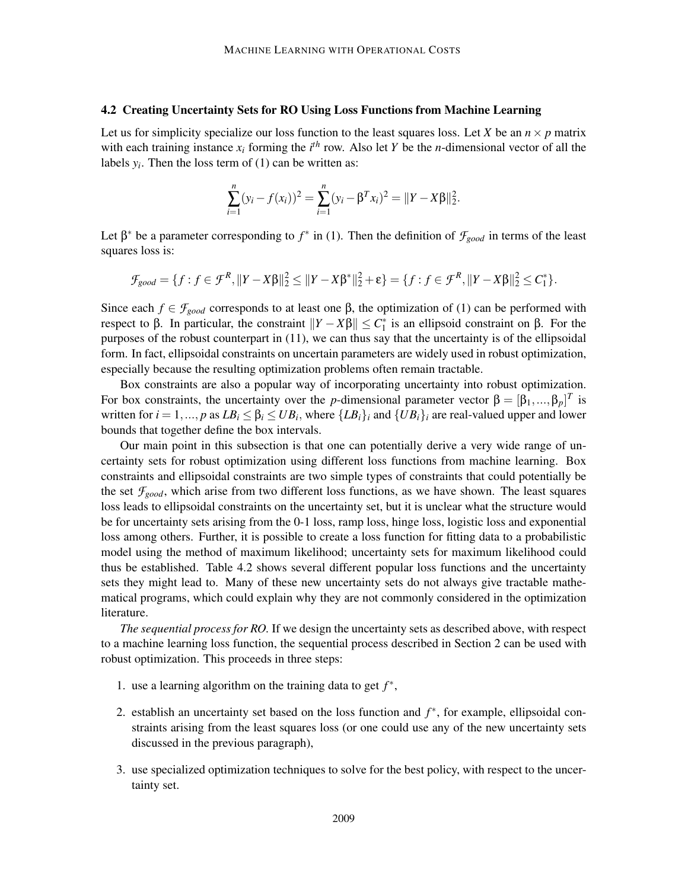### 4.2 Creating Uncertainty Sets for RO Using Loss Functions from Machine Learning

Let us for simplicity specialize our loss function to the least squares loss. Let $X$ be an $n \times p$ matrix with each training instance $x_i$ forming the $i^{th}$ row. Also let $Y$ be the $n$-dimensional vector of all the labels $y_i$. Then the loss term of (1) can be written as:

$$\sum_{i=1}^{n}(y_i - f(x_i))^2 = \sum_{i=1}^{n}(y_i - \beta^T x_i)^2 = \|Y - X\beta\|_2^2.$$

Let $\beta^*$ be a parameter corresponding to $f^*$ in (1). Then the definition of $\mathcal{F}_{good}$ in terms of the least squares loss is:

$$\mathcal{F}_{good} = \{f : f \in \mathcal{F}^R, \|Y - X\beta\|_2^2 \leq \|Y - X\beta^*\|_2^2 + \varepsilon\} = \{f : f \in \mathcal{F}^R, \|Y - X\beta\|_2^2 \leq C_1^*\}.$$

Since each $f \in \mathcal{F}_{good}$ corresponds to at least one $\beta$, the optimization of (1) can be performed with respect to $\beta$. In particular, the constraint $\|Y - X\beta\| \leq C_1^*$ is an ellipsoid constraint on $\beta$. For the purposes of the robust counterpart in (11), we can thus say that the uncertainty is of the ellipsoidal form. In fact, ellipsoidal constraints on uncertain parameters are widely used in robust optimization, especially because the resulting optimization problems often remain tractable.

Box constraints are also a popular way of incorporating uncertainty into robust optimization. For box constraints, the uncertainty over the $p$-dimensional parameter vector $\beta = [\beta_1, ..., \beta_p]^T$ is written for $i = 1, ..., p$ as $LB_i \leq \beta_i \leq UB_i$, where $\{LB_i\}_i$ and $\{UB_i\}_i$ are real-valued upper and lower bounds that together define the box intervals.

Our main point in this subsection is that one can potentially derive a very wide range of uncertainty sets for robust optimization using different loss functions from machine learning. Box constraints and ellipsoidal constraints are two simple types of constraints that could potentially be the set $\mathcal{F}_{good}$, which arise from two different loss functions, as we have shown. The least squares loss leads to ellipsoidal constraints on the uncertainty set, but it is unclear what the structure would be for uncertainty sets arising from the 0-1 loss, ramp loss, hinge loss, logistic loss and exponential loss among others. Further, it is possible to create a loss function for fitting data to a probabilistic model using the method of maximum likelihood; uncertainty sets for maximum likelihood could thus be established. Table 4.2 shows several different popular loss functions and the uncertainty sets they might lead to. Many of these new uncertainty sets do not always give tractable mathematical programs, which could explain why they are not commonly considered in the optimization literature.

*The sequential process for RO.* If we design the uncertainty sets as described above, with respect to a machine learning loss function, the sequential process described in Section 2 can be used with robust optimization. This proceeds in three steps:

1. use a learning algorithm on the training data to get $f^*$,

2. establish an uncertainty set based on the loss function and $f^*$, for example, ellipsoidal constraints arising from the least squares loss (or one could use any of the new uncertainty sets discussed in the previous paragraph),

3. use specialized optimization techniques to solve for the best policy, with respect to the uncertainty set.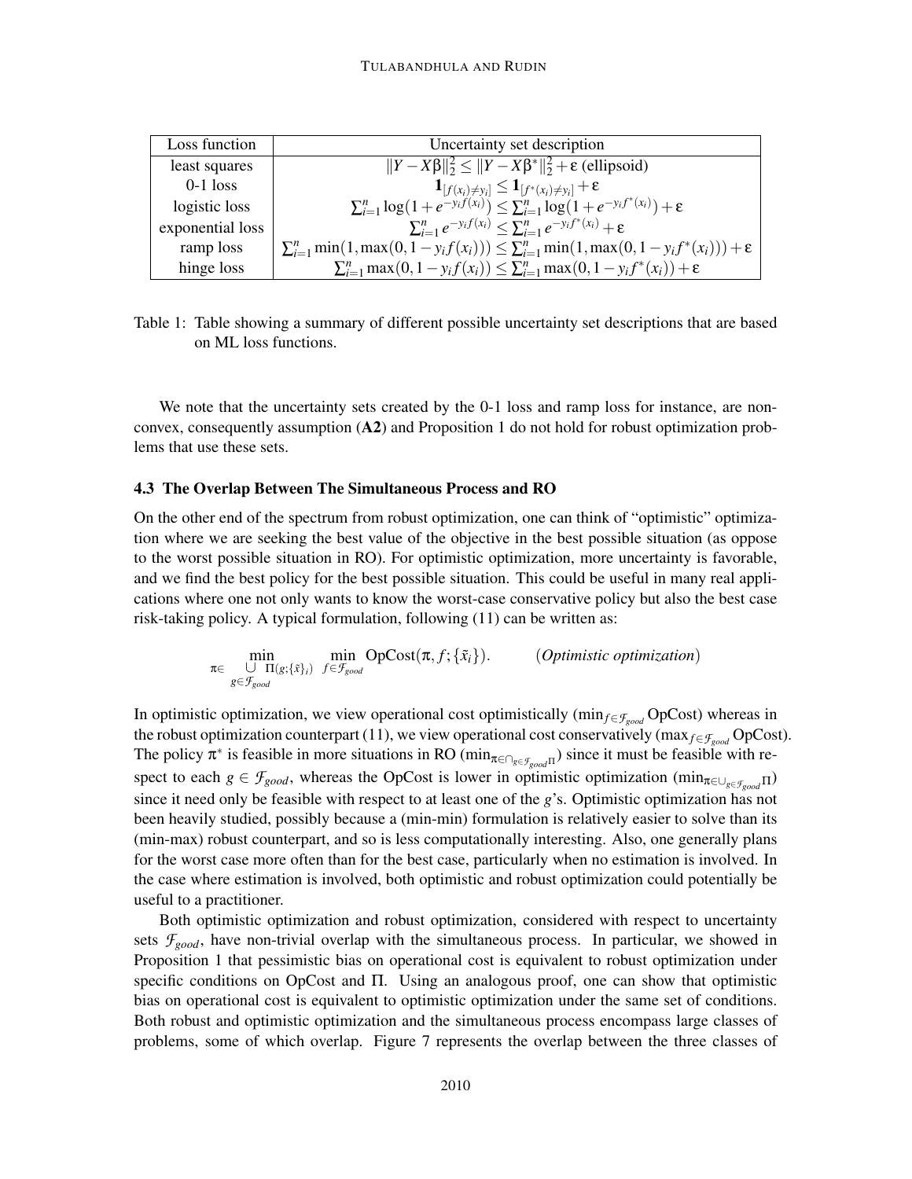| Loss function | Uncertainty set description |
| --- | --- |
| least squares | $\|Y - X\beta\|_2^2 \leq \|Y - X\beta^*\|_2^2 + \varepsilon$ (ellipsoid) |
| 0-1 loss | $\mathbf{1}_{[f(x_i) \neq y_i]} \leq \mathbf{1}_{[f^*(x_i) \neq y_i]} + \varepsilon$ |
| logistic loss | $\sum_{i=1}^n \log(1 + e^{-y_i f(x_i)}) \leq \sum_{i=1}^n \log(1 + e^{-y_i f^*(x_i)}) + \varepsilon$ |
| exponential loss | $\sum_{i=1}^n e^{-y_i f(x_i)} \leq \sum_{i=1}^n e^{-y_i f^*(x_i)} + \varepsilon$ |
| ramp loss | $\sum_{i=1}^n \min(1, \max(0, 1 - y_i f(x_i))) \leq \sum_{i=1}^n \min(1, \max(0, 1 - y_i f^*(x_i))) + \varepsilon$ |
| hinge loss | $\sum_{i=1}^n \max(0, 1 - y_i f(x_i)) \leq \sum_{i=1}^n \max(0, 1 - y_i f^*(x_i)) + \varepsilon$ |

Table 1: Table showing a summary of different possible uncertainty set descriptions that are based on ML loss functions.

We note that the uncertainty sets created by the 0-1 loss and ramp loss for instance, are non-convex, consequently assumption (**A2**) and Proposition 1 do not hold for robust optimization problems that use these sets.

### 4.3 The Overlap Between The Simultaneous Process and RO

On the other end of the spectrum from robust optimization, one can think of "optimistic" optimization where we are seeking the best value of the objective in the best possible situation (as oppose to the worst possible situation in RO). For optimistic optimization, more uncertainty is favorable, and we find the best policy for the best possible situation. This could be useful in many real applications where one not only wants to know the worst-case conservative policy but also the best case risk-taking policy. A typical formulation, following (11) can be written as:

$$\min_{\pi \in \bigcup_{g \in \mathcal{F}_{good}} \Pi(g;\{\tilde{x}\}_i)} \min_{f \in \mathcal{F}_{good}} \text{OpCost}(\pi, f; \{\tilde{x}_i\}). \qquad (\textit{Optimistic optimization})$$

In optimistic optimization, we view operational cost optimistically ($\min_{f \in \mathcal{F}_{good}} \text{OpCost}$) whereas in the robust optimization counterpart (11), we view operational cost conservatively ($\max_{f \in \mathcal{F}_{good}} \text{OpCost}$). The policy $\pi^*$ is feasible in more situations in RO ($\min_{\pi \in \cap_{g \in \mathcal{F}_{good}} \Pi}$) since it must be feasible with respect to each $g \in \mathcal{F}_{good}$, whereas the OpCost is lower in optimistic optimization ($\min_{\pi \in \cup_{g \in \mathcal{F}_{good}} \Pi}$) since it need only be feasible with respect to at least one of the $g$'s. Optimistic optimization has not been heavily studied, possibly because a (min-min) formulation is relatively easier to solve than its (min-max) robust counterpart, and so is less computationally interesting. Also, one generally plans for the worst case more often than for the best case, particularly when no estimation is involved. In the case where estimation is involved, both optimistic and robust optimization could potentially be useful to a practitioner.

Both optimistic optimization and robust optimization, considered with respect to uncertainty sets $\mathcal{F}_{good}$, have non-trivial overlap with the simultaneous process. In particular, we showed in Proposition 1 that pessimistic bias on operational cost is equivalent to robust optimization under specific conditions on OpCost and $\Pi$. Using an analogous proof, one can show that optimistic bias on operational cost is equivalent to optimistic optimization under the same set of conditions. Both robust and optimistic optimization and the simultaneous process encompass large classes of problems, some of which overlap. Figure 7 represents the overlap between the three classes of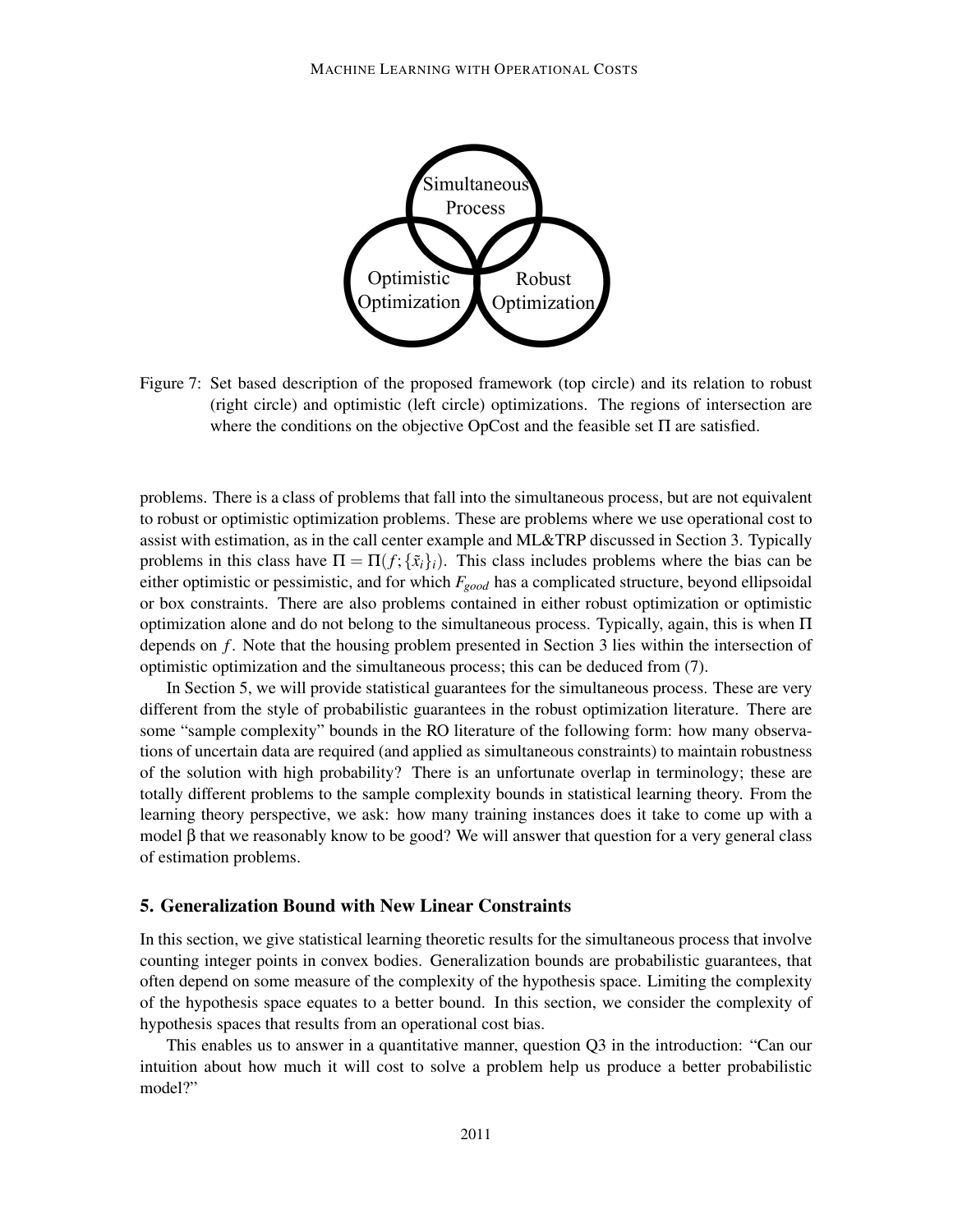Simultaneous Process

Optimistic Optimization

Robust Optimization

Figure 7: Set based description of the proposed framework (top circle) and its relation to robust (right circle) and optimistic (left circle) optimizations. The regions of intersection are where the conditions on the objective OpCost and the feasible set $\Pi$ are satisfied.

problems. There is a class of problems that fall into the simultaneous process, but are not equivalent to robust or optimistic optimization problems. These are problems where we use operational cost to assist with estimation, as in the call center example and ML&TRP discussed in Section 3. Typically problems in this class have $\Pi = \Pi(f; \{\tilde{x}_i\}_i)$. This class includes problems where the bias can be either optimistic or pessimistic, and for which $F_{good}$ has a complicated structure, beyond ellipsoidal or box constraints. There are also problems contained in either robust optimization or optimistic optimization alone and do not belong to the simultaneous process. Typically, again, this is when $\Pi$ depends on $f$. Note that the housing problem presented in Section 3 lies within the intersection of optimistic optimization and the simultaneous process; this can be deduced from (7).

In Section 5, we will provide statistical guarantees for the simultaneous process. These are very different from the style of probabilistic guarantees in the robust optimization literature. There are some "sample complexity" bounds in the RO literature of the following form: how many observations of uncertain data are required (and applied as simultaneous constraints) to maintain robustness of the solution with high probability? There is an unfortunate overlap in terminology; these are totally different problems to the sample complexity bounds in statistical learning theory. From the learning theory perspective, we ask: how many training instances does it take to come up with a model $\beta$ that we reasonably know to be good? We will answer that question for a very general class of estimation problems.

## 5. Generalization Bound with New Linear Constraints

In this section, we give statistical learning theoretic results for the simultaneous process that involve counting integer points in convex bodies. Generalization bounds are probabilistic guarantees, that often depend on some measure of the complexity of the hypothesis space. Limiting the complexity of the hypothesis space equates to a better bound. In this section, we consider the complexity of hypothesis spaces that results from an operational cost bias.

This enables us to answer in a quantitative manner, question Q3 in the introduction: "Can our intuition about how much it will cost to solve a problem help us produce a better probabilistic model?"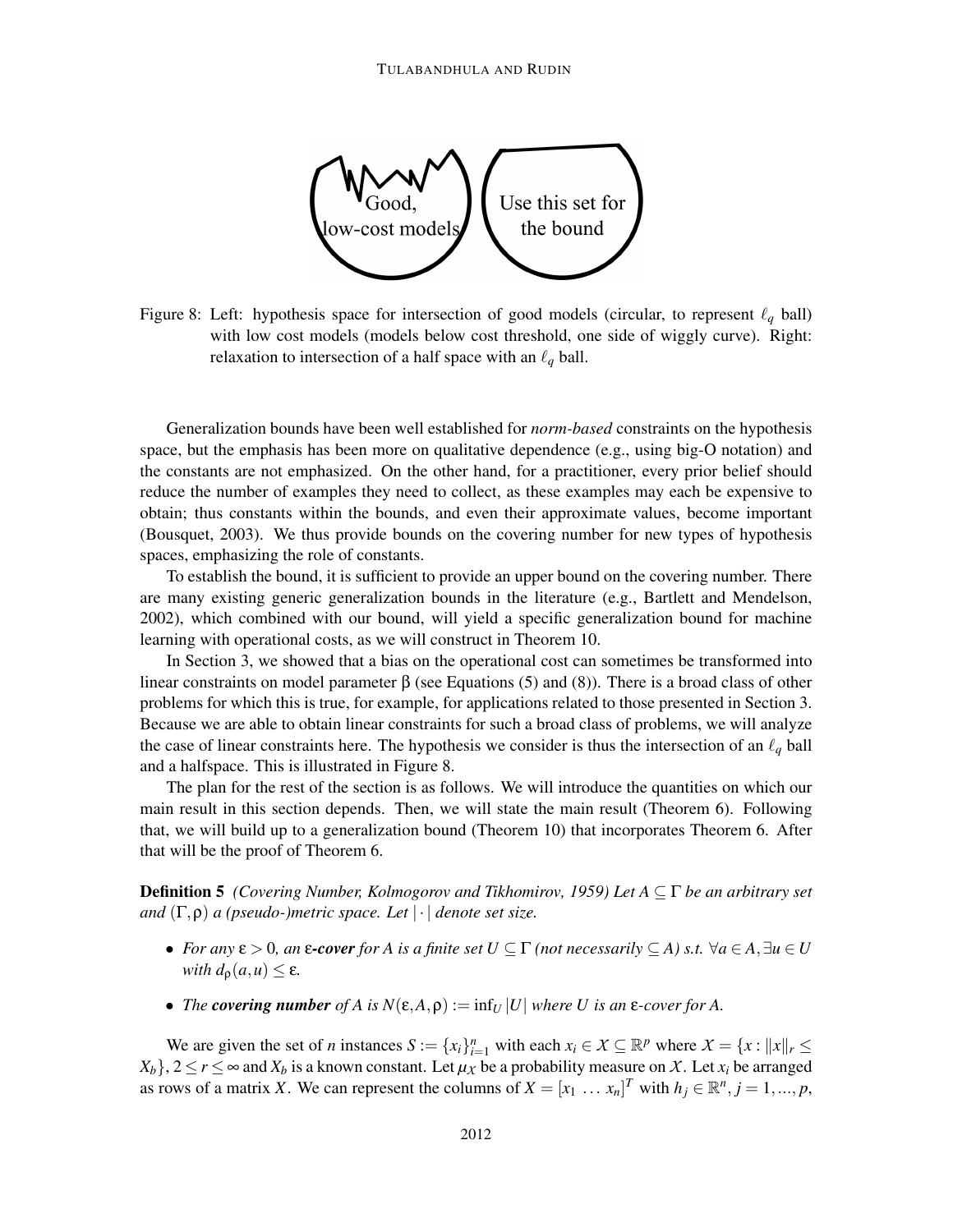Figure 8: Left: hypothesis space for intersection of good models (circular, to represent $\ell_q$ ball) with low cost models (models below cost threshold, one side of wiggly curve). Right: relaxation to intersection of a half space with an $\ell_q$ ball.

Generalization bounds have been well established for *norm-based* constraints on the hypothesis space, but the emphasis has been more on qualitative dependence (e.g., using big-O notation) and the constants are not emphasized. On the other hand, for a practitioner, every prior belief should reduce the number of examples they need to collect, as these examples may each be expensive to obtain; thus constants within the bounds, and even their approximate values, become important (Bousquet, 2003). We thus provide bounds on the covering number for new types of hypothesis spaces, emphasizing the role of constants.

To establish the bound, it is sufficient to provide an upper bound on the covering number. There are many existing generic generalization bounds in the literature (e.g., Bartlett and Mendelson, 2002), which combined with our bound, will yield a specific generalization bound for machine learning with operational costs, as we will construct in Theorem 10.

In Section 3, we showed that a bias on the operational cost can sometimes be transformed into linear constraints on model parameter $\beta$ (see Equations (5) and (8)). There is a broad class of other problems for which this is true, for example, for applications related to those presented in Section 3. Because we are able to obtain linear constraints for such a broad class of problems, we will analyze the case of linear constraints here. The hypothesis we consider is thus the intersection of an $\ell_q$ ball and a halfspace. This is illustrated in Figure 8.

The plan for the rest of the section is as follows. We will introduce the quantities on which our main result in this section depends. Then, we will state the main result (Theorem 6). Following that, we will build up to a generalization bound (Theorem 10) that incorporates Theorem 6. After that will be the proof of Theorem 6.

**Definition 5** *(Covering Number, Kolmogorov and Tikhomirov, 1959) Let $A \subseteq \Gamma$ be an arbitrary set and $(\Gamma, \rho)$ a (pseudo-)metric space. Let $|\cdot|$ denote set size.*

- *For any $\varepsilon > 0$, an **$\varepsilon$-cover** for $A$ is a finite set $U \subseteq \Gamma$ (not necessarily $\subseteq A$) s.t. $\forall a \in A, \exists u \in U$ with $d_\rho(a,u) \leq \varepsilon$.*
- *The **covering number** of $A$ is $N(\varepsilon, A, \rho) := \inf_U |U|$ where $U$ is an $\varepsilon$-cover for $A$.*

We are given the set of $n$ instances $S := \{x_i\}_{i=1}^n$ with each $x_i \in \mathcal{X} \subseteq \mathbb{R}^p$ where $\mathcal{X} = \{x : \|x\|_r \leq X_b\}$, $2 \leq r \leq \infty$ and $X_b$ is a known constant. Let $\mu_\mathcal{X}$ be a probability measure on $\mathcal{X}$. Let $x_i$ be arranged as rows of a matrix $X$. We can represent the columns of $X = [x_1 \ \ldots \ x_n]^T$ with $h_j \in \mathbb{R}^n$, $j = 1, ..., p$,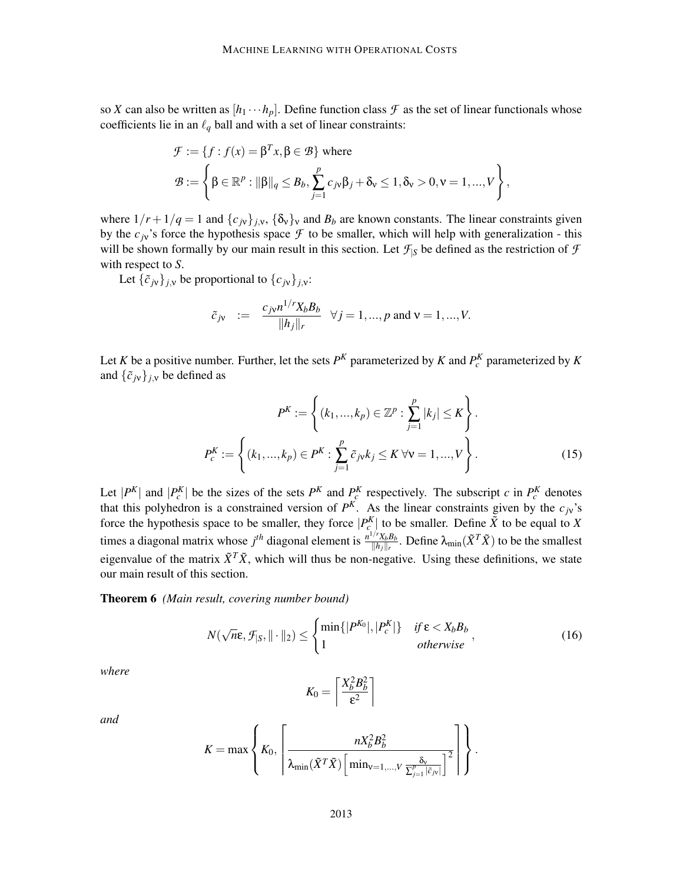so $X$ can also be written as $[h_1 \cdots h_p]$. Define function class $\mathcal{F}$ as the set of linear functionals whose coefficients lie in an $\ell_q$ ball and with a set of linear constraints:

$$
\begin{aligned}
&\mathcal{F} := \{f : f(x) = \beta^T x, \beta \in \mathcal{B}\} \text{ where} \\
&\mathcal{B} := \left\{ \beta \in \mathbb{R}^p : \|\beta\|_q \le B_b, \sum_{j=1}^{p} c_{j\nu}\beta_j + \delta_\nu \le 1, \delta_\nu > 0, \nu = 1, ..., V \right\},
\end{aligned}
$$

where $1/r + 1/q = 1$ and $\{c_{j\nu}\}_{j,\nu}$, $\{\delta_\nu\}_\nu$ and $B_b$ are known constants. The linear constraints given by the $c_{j\nu}$'s force the hypothesis space $\mathcal{F}$ to be smaller, which will help with generalization - this will be shown formally by our main result in this section. Let $\mathcal{F}_{|S}$ be defined as the restriction of $\mathcal{F}$ with respect to $S$.

Let $\{\tilde{c}_{j\nu}\}_{j,\nu}$ be proportional to $\{c_{j\nu}\}_{j,\nu}$:

$$
\tilde{c}_{j\nu} \;\; := \;\; \frac{c_{j\nu} n^{1/r} X_b B_b}{\|h_j\|_r} \quad \forall j = 1, ..., p \text{ and } \nu = 1, ..., V.
$$

Let $K$ be a positive number. Further, let the sets $P^K$ parameterized by $K$ and $P_c^K$ parameterized by $K$ and $\{\tilde{c}_{j\nu}\}_{j,\nu}$ be defined as

$$
\begin{aligned}
P^K &:= \left\{ (k_1, ..., k_p) \in \mathbb{Z}^p : \sum_{j=1}^{p} |k_j| \le K \right\}. \\
P_c^K &:= \left\{ (k_1, ..., k_p) \in P^K : \sum_{j=1}^{p} \tilde{c}_{j\nu} k_j \le K \; \forall \nu = 1, ..., V \right\}. \qquad (15)
\end{aligned}
$$

Let $|P^K|$ and $|P_c^K|$ be the sizes of the sets $P^K$ and $P_c^K$ respectively. The subscript $c$ in $P_c^K$ denotes that this polyhedron is a constrained version of $P^K$. As the linear constraints given by the $c_{j\nu}$'s force the hypothesis space to be smaller, they force $|P_c^K|$ to be smaller. Define $\tilde{X}$ to be equal to $X$ times a diagonal matrix whose $j^{th}$ diagonal element is $\frac{n^{1/r} X_b B_b}{\|h_j\|_r}$. Define $\lambda_{\min}(\tilde{X}^T \tilde{X})$ to be the smallest eigenvalue of the matrix $\tilde{X}^T \tilde{X}$, which will thus be non-negative. Using these definitions, we state our main result of this section.

**Theorem 6** *(Main result, covering number bound)*

$$
N(\sqrt{n}\varepsilon, \mathcal{F}_{|S}, \|\cdot\|_2) \le \begin{cases} \min\{|P^{K_0}|, |P_c^K|\} & \text{if } \varepsilon < X_b B_b \\ 1 & \text{otherwise} \end{cases}, \qquad (16)
$$

*where*

$$
K_0 = \left\lceil \frac{X_b^2 B_b^2}{\varepsilon^2} \right\rceil
$$

*and*

$$
K = \max\left\{ K_0, \left\lceil \frac{n X_b^2 B_b^2}{\lambda_{\min}(\tilde{X}^T \tilde{X}) \left[ \min_{\nu=1,...,V} \frac{\delta_\nu}{\sum_{j=1}^{p} |\tilde{c}_{j\nu}|} \right]^2} \right\rceil \right\}.
$$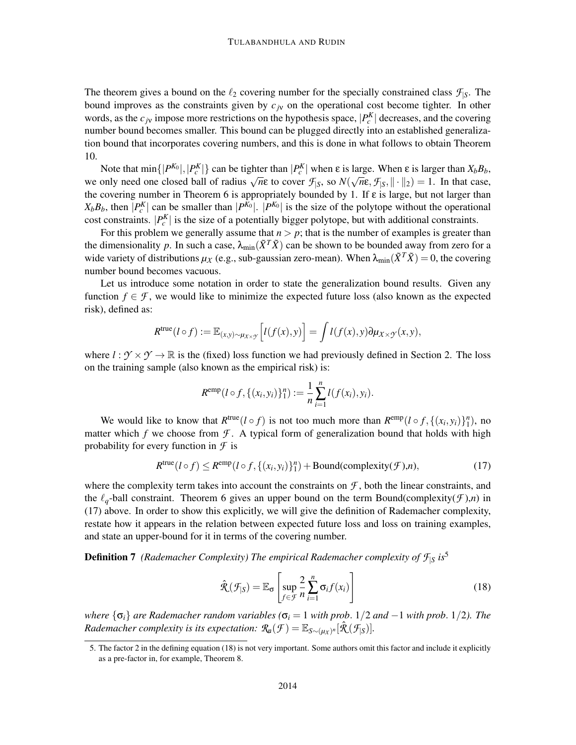The theorem gives a bound on the $\ell_2$ covering number for the specially constrained class $\mathcal{F}_{|S}$. The bound improves as the constraints given by $c_{j\nu}$ on the operational cost become tighter. In other words, as the $c_{j\nu}$ impose more restrictions on the hypothesis space, $|P_c^K|$ decreases, and the covering number bound becomes smaller. This bound can be plugged directly into an established generalization bound that incorporates covering numbers, and this is done in what follows to obtain Theorem 10.

Note that $\min\{|P^{K_0}|, |P_c^K|\}$ can be tighter than $|P_c^K|$ when $\varepsilon$ is large. When $\varepsilon$ is larger than $X_b B_b$, we only need one closed ball of radius $\sqrt{n}\varepsilon$ to cover $\mathcal{F}_{|S}$, so $N(\sqrt{n}\varepsilon, \mathcal{F}_{|S}, \|\cdot\|_2) = 1$. In that case, the covering number in Theorem 6 is appropriately bounded by 1. If $\varepsilon$ is large, but not larger than $X_b B_b$, then $|P_c^K|$ can be smaller than $|P^{K_0}|$. $|P^{K_0}|$ is the size of the polytope without the operational cost constraints. $|P_c^K|$ is the size of a potentially bigger polytope, but with additional constraints.

For this problem we generally assume that $n > p$; that is the number of examples is greater than the dimensionality $p$. In such a case, $\lambda_{\min}(\tilde{X}^T\tilde{X})$ can be shown to be bounded away from zero for a wide variety of distributions $\mu_X$ (e.g., sub-gaussian zero-mean). When $\lambda_{\min}(\tilde{X}^T\tilde{X}) = 0$, the covering number bound becomes vacuous.

Let us introduce some notation in order to state the generalization bound results. Given any function $f \in \mathcal{F}$, we would like to minimize the expected future loss (also known as the expected risk), defined as:

$$R^{\text{true}}(l \circ f) := \mathbb{E}_{(x,y)\sim\mu_{X\times\mathcal{Y}}}\Big[l(f(x),y)\Big] = \int l(f(x),y)\partial\mu_{X\times\mathcal{Y}}(x,y),$$

where $l : \mathcal{Y} \times \mathcal{Y} \to \mathbb{R}$ is the (fixed) loss function we had previously defined in Section 2. The loss on the training sample (also known as the empirical risk) is:

$$R^{\text{emp}}(l \circ f, \{(x_i,y_i)\}_1^n) := \frac{1}{n}\sum_{i=1}^{n} l(f(x_i),y_i).$$

We would like to know that $R^{\text{true}}(l \circ f)$ is not too much more than $R^{\text{emp}}(l \circ f, \{(x_i,y_i)\}_1^n)$, no matter which $f$ we choose from $\mathcal{F}$. A typical form of generalization bound that holds with high probability for every function in $\mathcal{F}$ is

$$R^{\text{true}}(l \circ f) \leq R^{\text{emp}}(l \circ f, \{(x_i,y_i)\}_1^n) + \text{Bound}(\text{complexity}(\mathcal{F}),n), \tag{17}$$

where the complexity term takes into account the constraints on $\mathcal{F}$, both the linear constraints, and the $\ell_q$-ball constraint. Theorem 6 gives an upper bound on the term Bound(complexity($\mathcal{F}$),$n$) in (17) above. In order to show this explicitly, we will give the definition of Rademacher complexity, restate how it appears in the relation between expected future loss and loss on training examples, and state an upper-bound for it in terms of the covering number.

**Definition 7** *(Rademacher Complexity) The empirical Rademacher complexity of $\mathcal{F}_{|S}$ is*[5]

$$\hat{\mathcal{R}}(\mathcal{F}_{|S}) = \mathbb{E}_\sigma\left[\sup_{f\in\mathcal{F}}\frac{2}{n}\sum_{i=1}^{n}\sigma_i f(x_i)\right] \tag{18}$$

*where $\{\sigma_i\}$ are Rademacher random variables ($\sigma_i = 1$ with prob. $1/2$ and $-1$ with prob. $1/2$). The Rademacher complexity is its expectation: $\mathcal{R}_n(\mathcal{F}) = \mathbb{E}_{S\sim(\mu_X)^n}[\hat{\mathcal{R}}(\mathcal{F}_{|S})]$.*

5. The factor 2 in the defining equation (18) is not very important. Some authors omit this factor and include it explicitly as a pre-factor in, for example, Theorem 8.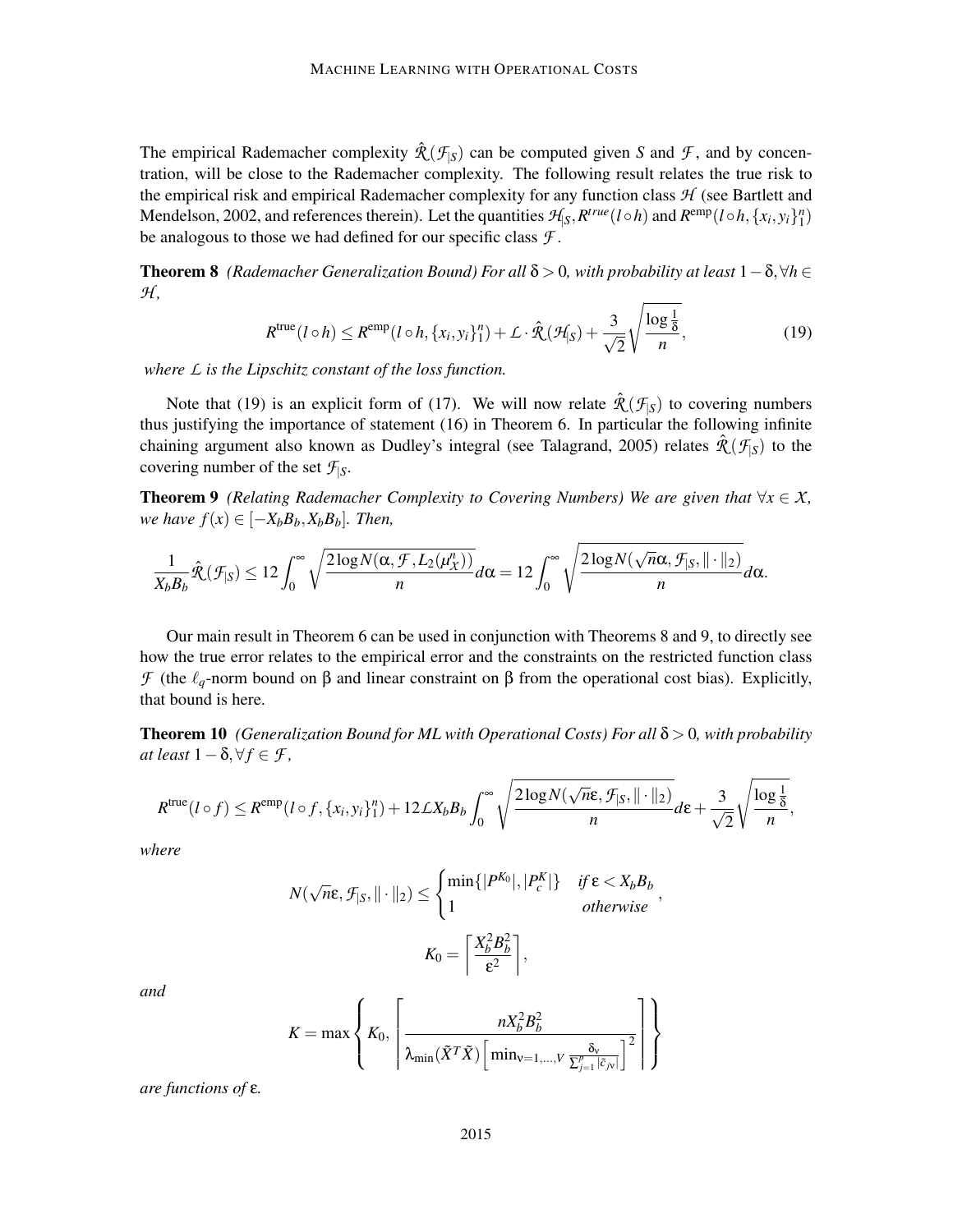The empirical Rademacher complexity $\hat{\mathcal{R}}(\mathcal{F}_{|S})$ can be computed given $S$ and $\mathcal{F}$, and by concentration, will be close to the Rademacher complexity. The following result relates the true risk to the empirical risk and empirical Rademacher complexity for any function class $\mathcal{H}$ (see Bartlett and Mendelson, 2002, and references therein). Let the quantities $\mathcal{H}_{|S}, R^{true}(l \circ h)$ and $R^{\text{emp}}(l \circ h, \{x_i, y_i\}_1^n)$ be analogous to those we had defined for our specific class $\mathcal{F}$.

**Theorem 8** *(Rademacher Generalization Bound) For all $\delta > 0$, with probability at least $1 - \delta, \forall h \in \mathcal{H}$,*

$$R^{\text{true}}(l \circ h) \leq R^{\text{emp}}(l \circ h, \{x_i, y_i\}_1^n) + \mathcal{L} \cdot \hat{\mathcal{R}}(\mathcal{H}_{|S}) + \frac{3}{\sqrt{2}} \sqrt{\frac{\log \frac{1}{\delta}}{n}}, \tag{19}$$

*where $\mathcal{L}$ is the Lipschitz constant of the loss function.*

Note that (19) is an explicit form of (17). We will now relate $\hat{\mathcal{R}}(\mathcal{F}_{|S})$ to covering numbers thus justifying the importance of statement (16) in Theorem 6. In particular the following infinite chaining argument also known as Dudley's integral (see Talagrand, 2005) relates $\hat{\mathcal{R}}(\mathcal{F}_{|S})$ to the covering number of the set $\mathcal{F}_{|S}$.

**Theorem 9** *(Relating Rademacher Complexity to Covering Numbers) We are given that $\forall x \in \mathcal{X}$, we have $f(x) \in [-X_b B_b, X_b B_b]$. Then,*

$$\frac{1}{X_b B_b} \hat{\mathcal{R}}(\mathcal{F}_{|S}) \leq 12 \int_0^\infty \sqrt{\frac{2 \log N(\alpha, \mathcal{F}, L_2(\mu_{\mathcal{X}}^n))}{n}} d\alpha = 12 \int_0^\infty \sqrt{\frac{2 \log N(\sqrt{n}\alpha, \mathcal{F}_{|S}, \|\cdot\|_2)}{n}} d\alpha.$$

Our main result in Theorem 6 can be used in conjunction with Theorems 8 and 9, to directly see how the true error relates to the empirical error and the constraints on the restricted function class $\mathcal{F}$ (the $\ell_q$-norm bound on $\beta$ and linear constraint on $\beta$ from the operational cost bias). Explicitly, that bound is here.

**Theorem 10** *(Generalization Bound for ML with Operational Costs) For all $\delta > 0$, with probability at least $1 - \delta, \forall f \in \mathcal{F}$,*

$$R^{\text{true}}(l \circ f) \leq R^{\text{emp}}(l \circ f, \{x_i, y_i\}_1^n) + 12 \mathcal{L} X_b B_b \int_0^\infty \sqrt{\frac{2 \log N(\sqrt{n}\varepsilon, \mathcal{F}_{|S}, \|\cdot\|_2)}{n}} d\varepsilon + \frac{3}{\sqrt{2}} \sqrt{\frac{\log \frac{1}{\delta}}{n}},$$

*where*

$$N(\sqrt{n}\varepsilon, \mathcal{F}_{|S}, \|\cdot\|_2) \leq \begin{cases} \min\{|P^{K_0}|, |P_c^K|\} & \text{if } \varepsilon < X_b B_b \\ 1 & \text{otherwise} \end{cases},$$

$$K_0 = \left\lceil \frac{X_b^2 B_b^2}{\varepsilon^2} \right\rceil,$$

*and*

$$K = \max \left\{ K_0, \left\lceil \frac{n X_b^2 B_b^2}{\lambda_{\min}(\tilde{X}^T \tilde{X}) \left[ \min_{\nu=1,\ldots,V} \frac{\delta_\nu}{\sum_{j=1}^p |\tilde{c}_{j\nu}|} \right]^2} \right\rceil \right\}$$

*are functions of $\varepsilon$.*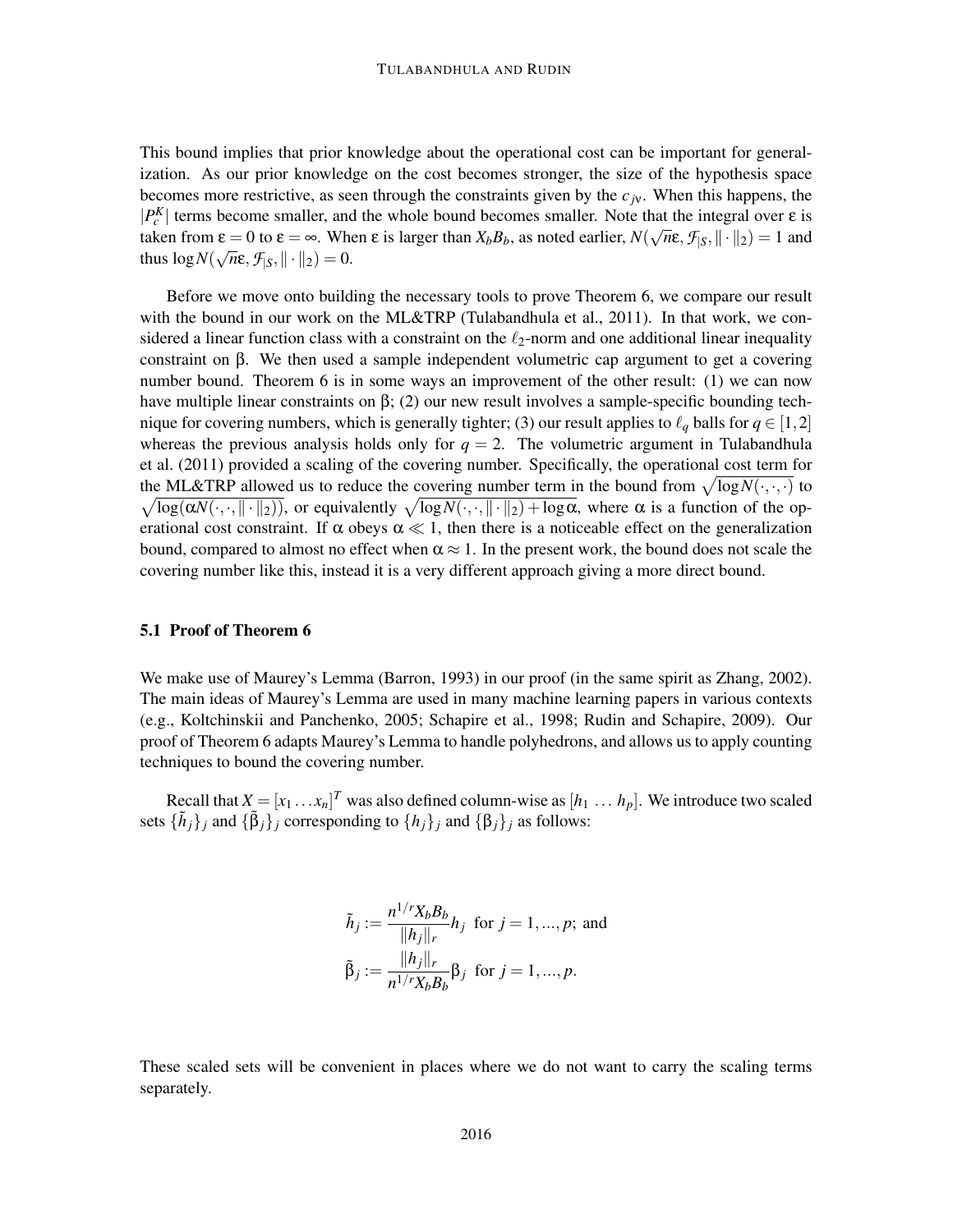This bound implies that prior knowledge about the operational cost can be important for generalization. As our prior knowledge on the cost becomes stronger, the size of the hypothesis space becomes more restrictive, as seen through the constraints given by the $c_{j\nu}$. When this happens, the $|P_c^K|$ terms become smaller, and the whole bound becomes smaller. Note that the integral over $\varepsilon$ is taken from $\varepsilon = 0$ to $\varepsilon = \infty$. When $\varepsilon$ is larger than $X_b B_b$, as noted earlier, $N(\sqrt{n}\varepsilon, \mathcal{F}_{|S}, \|\cdot\|_2) = 1$ and thus $\log N(\sqrt{n}\varepsilon, \mathcal{F}_{|S}, \|\cdot\|_2) = 0$.

Before we move onto building the necessary tools to prove Theorem 6, we compare our result with the bound in our work on the ML&TRP (Tulabandhula et al., 2011). In that work, we considered a linear function class with a constraint on the $\ell_2$-norm and one additional linear inequality constraint on $\beta$. We then used a sample independent volumetric cap argument to get a covering number bound. Theorem 6 is in some ways an improvement of the other result: (1) we can now have multiple linear constraints on $\beta$; (2) our new result involves a sample-specific bounding technique for covering numbers, which is generally tighter; (3) our result applies to $\ell_q$ balls for $q \in [1,2]$ whereas the previous analysis holds only for $q = 2$. The volumetric argument in Tulabandhula et al. (2011) provided a scaling of the covering number. Specifically, the operational cost term for the ML&TRP allowed us to reduce the covering number term in the bound from $\sqrt{\log N(\cdot,\cdot,\cdot)}$ to $\sqrt{\log(\alpha N(\cdot,\cdot,\|\cdot\|_2))}$, or equivalently $\sqrt{\log N(\cdot,\cdot,\|\cdot\|_2) + \log\alpha}$, where $\alpha$ is a function of the operational cost constraint. If $\alpha$ obeys $\alpha \ll 1$, then there is a noticeable effect on the generalization bound, compared to almost no effect when $\alpha \approx 1$. In the present work, the bound does not scale the covering number like this, instead it is a very different approach giving a more direct bound.

### 5.1 Proof of Theorem 6

We make use of Maurey's Lemma (Barron, 1993) in our proof (in the same spirit as Zhang, 2002). The main ideas of Maurey's Lemma are used in many machine learning papers in various contexts (e.g., Koltchinskii and Panchenko, 2005; Schapire et al., 1998; Rudin and Schapire, 2009). Our proof of Theorem 6 adapts Maurey's Lemma to handle polyhedrons, and allows us to apply counting techniques to bound the covering number.

Recall that $X = [x_1 \ldots x_n]^T$ was also defined column-wise as $[h_1 \ \ldots \ h_p]$. We introduce two scaled sets $\{\tilde{h}_j\}_j$ and $\{\tilde{\beta}_j\}_j$ corresponding to $\{h_j\}_j$ and $\{\beta_j\}_j$ as follows:

$$
\tilde{h}_j := \frac{n^{1/r} X_b B_b}{\|h_j\|_r} h_j \ \text{ for } j = 1, ..., p; \text{ and}
$$

$$
\tilde{\beta}_j := \frac{\|h_j\|_r}{n^{1/r} X_b B_b} \beta_j \ \text{ for } j = 1, ..., p.
$$

These scaled sets will be convenient in places where we do not want to carry the scaling terms separately.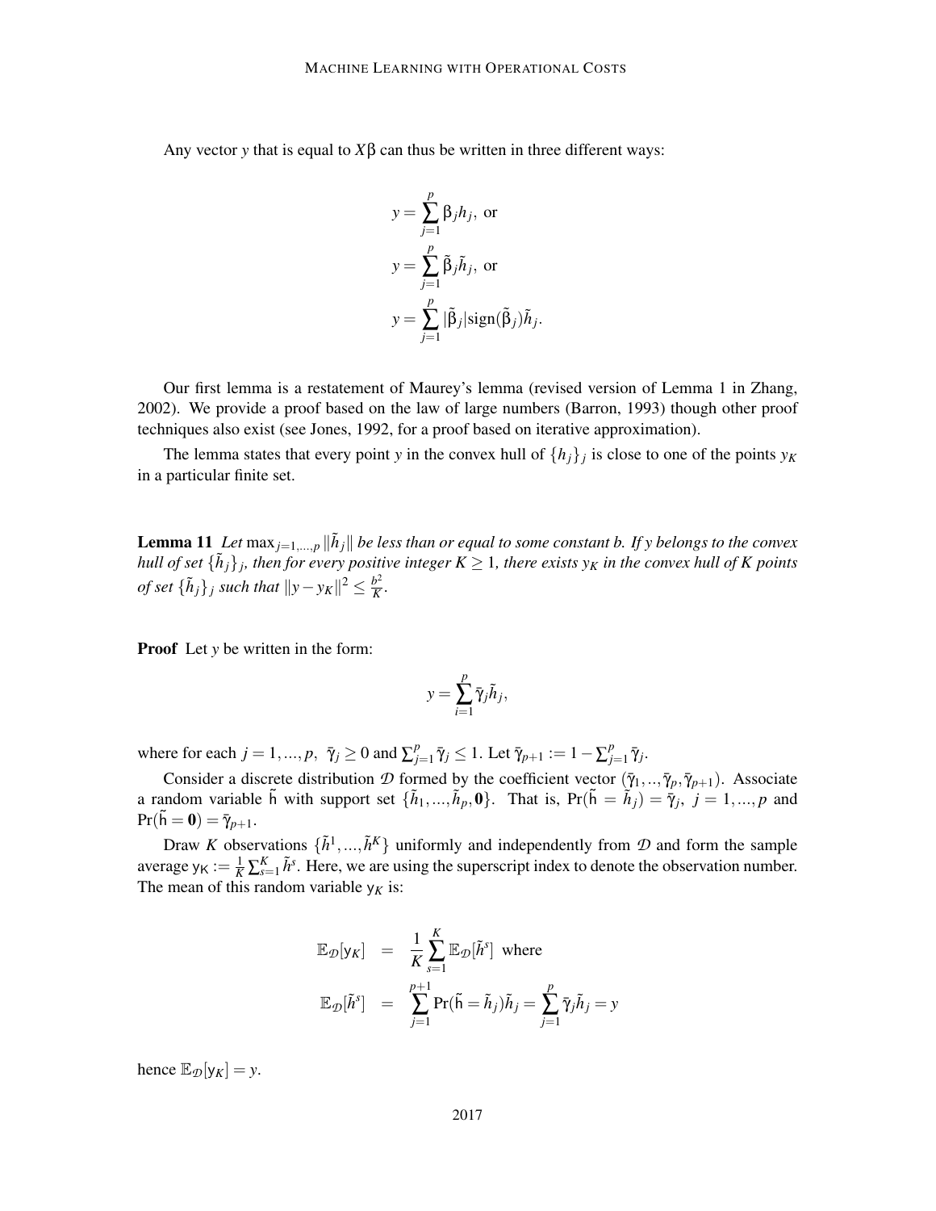Any vector $y$ that is equal to $X\beta$ can thus be written in three different ways:

$$y = \sum_{j=1}^{p} \beta_j h_j, \text{ or}$$

$$y = \sum_{j=1}^{p} \tilde{\beta}_j \tilde{h}_j, \text{ or}$$

$$y = \sum_{j=1}^{p} |\tilde{\beta}_j| \text{sign}(\tilde{\beta}_j) \tilde{h}_j.$$

Our first lemma is a restatement of Maurey's lemma (revised version of Lemma 1 in Zhang, 2002). We provide a proof based on the law of large numbers (Barron, 1993) though other proof techniques also exist (see Jones, 1992, for a proof based on iterative approximation).

The lemma states that every point $y$ in the convex hull of $\{h_j\}_j$ is close to one of the points $y_K$ in a particular finite set.

**Lemma 11** *Let $\max_{j=1,...,p} \|\tilde{h}_j\|$ be less than or equal to some constant b. If y belongs to the convex hull of set $\{\tilde{h}_j\}_j$, then for every positive integer $K \geq 1$, there exists $y_K$ in the convex hull of K points of set $\{\tilde{h}_j\}_j$ such that $\|y - y_K\|^2 \leq \frac{b^2}{K}$.*

**Proof** Let $y$ be written in the form:

$$y = \sum_{i=1}^{p} \bar{\gamma}_j \tilde{h}_j,$$

where for each $j = 1, ..., p$, $\bar{\gamma}_j \geq 0$ and $\sum_{j=1}^{p} \bar{\gamma}_j \leq 1$. Let $\bar{\gamma}_{p+1} := 1 - \sum_{j=1}^{p} \bar{\gamma}_j$.

Consider a discrete distribution $\mathcal{D}$ formed by the coefficient vector $(\bar{\gamma}_1, .., \bar{\gamma}_p, \bar{\gamma}_{p+1})$. Associate a random variable $\tilde{\mathsf{h}}$ with support set $\{\tilde{h}_1, ..., \tilde{h}_p, \mathbf{0}\}$. That is, $\Pr(\tilde{\mathsf{h}} = \tilde{h}_j) = \bar{\gamma}_j$, $j = 1, ..., p$ and $\Pr(\tilde{\mathsf{h}} = \mathbf{0}) = \bar{\gamma}_{p+1}$.

Draw $K$ observations $\{\tilde{h}^1, ..., \tilde{h}^K\}$ uniformly and independently from $\mathcal{D}$ and form the sample average $\mathsf{y}_K := \frac{1}{K} \sum_{s=1}^{K} \tilde{h}^s$. Here, we are using the superscript index to denote the observation number. The mean of this random variable $\mathsf{y}_K$ is:

$$\mathbb{E}_{\mathcal{D}}[\mathsf{y}_K] = \frac{1}{K} \sum_{s=1}^{K} \mathbb{E}_{\mathcal{D}}[\tilde{h}^s] \text{ where}$$

$$\mathbb{E}_{\mathcal{D}}[\tilde{h}^s] = \sum_{j=1}^{p+1} \Pr(\tilde{\mathsf{h}} = \tilde{h}_j) \tilde{h}_j = \sum_{j=1}^{p} \bar{\gamma}_j \tilde{h}_j = y$$

hence $\mathbb{E}_{\mathcal{D}}[\mathsf{y}_K] = y$.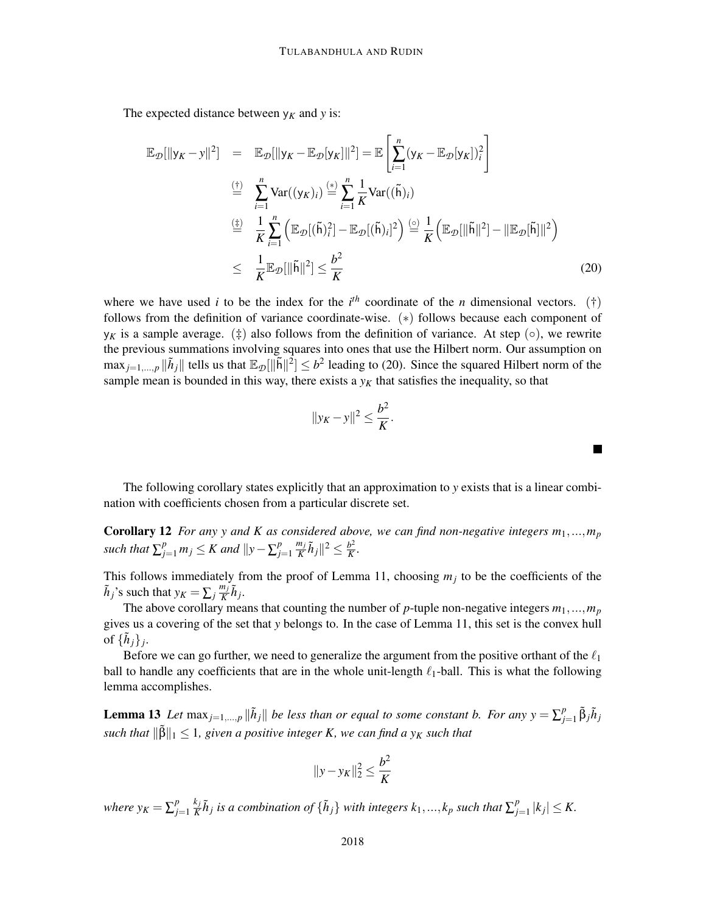The expected distance between $\mathsf{y}_K$ and $y$ is:

$$
\begin{aligned}
\mathbb{E}_{\mathcal{D}}[\|\mathsf{y}_K - y\|^2] &= \mathbb{E}_{\mathcal{D}}[\|\mathsf{y}_K - \mathbb{E}_{\mathcal{D}}[\mathsf{y}_K]\|^2] = \mathbb{E}\left[\sum_{i=1}^{n}(\mathsf{y}_K - \mathbb{E}_{\mathcal{D}}[\mathsf{y}_K])_i^2\right] \\
&\overset{(\dagger)}{=} \sum_{i=1}^{n} \text{Var}((\mathsf{y}_K)_i) \overset{(*)}{=} \sum_{i=1}^{n} \frac{1}{K}\text{Var}((\tilde{\mathsf{h}})_i) \\
&\overset{(\ddagger)}{=} \frac{1}{K}\sum_{i=1}^{n}\left(\mathbb{E}_{\mathcal{D}}[(\tilde{\mathsf{h}})_i^2] - \mathbb{E}_{\mathcal{D}}[(\tilde{\mathsf{h}})_i]^2\right) \overset{(\circ)}{=} \frac{1}{K}\left(\mathbb{E}_{\mathcal{D}}[\|\tilde{\mathsf{h}}\|^2] - \|\mathbb{E}_{\mathcal{D}}[\tilde{\mathsf{h}}]\|^2\right) \\
&\leq \frac{1}{K}\mathbb{E}_{\mathcal{D}}[\|\tilde{\mathsf{h}}\|^2] \leq \frac{b^2}{K} \qquad (20)
\end{aligned}
$$

where we have used $i$ to be the index for the $i^{th}$ coordinate of the $n$ dimensional vectors. $(\dagger)$ follows from the definition of variance coordinate-wise. $(*)$ follows because each component of $\mathsf{y}_K$ is a sample average. $(\ddagger)$ also follows from the definition of variance. At step $(\circ)$, we rewrite the previous summations involving squares into ones that use the Hilbert norm. Our assumption on $\max_{j=1,\ldots,p}\|\tilde{h}_j\|$ tells us that $\mathbb{E}_{\mathcal{D}}[\|\tilde{\mathsf{h}}\|^2] \leq b^2$ leading to (20). Since the squared Hilbert norm of the sample mean is bounded in this way, there exists a $y_K$ that satisfies the inequality, so that

$$\|y_K - y\|^2 \leq \frac{b^2}{K}.$$

■

The following corollary states explicitly that an approximation to $y$ exists that is a linear combination with coefficients chosen from a particular discrete set.

**Corollary 12** *For any $y$ and $K$ as considered above, we can find non-negative integers $m_1,\ldots,m_p$ such that $\sum_{j=1}^{p} m_j \leq K$ and $\|y - \sum_{j=1}^{p}\frac{m_j}{K}\tilde{h}_j\|^2 \leq \frac{b^2}{K}$.*

This follows immediately from the proof of Lemma 11, choosing $m_j$ to be the coefficients of the $\tilde{h}_j$'s such that $y_K = \sum_j \frac{m_j}{K}\tilde{h}_j$.

The above corollary means that counting the number of $p$-tuple non-negative integers $m_1,\ldots,m_p$ gives us a covering of the set that $y$ belongs to. In the case of Lemma 11, this set is the convex hull of $\{\tilde{h}_j\}_j$.

Before we can go further, we need to generalize the argument from the positive orthant of the $\ell_1$ ball to handle any coefficients that are in the whole unit-length $\ell_1$-ball. This is what the following lemma accomplishes.

**Lemma 13** *Let $\max_{j=1,\ldots,p}\|\tilde{h}_j\|$ be less than or equal to some constant $b$. For any $y = \sum_{j=1}^{p}\tilde{\beta}_j\tilde{h}_j$ such that $\|\tilde{\beta}\|_1 \leq 1$, given a positive integer $K$, we can find a $y_K$ such that*

$$\|y - y_K\|_2^2 \leq \frac{b^2}{K}$$

*where $y_K = \sum_{j=1}^{p}\frac{k_j}{K}\tilde{h}_j$ is a combination of $\{\tilde{h}_j\}$ with integers $k_1,\ldots,k_p$ such that $\sum_{j=1}^{p}|k_j| \leq K$.*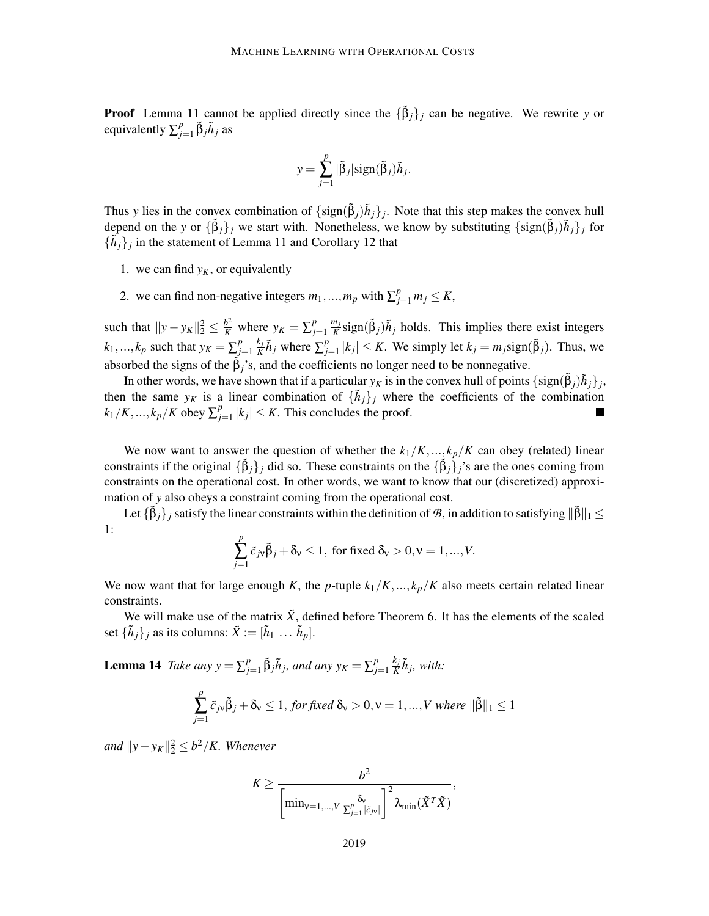**Proof** Lemma 11 cannot be applied directly since the $\{\tilde{\beta}_j\}_j$ can be negative. We rewrite $y$ or equivalently $\sum_{j=1}^p \tilde{\beta}_j \tilde{h}_j$ as

$$y = \sum_{j=1}^p |\tilde{\beta}_j| \text{sign}(\tilde{\beta}_j) \tilde{h}_j.$$

Thus $y$ lies in the convex combination of $\{\text{sign}(\tilde{\beta}_j)\tilde{h}_j\}_j$. Note that this step makes the convex hull depend on the $y$ or $\{\tilde{\beta}_j\}_j$ we start with. Nonetheless, we know by substituting $\{\text{sign}(\tilde{\beta}_j)\tilde{h}_j\}_j$ for $\{\tilde{h}_j\}_j$ in the statement of Lemma 11 and Corollary 12 that

1. we can find $y_K$, or equivalently
2. we can find non-negative integers $m_1, ..., m_p$ with $\sum_{j=1}^p m_j \leq K$,

such that $\|y - y_K\|_2^2 \leq \frac{b^2}{K}$ where $y_K = \sum_{j=1}^p \frac{m_j}{K} \text{sign}(\tilde{\beta}_j)\tilde{h}_j$ holds. This implies there exist integers $k_1, ..., k_p$ such that $y_K = \sum_{j=1}^p \frac{k_j}{K}\tilde{h}_j$ where $\sum_{j=1}^p |k_j| \leq K$. We simply let $k_j = m_j \text{sign}(\tilde{\beta}_j)$. Thus, we absorbed the signs of the $\tilde{\beta}_j$'s, and the coefficients no longer need to be nonnegative.

In other words, we have shown that if a particular $y_K$ is in the convex hull of points $\{\text{sign}(\tilde{\beta}_j)\tilde{h}_j\}_j$, then the same $y_K$ is a linear combination of $\{\tilde{h}_j\}_j$ where the coefficients of the combination $k_1/K, ..., k_p/K$ obey $\sum_{j=1}^p |k_j| \leq K$. This concludes the proof. ∎

We now want to answer the question of whether the $k_1/K, ..., k_p/K$ can obey (related) linear constraints if the original $\{\tilde{\beta}_j\}_j$ did so. These constraints on the $\{\tilde{\beta}_j\}_j$'s are the ones coming from constraints on the operational cost. In other words, we want to know that our (discretized) approximation of $y$ also obeys a constraint coming from the operational cost.

Let $\{\tilde{\beta}_j\}_j$ satisfy the linear constraints within the definition of $\mathcal{B}$, in addition to satisfying $\|\tilde{\beta}\|_1 \leq 1$:

$$\sum_{j=1}^p \tilde{c}_{j\nu}\tilde{\beta}_j + \delta_\nu \leq 1, \text{ for fixed } \delta_\nu > 0, \nu = 1, ..., V.$$

We now want that for large enough $K$, the $p$-tuple $k_1/K, ..., k_p/K$ also meets certain related linear constraints.

We will make use of the matrix $\tilde{X}$, defined before Theorem 6. It has the elements of the scaled set $\{\tilde{h}_j\}_j$ as its columns: $\tilde{X} := [\tilde{h}_1 \ \dots \ \tilde{h}_p]$.

**Lemma 14** *Take any* $y = \sum_{j=1}^p \tilde{\beta}_j \tilde{h}_j$*, and any* $y_K = \sum_{j=1}^p \frac{k_j}{K}\tilde{h}_j$*, with:*

$$\sum_{j=1}^p \tilde{c}_{j\nu}\tilde{\beta}_j + \delta_\nu \leq 1, \textit{ for fixed } \delta_\nu > 0, \nu = 1, ..., V \textit{ where } \|\tilde{\beta}\|_1 \leq 1$$

*and* $\|y - y_K\|_2^2 \leq b^2/K$*. Whenever*

$$K \geq \frac{b^2}{\left[\min_{\nu=1,...,V} \frac{\delta_\nu}{\sum_{j=1}^p |\tilde{c}_{j\nu}|}\right]^2 \lambda_{\min}(\tilde{X}^T\tilde{X})},$$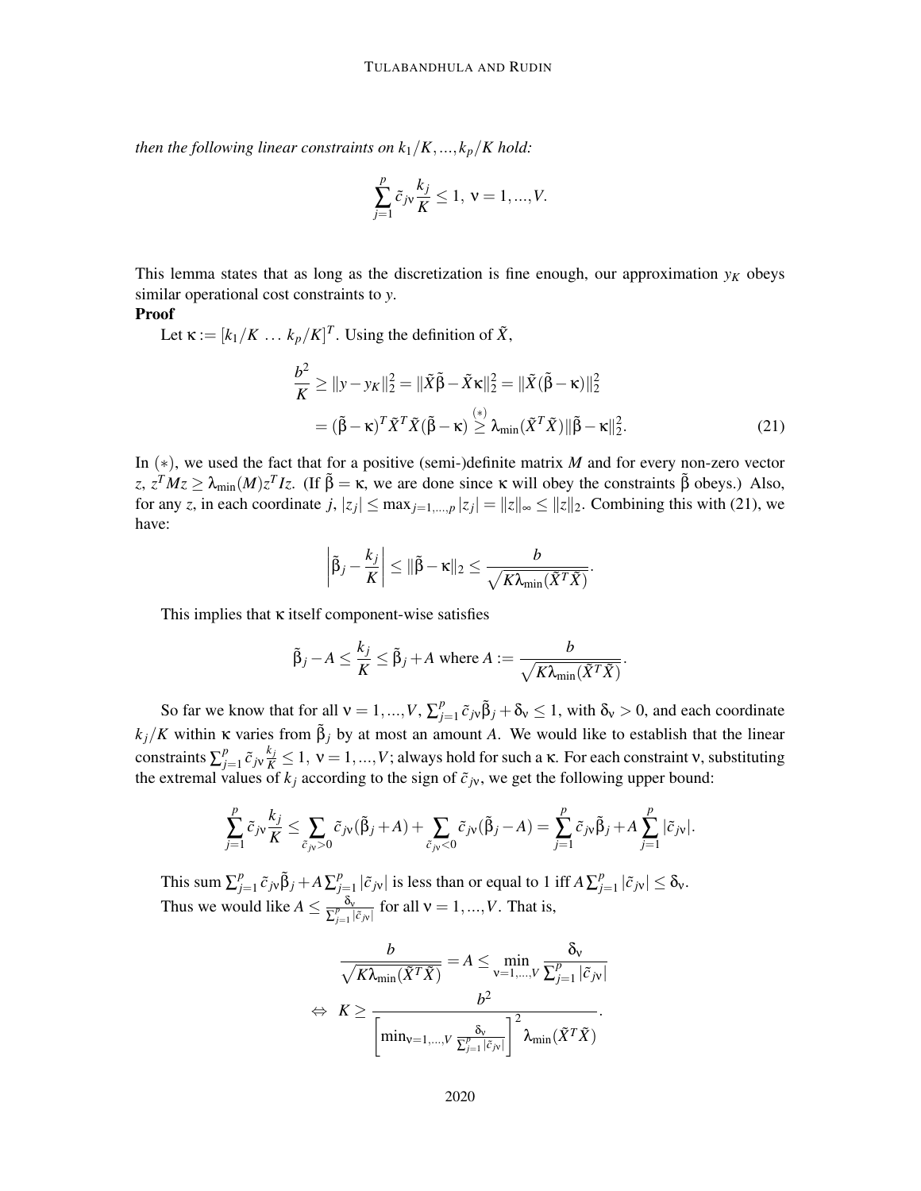*then the following linear constraints on $k_1/K, ..., k_p/K$ hold:*

$$\sum_{j=1}^{p} \tilde{c}_{j\nu} \frac{k_j}{K} \leq 1, \ \nu = 1, ..., V.$$

This lemma states that as long as the discretization is fine enough, our approximation $y_K$ obeys similar operational cost constraints to $y$.

**Proof**

Let $\kappa := [k_1/K \ \dots \ k_p/K]^T$. Using the definition of $\tilde{X}$,

$$\frac{b^2}{K} \geq \|y - y_K\|_2^2 = \|\tilde{X}\tilde{\beta} - \tilde{X}\kappa\|_2^2 = \|\tilde{X}(\tilde{\beta} - \kappa)\|_2^2$$
$$= (\tilde{\beta} - \kappa)^T \tilde{X}^T \tilde{X} (\tilde{\beta} - \kappa) \overset{(*)}{\geq} \lambda_{\min}(\tilde{X}^T \tilde{X}) \|\tilde{\beta} - \kappa\|_2^2. \tag{21}$$

In $(*)$, we used the fact that for a positive (semi-)definite matrix $M$ and for every non-zero vector $z$, $z^T M z \geq \lambda_{\min}(M) z^T I z$. (If $\tilde{\beta} = \kappa$, we are done since $\kappa$ will obey the constraints $\tilde{\beta}$ obeys.) Also, for any $z$, in each coordinate $j$, $|z_j| \leq \max_{j=1,...,p} |z_j| = \|z\|_\infty \leq \|z\|_2$. Combining this with (21), we have:

$$\left| \tilde{\beta}_j - \frac{k_j}{K} \right| \leq \|\tilde{\beta} - \kappa\|_2 \leq \frac{b}{\sqrt{K \lambda_{\min}(\tilde{X}^T \tilde{X})}}.$$

This implies that $\kappa$ itself component-wise satisfies

$$\tilde{\beta}_j - A \leq \frac{k_j}{K} \leq \tilde{\beta}_j + A \text{ where } A := \frac{b}{\sqrt{K \lambda_{\min}(\tilde{X}^T \tilde{X})}}.$$

So far we know that for all $\nu = 1, ..., V$, $\sum_{j=1}^{p} \tilde{c}_{j\nu} \tilde{\beta}_j + \delta_\nu \leq 1$, with $\delta_\nu > 0$, and each coordinate $k_j/K$ within $\kappa$ varies from $\tilde{\beta}_j$ by at most an amount $A$. We would like to establish that the linear constraints $\sum_{j=1}^{p} \tilde{c}_{j\nu} \frac{k_j}{K} \leq 1, \ \nu = 1, ..., V$; always hold for such a $\kappa$. For each constraint $\nu$, substituting the extremal values of $k_j$ according to the sign of $\tilde{c}_{j\nu}$, we get the following upper bound:

$$\sum_{j=1}^{p} \tilde{c}_{j\nu} \frac{k_j}{K} \leq \sum_{\tilde{c}_{j\nu} > 0} \tilde{c}_{j\nu} (\tilde{\beta}_j + A) + \sum_{\tilde{c}_{j\nu} < 0} \tilde{c}_{j\nu} (\tilde{\beta}_j - A) = \sum_{j=1}^{p} \tilde{c}_{j\nu} \tilde{\beta}_j + A \sum_{j=1}^{p} |\tilde{c}_{j\nu}|.$$

This sum $\sum_{j=1}^{p} \tilde{c}_{j\nu} \tilde{\beta}_j + A \sum_{j=1}^{p} |\tilde{c}_{j\nu}|$ is less than or equal to 1 iff $A \sum_{j=1}^{p} |\tilde{c}_{j\nu}| \leq \delta_\nu$. Thus we would like $A \leq \frac{\delta_\nu}{\sum_{j=1}^{p} |\tilde{c}_{j\nu}|}$ for all $\nu = 1, ..., V$. That is,

$$\frac{b}{\sqrt{K \lambda_{\min}(\tilde{X}^T \tilde{X})}} = A \leq \min_{\nu=1,...,V} \frac{\delta_\nu}{\sum_{j=1}^{p} |\tilde{c}_{j\nu}|}$$
$$\Leftrightarrow \ K \geq \frac{b^2}{\left[ \min_{\nu=1,...,V} \frac{\delta_\nu}{\sum_{j=1}^{p} |\tilde{c}_{j\nu}|} \right]^2 \lambda_{\min}(\tilde{X}^T \tilde{X})}.$$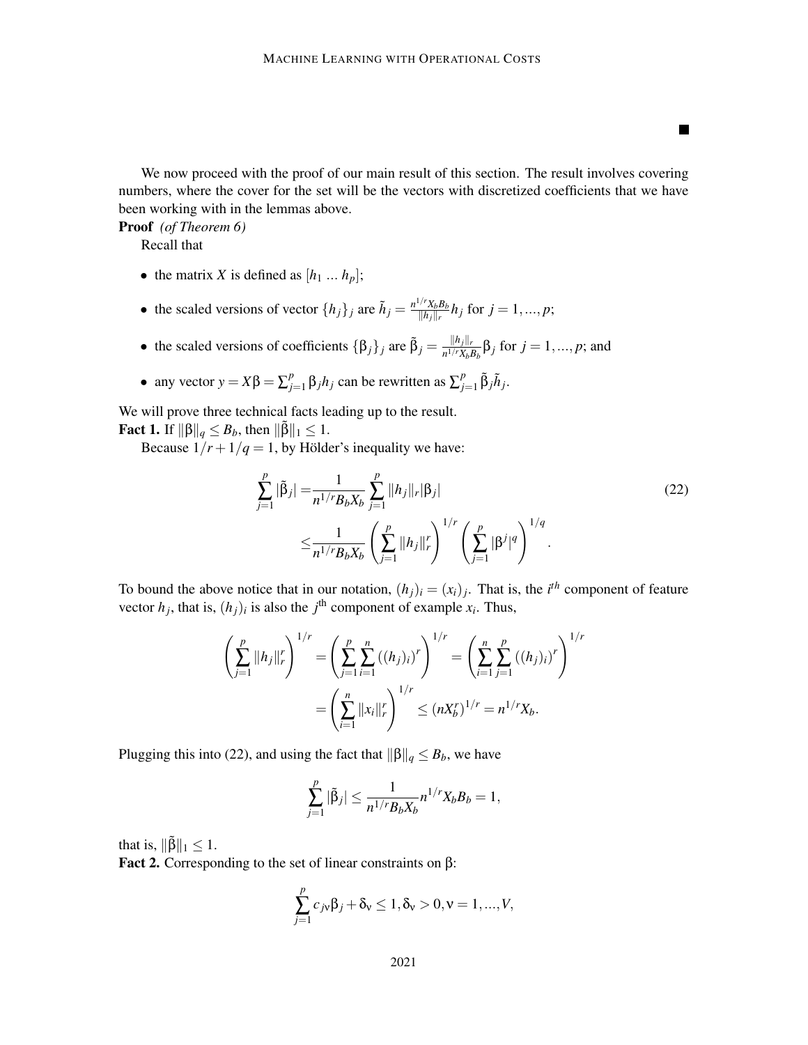■

We now proceed with the proof of our main result of this section. The result involves covering numbers, where the cover for the set will be the vectors with discretized coefficients that we have been working with in the lemmas above.

**Proof** *(of Theorem 6)*

Recall that

- the matrix $X$ is defined as $[h_1 \dots h_p]$;
- the scaled versions of vector $\{h_j\}_j$ are $\tilde{h}_j = \frac{n^{1/r} X_b B_b}{\|h_j\|_r} h_j$ for $j = 1, ..., p$;
- the scaled versions of coefficients $\{\beta_j\}_j$ are $\tilde{\beta}_j = \frac{\|h_j\|_r}{n^{1/r} X_b B_b} \beta_j$ for $j = 1, ..., p$; and
- any vector $y = X\beta = \sum_{j=1}^p \beta_j h_j$ can be rewritten as $\sum_{j=1}^p \tilde{\beta}_j \tilde{h}_j$.

We will prove three technical facts leading up to the result.

**Fact 1.** If $\|\beta\|_q \leq B_b$, then $\|\tilde{\beta}\|_1 \leq 1$.

Because $1/r + 1/q = 1$, by Hölder's inequality we have:

$$\begin{aligned} \sum_{j=1}^p |\tilde{\beta}_j| =& \frac{1}{n^{1/r} B_b X_b} \sum_{j=1}^p \|h_j\|_r |\beta_j| \\ \leq& \frac{1}{n^{1/r} B_b X_b} \left( \sum_{j=1}^p \|h_j\|_r^r \right)^{1/r} \left( \sum_{j=1}^p |\beta^j|^q \right)^{1/q}. \end{aligned} \tag{22}$$

To bound the above notice that in our notation, $(h_j)_i = (x_i)_j$. That is, the $i^{th}$ component of feature vector $h_j$, that is, $(h_j)_i$ is also the $j^{\text{th}}$ component of example $x_i$. Thus,

$$\begin{aligned} \left( \sum_{j=1}^p \|h_j\|_r^r \right)^{1/r} &= \left( \sum_{j=1}^p \sum_{i=1}^n ((h_j)_i)^r \right)^{1/r} = \left( \sum_{i=1}^n \sum_{j=1}^p ((h_j)_i)^r \right)^{1/r} \\ &= \left( \sum_{i=1}^n \|x_i\|_r^r \right)^{1/r} \leq (nX_b^r)^{1/r} = n^{1/r} X_b. \end{aligned}$$

Plugging this into (22), and using the fact that $\|\beta\|_q \leq B_b$, we have

$$\sum_{j=1}^p |\tilde{\beta}_j| \leq \frac{1}{n^{1/r} B_b X_b} n^{1/r} X_b B_b = 1,$$

that is, $\|\tilde{\beta}\|_1 \leq 1$.

**Fact 2.** Corresponding to the set of linear constraints on $\beta$:

$$\sum_{j=1}^p c_{j\nu} \beta_j + \delta_\nu \leq 1, \delta_\nu > 0, \nu = 1, ..., V,$$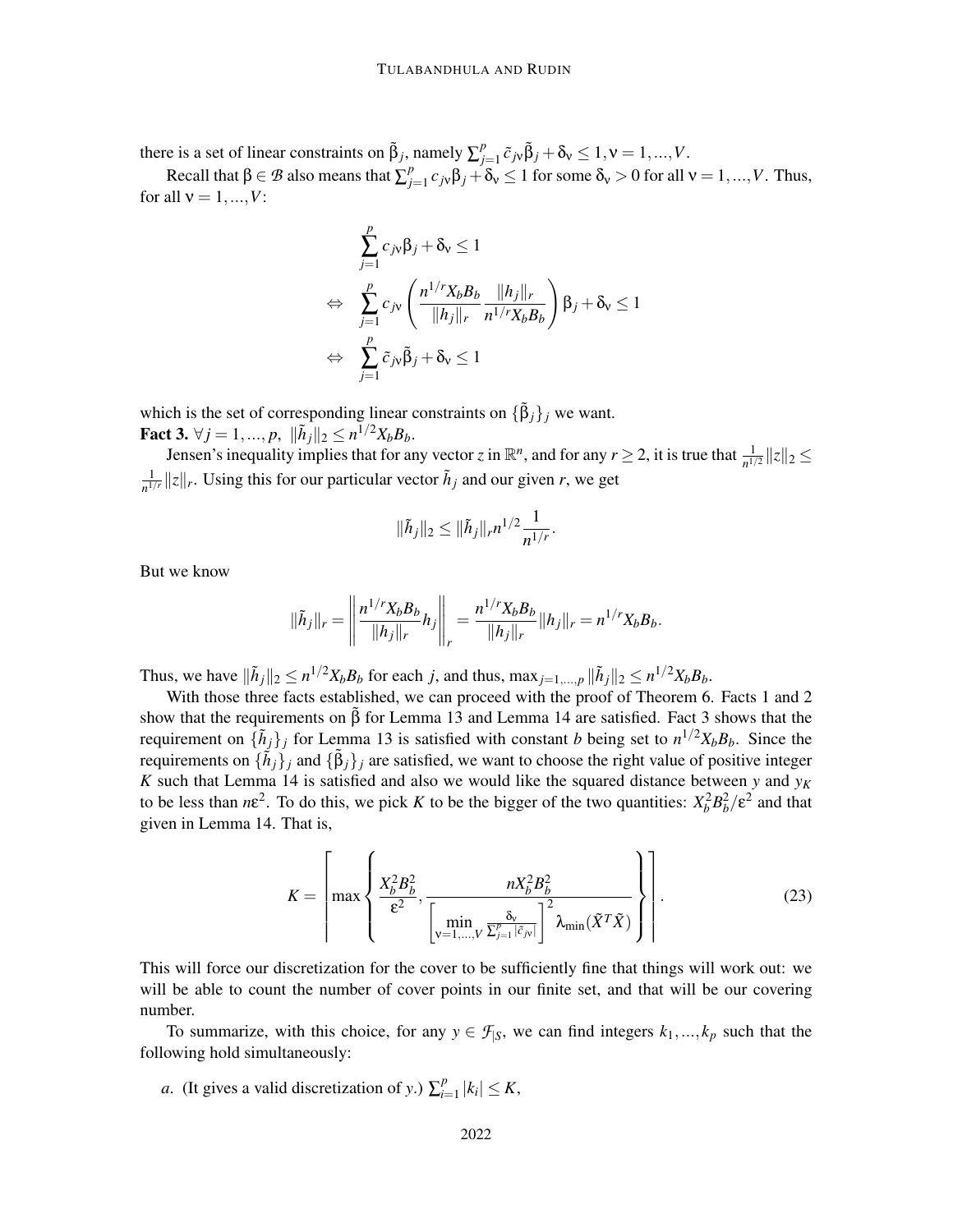there is a set of linear constraints on $\tilde{\beta}_j$, namely $\sum_{j=1}^p \tilde{c}_{j\nu}\tilde{\beta}_j + \delta_\nu \le 1, \nu = 1,...,V$.

Recall that $\beta \in \mathcal{B}$ also means that $\sum_{j=1}^p c_{j\nu}\beta_j + \delta_\nu \le 1$ for some $\delta_\nu > 0$ for all $\nu = 1,...,V$. Thus, for all $\nu = 1,...,V$:

$$
\begin{aligned}
& \sum_{j=1}^p c_{j\nu}\beta_j + \delta_\nu \le 1 \\
\Leftrightarrow \quad & \sum_{j=1}^p c_{j\nu}\left(\frac{n^{1/r}X_bB_b}{\|h_j\|_r}\frac{\|h_j\|_r}{n^{1/r}X_bB_b}\right)\beta_j + \delta_\nu \le 1 \\
\Leftrightarrow \quad & \sum_{j=1}^p \tilde{c}_{j\nu}\tilde{\beta}_j + \delta_\nu \le 1
\end{aligned}
$$

which is the set of corresponding linear constraints on $\{\tilde{\beta}_j\}_j$ we want.

**Fact 3.** $\forall j = 1,...,p,\ \|\tilde{h}_j\|_2 \le n^{1/2}X_bB_b$.

Jensen's inequality implies that for any vector $z$ in $\mathbb{R}^n$, and for any $r \ge 2$, it is true that $\frac{1}{n^{1/2}}\|z\|_2 \le \frac{1}{n^{1/r}}\|z\|_r$. Using this for our particular vector $\tilde{h}_j$ and our given $r$, we get

$$
\|\tilde{h}_j\|_2 \le \|\tilde{h}_j\|_r n^{1/2}\frac{1}{n^{1/r}}.
$$

But we know

$$
\|\tilde{h}_j\|_r = \left\|\frac{n^{1/r}X_bB_b}{\|h_j\|_r}h_j\right\|_r = \frac{n^{1/r}X_bB_b}{\|h_j\|_r}\|h_j\|_r = n^{1/r}X_bB_b.
$$

Thus, we have $\|\tilde{h}_j\|_2 \le n^{1/2}X_bB_b$ for each $j$, and thus, $\max_{j=1,...,p}\|\tilde{h}_j\|_2 \le n^{1/2}X_bB_b$.

With those three facts established, we can proceed with the proof of Theorem 6. Facts 1 and 2 show that the requirements on $\tilde{\beta}$ for Lemma 13 and Lemma 14 are satisfied. Fact 3 shows that the requirement on $\{\tilde{h}_j\}_j$ for Lemma 13 is satisfied with constant $b$ being set to $n^{1/2}X_bB_b$. Since the requirements on $\{\tilde{h}_j\}_j$ and $\{\tilde{\beta}_j\}_j$ are satisfied, we want to choose the right value of positive integer $K$ such that Lemma 14 is satisfied and also we would like the squared distance between $y$ and $y_K$ to be less than $n\varepsilon^2$. To do this, we pick $K$ to be the bigger of the two quantities: $X_b^2B_b^2/\varepsilon^2$ and that given in Lemma 14. That is,

$$
K = \left\lceil \max\left\{\frac{X_b^2B_b^2}{\varepsilon^2}, \frac{nX_b^2B_b^2}{\left[\min_{\nu=1,...,V}\frac{\delta_\nu}{\sum_{j=1}^p|\tilde{c}_{j\nu}|}\right]^2\lambda_{\min}(\tilde{X}^T\tilde{X})}\right\}\right\rceil. \tag{23}
$$

This will force our discretization for the cover to be sufficiently fine that things will work out: we will be able to count the number of cover points in our finite set, and that will be our covering number.

To summarize, with this choice, for any $y \in \mathcal{F}_{|S}$, we can find integers $k_1,...,k_p$ such that the following hold simultaneously:

*a*. (It gives a valid discretization of $y$.) $\sum_{i=1}^p |k_i| \le K$,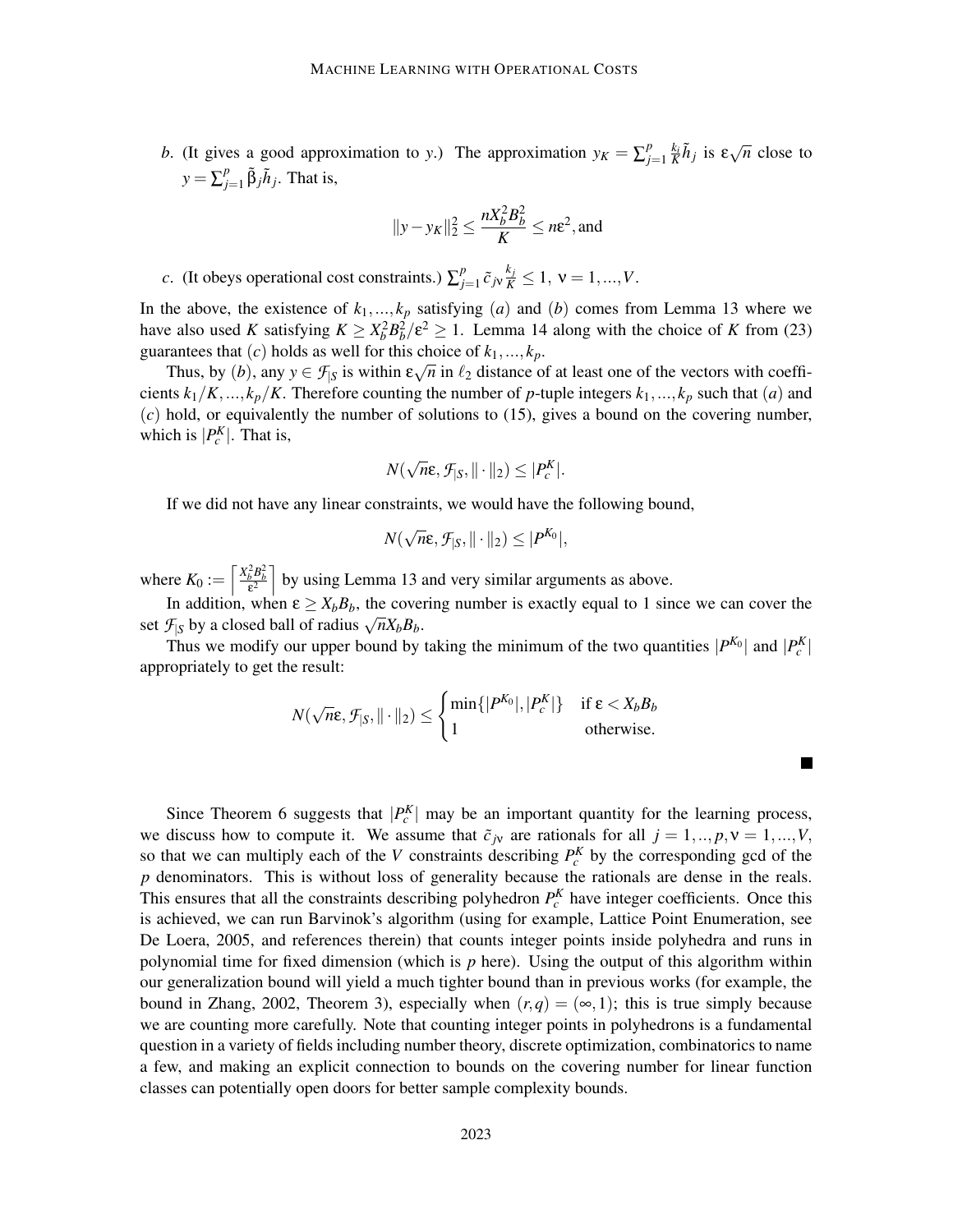*b*. (It gives a good approximation to $y$.) The approximation $y_K = \sum_{j=1}^{p} \frac{k_j}{K}\tilde{h}_j$ is $\varepsilon\sqrt{n}$ close to $y = \sum_{j=1}^{p} \tilde{\beta}_j \tilde{h}_j$. That is,

$$\|y - y_K\|_2^2 \leq \frac{nX_b^2 B_b^2}{K} \leq n\varepsilon^2, \text{and}$$

*c*. (It obeys operational cost constraints.) $\sum_{j=1}^{p} \tilde{c}_{j\nu} \frac{k_j}{K} \leq 1,\ \nu = 1, ..., V$.

In the above, the existence of $k_1, ..., k_p$ satisfying (*a*) and (*b*) comes from Lemma 13 where we have also used $K$ satisfying $K \geq X_b^2 B_b^2/\varepsilon^2 \geq 1$. Lemma 14 along with the choice of $K$ from (23) guarantees that (*c*) holds as well for this choice of $k_1, ..., k_p$.

Thus, by (*b*), any $y \in \mathcal{F}_{|S}$ is within $\varepsilon\sqrt{n}$ in $\ell_2$ distance of at least one of the vectors with coefficients $k_1/K, ..., k_p/K$. Therefore counting the number of $p$-tuple integers $k_1, ..., k_p$ such that (*a*) and (*c*) hold, or equivalently the number of solutions to (15), gives a bound on the covering number, which is $|P_c^K|$. That is,

$$N(\sqrt{n}\varepsilon, \mathcal{F}_{|S}, \|\cdot\|_2) \leq |P_c^K|.$$

If we did not have any linear constraints, we would have the following bound,

$$N(\sqrt{n}\varepsilon, \mathcal{F}_{|S}, \|\cdot\|_2) \leq |P^{K_0}|,$$

where $K_0 := \left\lceil \frac{X_b^2 B_b^2}{\varepsilon^2} \right\rceil$ by using Lemma 13 and very similar arguments as above.

In addition, when $\varepsilon \geq X_b B_b$, the covering number is exactly equal to 1 since we can cover the set $\mathcal{F}_{|S}$ by a closed ball of radius $\sqrt{n} X_b B_b$.

Thus we modify our upper bound by taking the minimum of the two quantities $|P^{K_0}|$ and $|P_c^K|$ appropriately to get the result:

$$N(\sqrt{n}\varepsilon, \mathcal{F}_{|S}, \|\cdot\|_2) \leq \begin{cases} \min\{|P^{K_0}|, |P_c^K|\} & \text{if } \varepsilon < X_b B_b \\ 1 & \text{otherwise.} \end{cases}$$

■

Since Theorem 6 suggests that $|P_c^K|$ may be an important quantity for the learning process, we discuss how to compute it. We assume that $\tilde{c}_{j\nu}$ are rationals for all $j = 1, .., p, \nu = 1, ..., V$, so that we can multiply each of the $V$ constraints describing $P_c^K$ by the corresponding gcd of the $p$ denominators. This is without loss of generality because the rationals are dense in the reals. This ensures that all the constraints describing polyhedron $P_c^K$ have integer coefficients. Once this is achieved, we can run Barvinok's algorithm (using for example, Lattice Point Enumeration, see De Loera, 2005, and references therein) that counts integer points inside polyhedra and runs in polynomial time for fixed dimension (which is $p$ here). Using the output of this algorithm within our generalization bound will yield a much tighter bound than in previous works (for example, the bound in Zhang, 2002, Theorem 3), especially when $(r, q) = (\infty, 1)$; this is true simply because we are counting more carefully. Note that counting integer points in polyhedrons is a fundamental question in a variety of fields including number theory, discrete optimization, combinatorics to name a few, and making an explicit connection to bounds on the covering number for linear function classes can potentially open doors for better sample complexity bounds.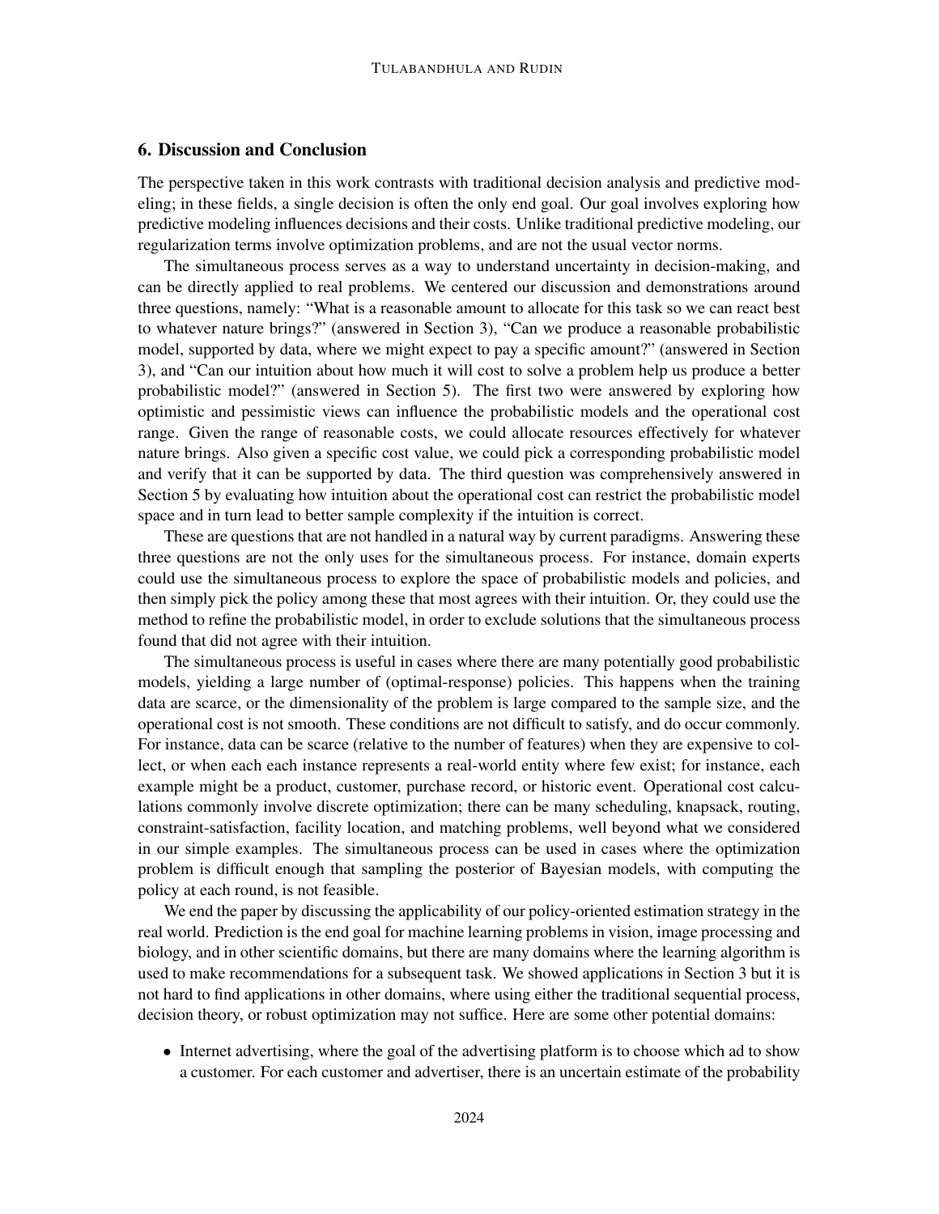## 6. Discussion and Conclusion

The perspective taken in this work contrasts with traditional decision analysis and predictive modeling; in these fields, a single decision is often the only end goal. Our goal involves exploring how predictive modeling influences decisions and their costs. Unlike traditional predictive modeling, our regularization terms involve optimization problems, and are not the usual vector norms.

The simultaneous process serves as a way to understand uncertainty in decision-making, and can be directly applied to real problems. We centered our discussion and demonstrations around three questions, namely: "What is a reasonable amount to allocate for this task so we can react best to whatever nature brings?" (answered in Section 3), "Can we produce a reasonable probabilistic model, supported by data, where we might expect to pay a specific amount?" (answered in Section 3), and "Can our intuition about how much it will cost to solve a problem help us produce a better probabilistic model?" (answered in Section 5). The first two were answered by exploring how optimistic and pessimistic views can influence the probabilistic models and the operational cost range. Given the range of reasonable costs, we could allocate resources effectively for whatever nature brings. Also given a specific cost value, we could pick a corresponding probabilistic model and verify that it can be supported by data. The third question was comprehensively answered in Section 5 by evaluating how intuition about the operational cost can restrict the probabilistic model space and in turn lead to better sample complexity if the intuition is correct.

These are questions that are not handled in a natural way by current paradigms. Answering these three questions are not the only uses for the simultaneous process. For instance, domain experts could use the simultaneous process to explore the space of probabilistic models and policies, and then simply pick the policy among these that most agrees with their intuition. Or, they could use the method to refine the probabilistic model, in order to exclude solutions that the simultaneous process found that did not agree with their intuition.

The simultaneous process is useful in cases where there are many potentially good probabilistic models, yielding a large number of (optimal-response) policies. This happens when the training data are scarce, or the dimensionality of the problem is large compared to the sample size, and the operational cost is not smooth. These conditions are not difficult to satisfy, and do occur commonly. For instance, data can be scarce (relative to the number of features) when they are expensive to collect, or when each each instance represents a real-world entity where few exist; for instance, each example might be a product, customer, purchase record, or historic event. Operational cost calculations commonly involve discrete optimization; there can be many scheduling, knapsack, routing, constraint-satisfaction, facility location, and matching problems, well beyond what we considered in our simple examples. The simultaneous process can be used in cases where the optimization problem is difficult enough that sampling the posterior of Bayesian models, with computing the policy at each round, is not feasible.

We end the paper by discussing the applicability of our policy-oriented estimation strategy in the real world. Prediction is the end goal for machine learning problems in vision, image processing and biology, and in other scientific domains, but there are many domains where the learning algorithm is used to make recommendations for a subsequent task. We showed applications in Section 3 but it is not hard to find applications in other domains, where using either the traditional sequential process, decision theory, or robust optimization may not suffice. Here are some other potential domains:

- Internet advertising, where the goal of the advertising platform is to choose which ad to show a customer. For each customer and advertiser, there is an uncertain estimate of the probability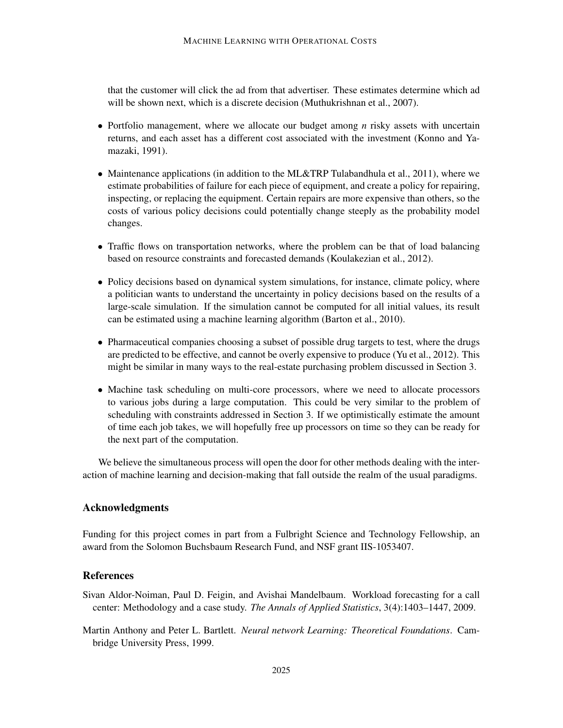that the customer will click the ad from that advertiser. These estimates determine which ad will be shown next, which is a discrete decision (Muthukrishnan et al., 2007).

- Portfolio management, where we allocate our budget among *n* risky assets with uncertain returns, and each asset has a different cost associated with the investment (Konno and Yamazaki, 1991).

- Maintenance applications (in addition to the ML&TRP Tulabandhula et al., 2011), where we estimate probabilities of failure for each piece of equipment, and create a policy for repairing, inspecting, or replacing the equipment. Certain repairs are more expensive than others, so the costs of various policy decisions could potentially change steeply as the probability model changes.

- Traffic flows on transportation networks, where the problem can be that of load balancing based on resource constraints and forecasted demands (Koulakezian et al., 2012).

- Policy decisions based on dynamical system simulations, for instance, climate policy, where a politician wants to understand the uncertainty in policy decisions based on the results of a large-scale simulation. If the simulation cannot be computed for all initial values, its result can be estimated using a machine learning algorithm (Barton et al., 2010).

- Pharmaceutical companies choosing a subset of possible drug targets to test, where the drugs are predicted to be effective, and cannot be overly expensive to produce (Yu et al., 2012). This might be similar in many ways to the real-estate purchasing problem discussed in Section 3.

- Machine task scheduling on multi-core processors, where we need to allocate processors to various jobs during a large computation. This could be very similar to the problem of scheduling with constraints addressed in Section 3. If we optimistically estimate the amount of time each job takes, we will hopefully free up processors on time so they can be ready for the next part of the computation.

We believe the simultaneous process will open the door for other methods dealing with the interaction of machine learning and decision-making that fall outside the realm of the usual paradigms.

## Acknowledgments

Funding for this project comes in part from a Fulbright Science and Technology Fellowship, an award from the Solomon Buchsbaum Research Fund, and NSF grant IIS-1053407.

## References

Sivan Aldor-Noiman, Paul D. Feigin, and Avishai Mandelbaum. Workload forecasting for a call center: Methodology and a case study. *The Annals of Applied Statistics*, 3(4):1403–1447, 2009.

Martin Anthony and Peter L. Bartlett. *Neural network Learning: Theoretical Foundations*. Cambridge University Press, 1999.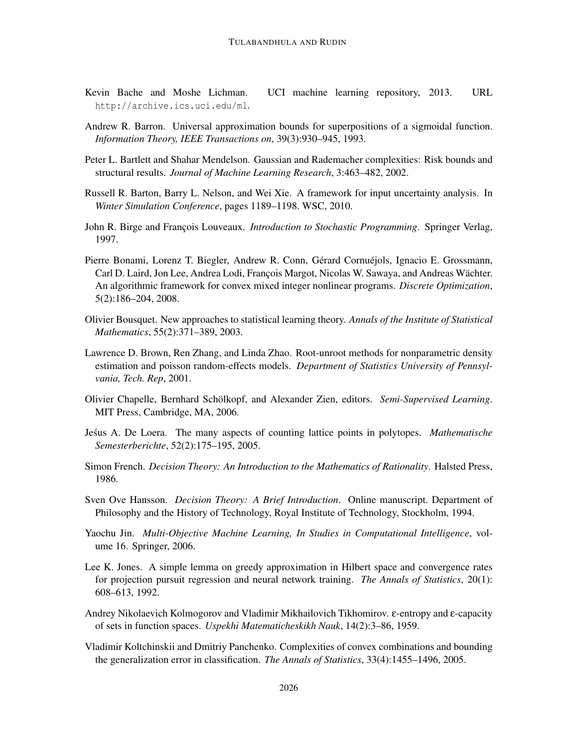Kevin Bache and Moshe Lichman. UCI machine learning repository, 2013. URL http://archive.ics.uci.edu/ml.

Andrew R. Barron. Universal approximation bounds for superpositions of a sigmoidal function. *Information Theory, IEEE Transactions on*, 39(3):930–945, 1993.

Peter L. Bartlett and Shahar Mendelson. Gaussian and Rademacher complexities: Risk bounds and structural results. *Journal of Machine Learning Research*, 3:463–482, 2002.

Russell R. Barton, Barry L. Nelson, and Wei Xie. A framework for input uncertainty analysis. In *Winter Simulation Conference*, pages 1189–1198. WSC, 2010.

John R. Birge and François Louveaux. *Introduction to Stochastic Programming*. Springer Verlag, 1997.

Pierre Bonami, Lorenz T. Biegler, Andrew R. Conn, Gérard Cornuéjols, Ignacio E. Grossmann, Carl D. Laird, Jon Lee, Andrea Lodi, François Margot, Nicolas W. Sawaya, and Andreas Wächter. An algorithmic framework for convex mixed integer nonlinear programs. *Discrete Optimization*, 5(2):186–204, 2008.

Olivier Bousquet. New approaches to statistical learning theory. *Annals of the Institute of Statistical Mathematics*, 55(2):371–389, 2003.

Lawrence D. Brown, Ren Zhang, and Linda Zhao. Root-unroot methods for nonparametric density estimation and poisson random-effects models. *Department of Statistics University of Pennsylvania, Tech. Rep*, 2001.

Olivier Chapelle, Bernhard Schölkopf, and Alexander Zien, editors. *Semi-Supervised Learning*. MIT Press, Cambridge, MA, 2006.

Jeśus A. De Loera. The many aspects of counting lattice points in polytopes. *Mathematische Semesterberichte*, 52(2):175–195, 2005.

Simon French. *Decision Theory: An Introduction to the Mathematics of Rationality*. Halsted Press, 1986.

Sven Ove Hansson. *Decision Theory: A Brief Introduction*. Online manuscript. Department of Philosophy and the History of Technology, Royal Institute of Technology, Stockholm, 1994.

Yaochu Jin. *Multi-Objective Machine Learning, In Studies in Computational Intelligence*, volume 16. Springer, 2006.

Lee K. Jones. A simple lemma on greedy approximation in Hilbert space and convergence rates for projection pursuit regression and neural network training. *The Annals of Statistics*, 20(1): 608–613, 1992.

Andrey Nikolaevich Kolmogorov and Vladimir Mikhailovich Tikhomirov. $\varepsilon$-entropy and $\varepsilon$-capacity of sets in function spaces. *Uspekhi Matematicheskikh Nauk*, 14(2):3–86, 1959.

Vladimir Koltchinskii and Dmitriy Panchenko. Complexities of convex combinations and bounding the generalization error in classification. *The Annals of Statistics*, 33(4):1455–1496, 2005.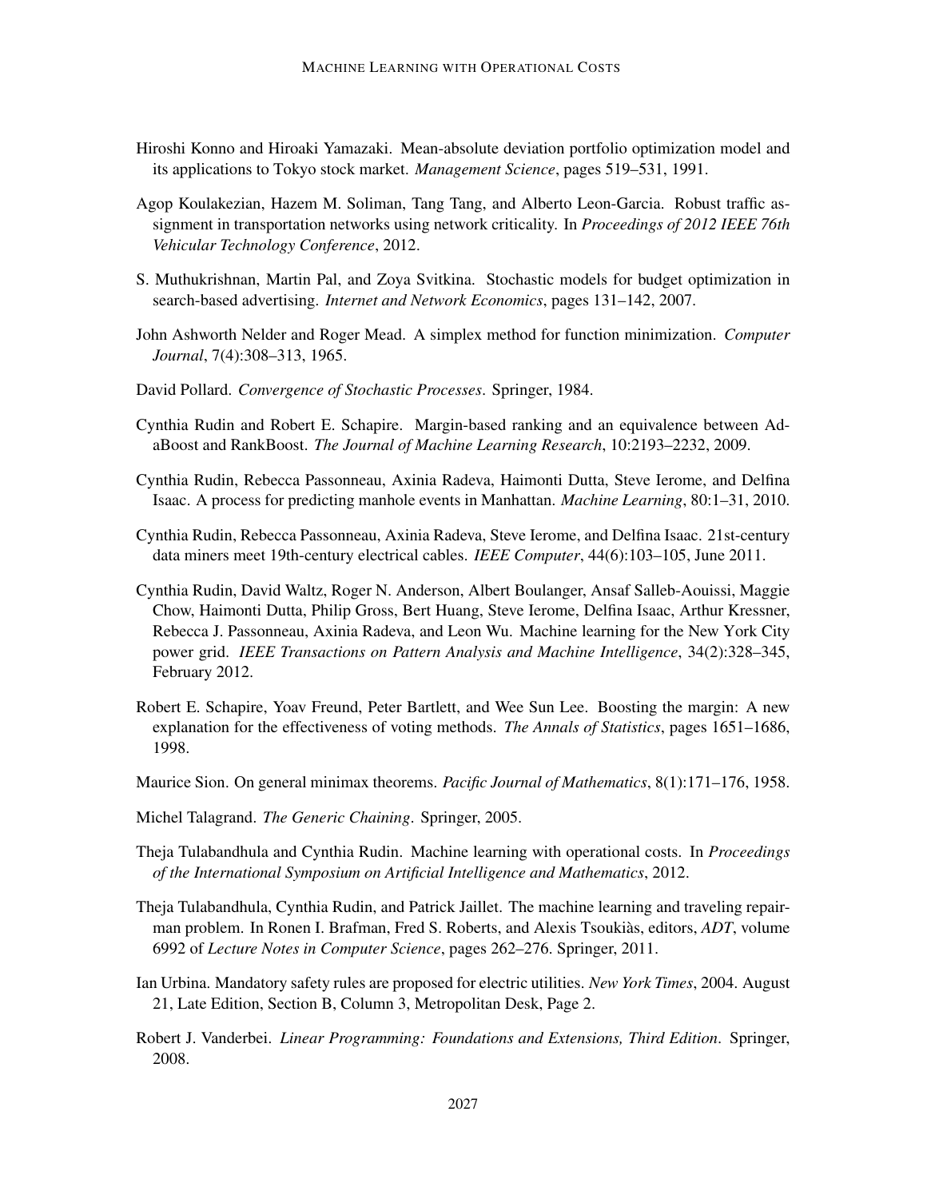Hiroshi Konno and Hiroaki Yamazaki. Mean-absolute deviation portfolio optimization model and its applications to Tokyo stock market. *Management Science*, pages 519–531, 1991.

Agop Koulakezian, Hazem M. Soliman, Tang Tang, and Alberto Leon-Garcia. Robust traffic assignment in transportation networks using network criticality. In *Proceedings of 2012 IEEE 76th Vehicular Technology Conference*, 2012.

S. Muthukrishnan, Martin Pal, and Zoya Svitkina. Stochastic models for budget optimization in search-based advertising. *Internet and Network Economics*, pages 131–142, 2007.

John Ashworth Nelder and Roger Mead. A simplex method for function minimization. *Computer Journal*, 7(4):308–313, 1965.

David Pollard. *Convergence of Stochastic Processes*. Springer, 1984.

Cynthia Rudin and Robert E. Schapire. Margin-based ranking and an equivalence between AdaBoost and RankBoost. *The Journal of Machine Learning Research*, 10:2193–2232, 2009.

Cynthia Rudin, Rebecca Passonneau, Axinia Radeva, Haimonti Dutta, Steve Ierome, and Delfina Isaac. A process for predicting manhole events in Manhattan. *Machine Learning*, 80:1–31, 2010.

Cynthia Rudin, Rebecca Passonneau, Axinia Radeva, Steve Ierome, and Delfina Isaac. 21st-century data miners meet 19th-century electrical cables. *IEEE Computer*, 44(6):103–105, June 2011.

Cynthia Rudin, David Waltz, Roger N. Anderson, Albert Boulanger, Ansaf Salleb-Aouissi, Maggie Chow, Haimonti Dutta, Philip Gross, Bert Huang, Steve Ierome, Delfina Isaac, Arthur Kressner, Rebecca J. Passonneau, Axinia Radeva, and Leon Wu. Machine learning for the New York City power grid. *IEEE Transactions on Pattern Analysis and Machine Intelligence*, 34(2):328–345, February 2012.

Robert E. Schapire, Yoav Freund, Peter Bartlett, and Wee Sun Lee. Boosting the margin: A new explanation for the effectiveness of voting methods. *The Annals of Statistics*, pages 1651–1686, 1998.

Maurice Sion. On general minimax theorems. *Pacific Journal of Mathematics*, 8(1):171–176, 1958.

Michel Talagrand. *The Generic Chaining*. Springer, 2005.

Theja Tulabandhula and Cynthia Rudin. Machine learning with operational costs. In *Proceedings of the International Symposium on Artificial Intelligence and Mathematics*, 2012.

Theja Tulabandhula, Cynthia Rudin, and Patrick Jaillet. The machine learning and traveling repairman problem. In Ronen I. Brafman, Fred S. Roberts, and Alexis Tsoukiàs, editors, *ADT*, volume 6992 of *Lecture Notes in Computer Science*, pages 262–276. Springer, 2011.

Ian Urbina. Mandatory safety rules are proposed for electric utilities. *New York Times*, 2004. August 21, Late Edition, Section B, Column 3, Metropolitan Desk, Page 2.

Robert J. Vanderbei. *Linear Programming: Foundations and Extensions, Third Edition*. Springer, 2008.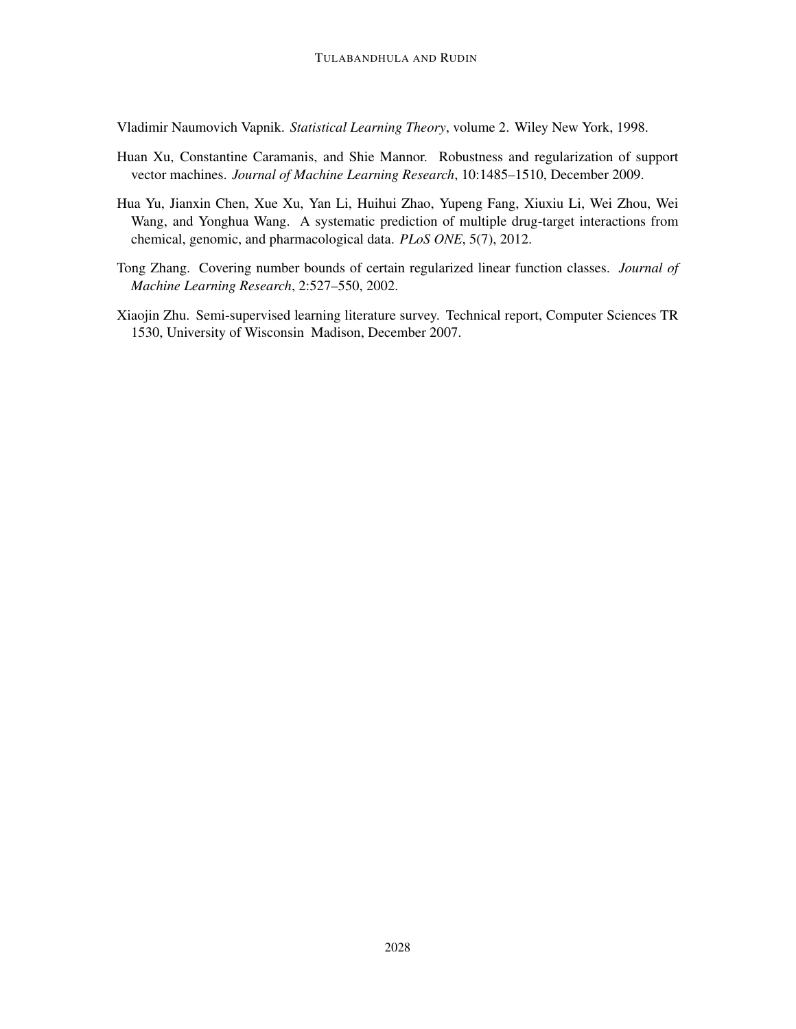Vladimir Naumovich Vapnik. *Statistical Learning Theory*, volume 2. Wiley New York, 1998.

Huan Xu, Constantine Caramanis, and Shie Mannor. Robustness and regularization of support vector machines. *Journal of Machine Learning Research*, 10:1485–1510, December 2009.

Hua Yu, Jianxin Chen, Xue Xu, Yan Li, Huihui Zhao, Yupeng Fang, Xiuxiu Li, Wei Zhou, Wei Wang, and Yonghua Wang. A systematic prediction of multiple drug-target interactions from chemical, genomic, and pharmacological data. *PLoS ONE*, 5(7), 2012.

Tong Zhang. Covering number bounds of certain regularized linear function classes. *Journal of Machine Learning Research*, 2:527–550, 2002.

Xiaojin Zhu. Semi-supervised learning literature survey. Technical report, Computer Sciences TR 1530, University of Wisconsin Madison, December 2007.